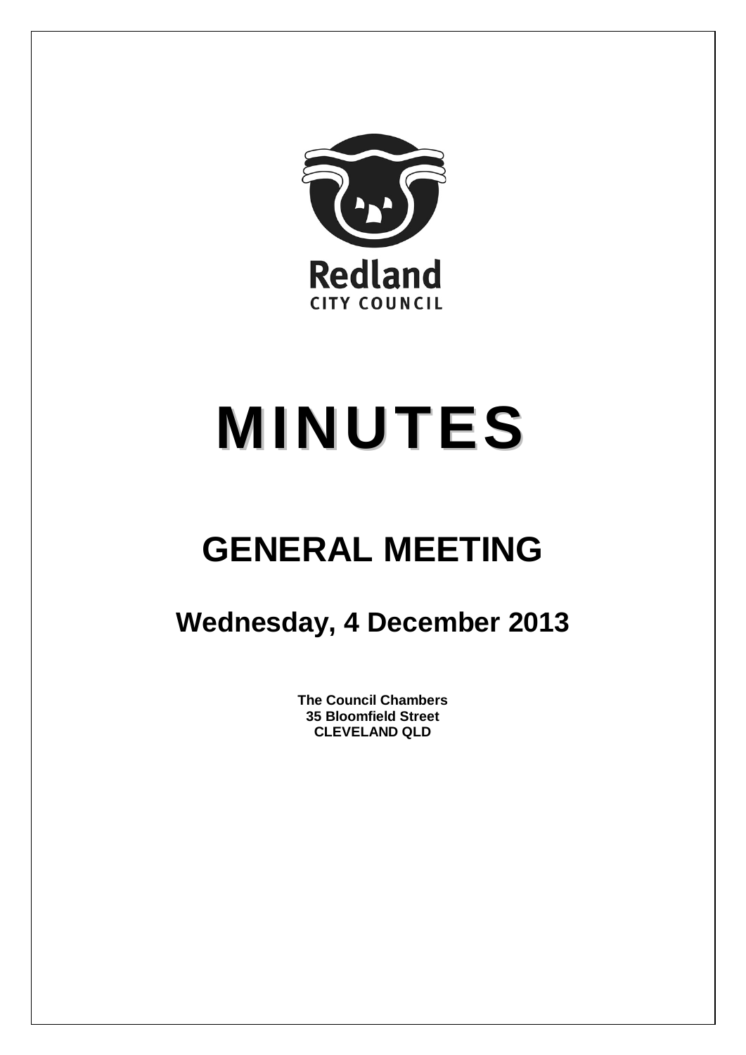Redland

CITY COUNCIL

# MINUTES

## GENERAL MEETING

### Wednesday, 4 December 2013

**The Council Chambers**
**35 Bloomfield Street**
**CLEVELAND QLD**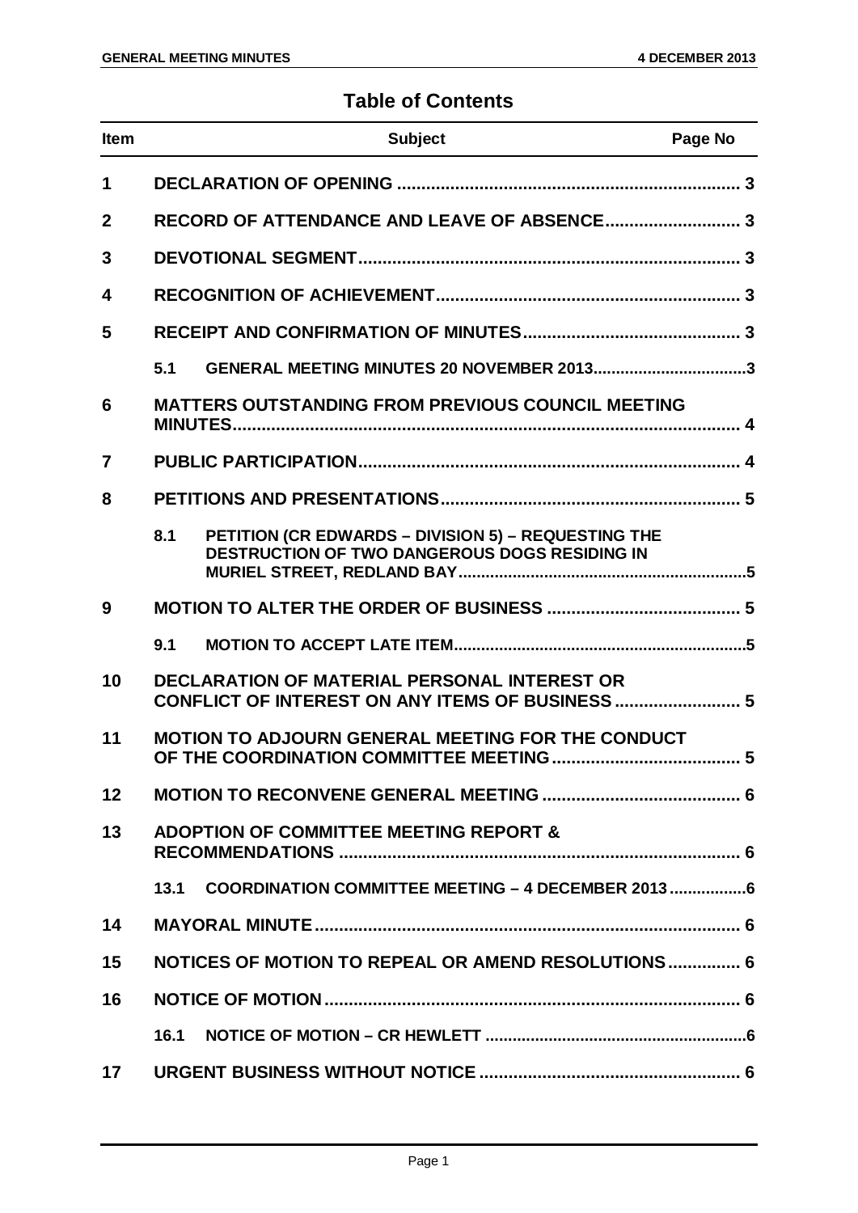## Table of Contents

| Item | Subject | Page No |
|---|---|---|
| **1** | **DECLARATION OF OPENING** | **3** |
| **2** | **RECORD OF ATTENDANCE AND LEAVE OF ABSENCE** | **3** |
| **3** | **DEVOTIONAL SEGMENT** | **3** |
| **4** | **RECOGNITION OF ACHIEVEMENT** | **3** |
| **5** | **RECEIPT AND CONFIRMATION OF MINUTES** | **3** |
| | **5.1 GENERAL MEETING MINUTES 20 NOVEMBER 2013** | **3** |
| **6** | **MATTERS OUTSTANDING FROM PREVIOUS COUNCIL MEETING MINUTES** | **4** |
| **7** | **PUBLIC PARTICIPATION** | **4** |
| **8** | **PETITIONS AND PRESENTATIONS** | **5** |
| | **8.1 PETITION (CR EDWARDS – DIVISION 5) – REQUESTING THE DESTRUCTION OF TWO DANGEROUS DOGS RESIDING IN MURIEL STREET, REDLAND BAY** | **5** |
| **9** | **MOTION TO ALTER THE ORDER OF BUSINESS** | **5** |
| | **9.1 MOTION TO ACCEPT LATE ITEM** | **5** |
| **10** | **DECLARATION OF MATERIAL PERSONAL INTEREST OR CONFLICT OF INTEREST ON ANY ITEMS OF BUSINESS** | **5** |
| **11** | **MOTION TO ADJOURN GENERAL MEETING FOR THE CONDUCT OF THE COORDINATION COMMITTEE MEETING** | **5** |
| **12** | **MOTION TO RECONVENE GENERAL MEETING** | **6** |
| **13** | **ADOPTION OF COMMITTEE MEETING REPORT & RECOMMENDATIONS** | **6** |
| | **13.1 COORDINATION COMMITTEE MEETING – 4 DECEMBER 2013** | **6** |
| **14** | **MAYORAL MINUTE** | **6** |
| **15** | **NOTICES OF MOTION TO REPEAL OR AMEND RESOLUTIONS** | **6** |
| **16** | **NOTICE OF MOTION** | **6** |
| | **16.1 NOTICE OF MOTION – CR HEWLETT** | **6** |
| **17** | **URGENT BUSINESS WITHOUT NOTICE** | **6** |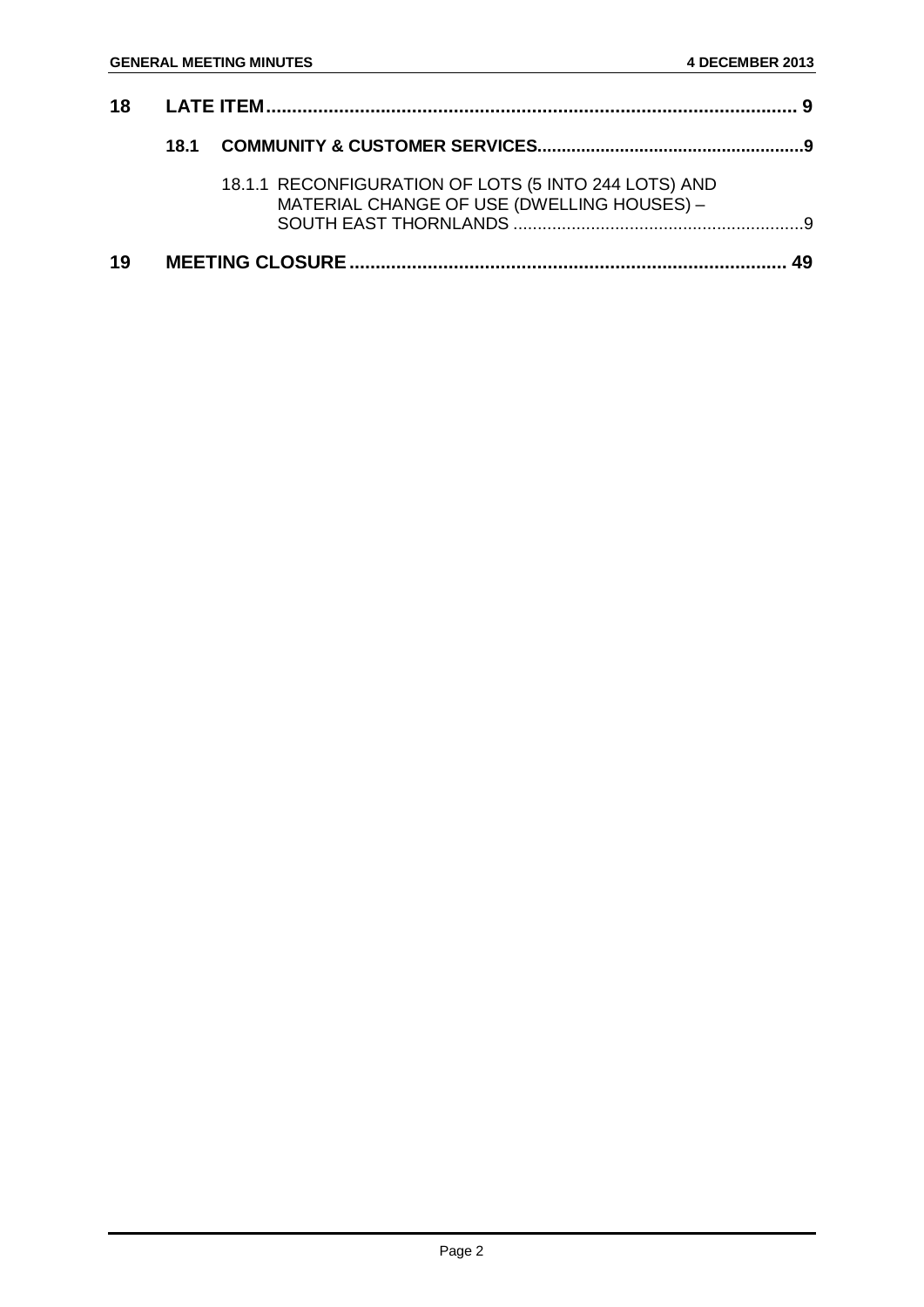| | | | |
|---|---|---|---|
| **18** | **LATE ITEM** | | **9** |
| | **18.1** | **COMMUNITY & CUSTOMER SERVICES** | **9** |
| | | 18.1.1 RECONFIGURATION OF LOTS (5 INTO 244 LOTS) AND MATERIAL CHANGE OF USE (DWELLING HOUSES) – SOUTH EAST THORNLANDS | 9 |
| **19** | **MEETING CLOSURE** | | **49** |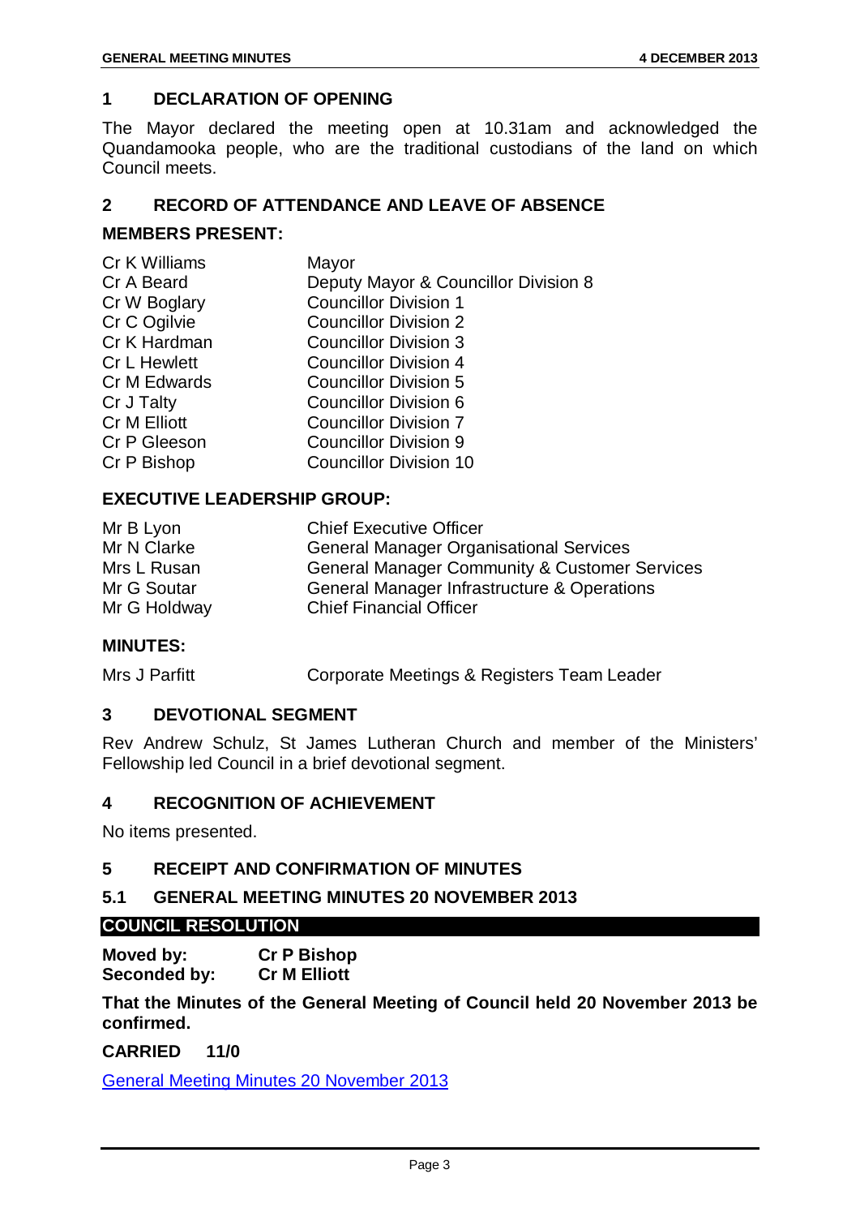## 1 DECLARATION OF OPENING

The Mayor declared the meeting open at 10.31am and acknowledged the Quandamooka people, who are the traditional custodians of the land on which Council meets.

## 2 RECORD OF ATTENDANCE AND LEAVE OF ABSENCE

### MEMBERS PRESENT:

| | |
|---|---|
| Cr K Williams | Mayor |
| Cr A Beard | Deputy Mayor & Councillor Division 8 |
| Cr W Boglary | Councillor Division 1 |
| Cr C Ogilvie | Councillor Division 2 |
| Cr K Hardman | Councillor Division 3 |
| Cr L Hewlett | Councillor Division 4 |
| Cr M Edwards | Councillor Division 5 |
| Cr J Talty | Councillor Division 6 |
| Cr M Elliott | Councillor Division 7 |
| Cr P Gleeson | Councillor Division 9 |
| Cr P Bishop | Councillor Division 10 |

### EXECUTIVE LEADERSHIP GROUP:

| | |
|---|---|
| Mr B Lyon | Chief Executive Officer |
| Mr N Clarke | General Manager Organisational Services |
| Mrs L Rusan | General Manager Community & Customer Services |
| Mr G Soutar | General Manager Infrastructure & Operations |
| Mr G Holdway | Chief Financial Officer |

### MINUTES:

| | |
|---|---|
| Mrs J Parfitt | Corporate Meetings & Registers Team Leader |

## 3 DEVOTIONAL SEGMENT

Rev Andrew Schulz, St James Lutheran Church and member of the Ministers' Fellowship led Council in a brief devotional segment.

## 4 RECOGNITION OF ACHIEVEMENT

No items presented.

## 5 RECEIPT AND CONFIRMATION OF MINUTES

### 5.1 GENERAL MEETING MINUTES 20 NOVEMBER 2013

**COUNCIL RESOLUTION**

**Moved by:** **Cr P Bishop**
**Seconded by:** **Cr M Elliott**

**That the Minutes of the General Meeting of Council held 20 November 2013 be confirmed.**

**CARRIED 11/0**

General Meeting Minutes 20 November 2013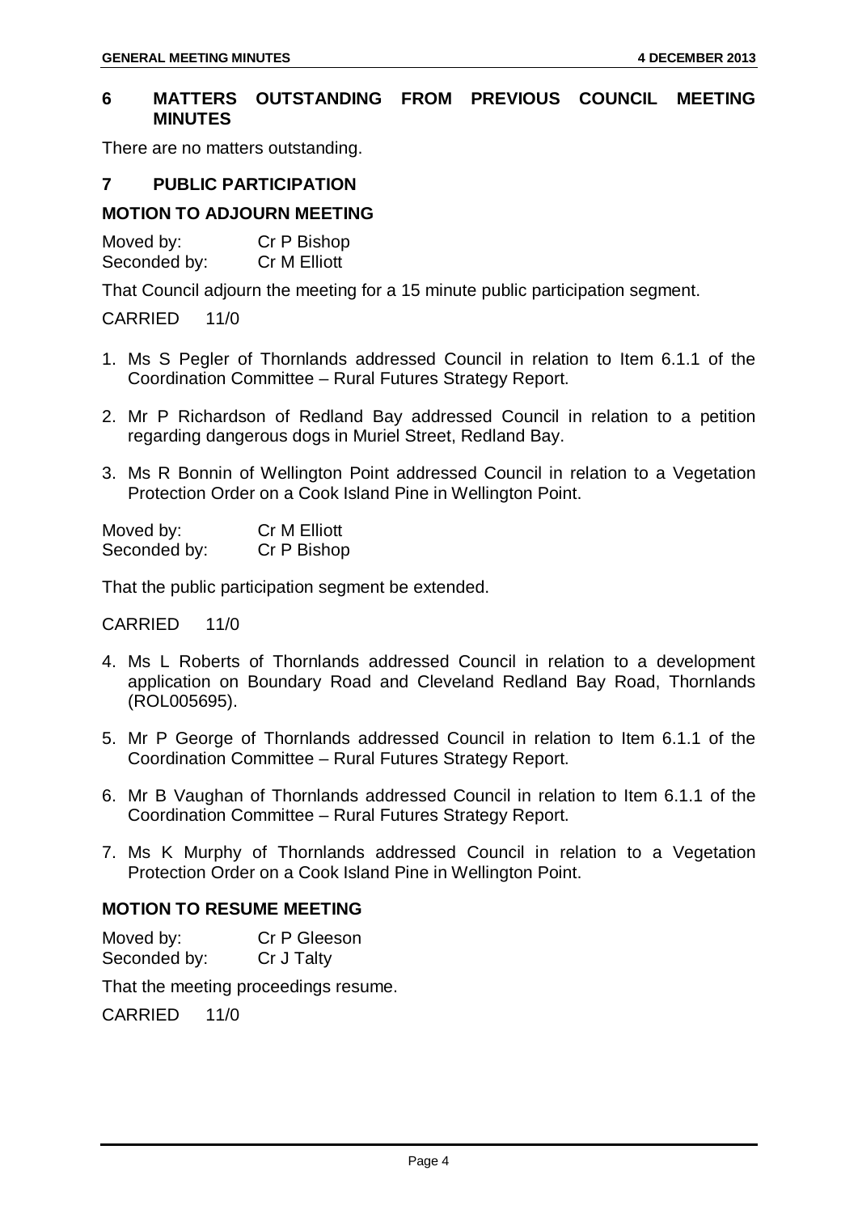## 6 MATTERS OUTSTANDING FROM PREVIOUS COUNCIL MEETING MINUTES

There are no matters outstanding.

## 7 PUBLIC PARTICIPATION

### MOTION TO ADJOURN MEETING

Moved by: Cr P Bishop
Seconded by: Cr M Elliott

That Council adjourn the meeting for a 15 minute public participation segment.

CARRIED 11/0

1. Ms S Pegler of Thornlands addressed Council in relation to Item 6.1.1 of the Coordination Committee – Rural Futures Strategy Report.
2. Mr P Richardson of Redland Bay addressed Council in relation to a petition regarding dangerous dogs in Muriel Street, Redland Bay.
3. Ms R Bonnin of Wellington Point addressed Council in relation to a Vegetation Protection Order on a Cook Island Pine in Wellington Point.

Moved by: Cr M Elliott
Seconded by: Cr P Bishop

That the public participation segment be extended.

CARRIED 11/0

4. Ms L Roberts of Thornlands addressed Council in relation to a development application on Boundary Road and Cleveland Redland Bay Road, Thornlands (ROL005695).
5. Mr P George of Thornlands addressed Council in relation to Item 6.1.1 of the Coordination Committee – Rural Futures Strategy Report.
6. Mr B Vaughan of Thornlands addressed Council in relation to Item 6.1.1 of the Coordination Committee – Rural Futures Strategy Report.
7. Ms K Murphy of Thornlands addressed Council in relation to a Vegetation Protection Order on a Cook Island Pine in Wellington Point.

### MOTION TO RESUME MEETING

Moved by: Cr P Gleeson
Seconded by: Cr J Talty

That the meeting proceedings resume.

CARRIED 11/0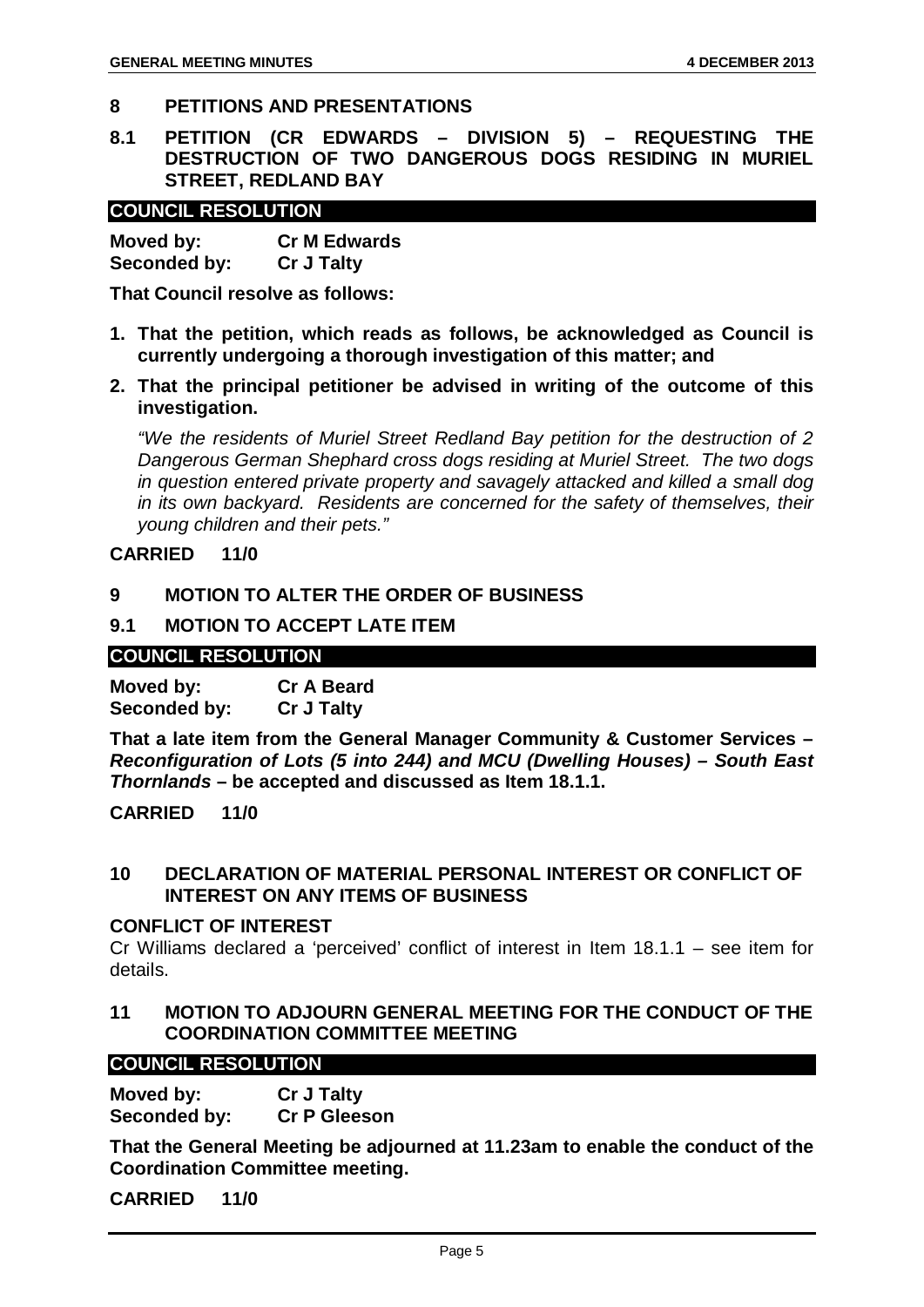## 8 PETITIONS AND PRESENTATIONS

### 8.1 PETITION (CR EDWARDS – DIVISION 5) – REQUESTING THE DESTRUCTION OF TWO DANGEROUS DOGS RESIDING IN MURIEL STREET, REDLAND BAY

**COUNCIL RESOLUTION**

**Moved by:** **Cr M Edwards**
**Seconded by:** **Cr J Talty**

**That Council resolve as follows:**

1. **That the petition, which reads as follows, be acknowledged as Council is currently undergoing a thorough investigation of this matter; and**
2. **That the principal petitioner be advised in writing of the outcome of this investigation.**

*"We the residents of Muriel Street Redland Bay petition for the destruction of 2 Dangerous German Shephard cross dogs residing at Muriel Street. The two dogs in question entered private property and savagely attacked and killed a small dog in its own backyard. Residents are concerned for the safety of themselves, their young children and their pets."*

**CARRIED 11/0**

## 9 MOTION TO ALTER THE ORDER OF BUSINESS

### 9.1 MOTION TO ACCEPT LATE ITEM

**COUNCIL RESOLUTION**

**Moved by:** **Cr A Beard**
**Seconded by:** **Cr J Talty**

**That a late item from the General Manager Community & Customer Services – *Reconfiguration of Lots (5 into 244) and MCU (Dwelling Houses) – South East Thornlands* – be accepted and discussed as Item 18.1.1.**

**CARRIED 11/0**

## 10 DECLARATION OF MATERIAL PERSONAL INTEREST OR CONFLICT OF INTEREST ON ANY ITEMS OF BUSINESS

**CONFLICT OF INTEREST**

Cr Williams declared a 'perceived' conflict of interest in Item 18.1.1 – see item for details.

## 11 MOTION TO ADJOURN GENERAL MEETING FOR THE CONDUCT OF THE COORDINATION COMMITTEE MEETING

**COUNCIL RESOLUTION**

**Moved by:** **Cr J Talty**
**Seconded by:** **Cr P Gleeson**

**That the General Meeting be adjourned at 11.23am to enable the conduct of the Coordination Committee meeting.**

**CARRIED 11/0**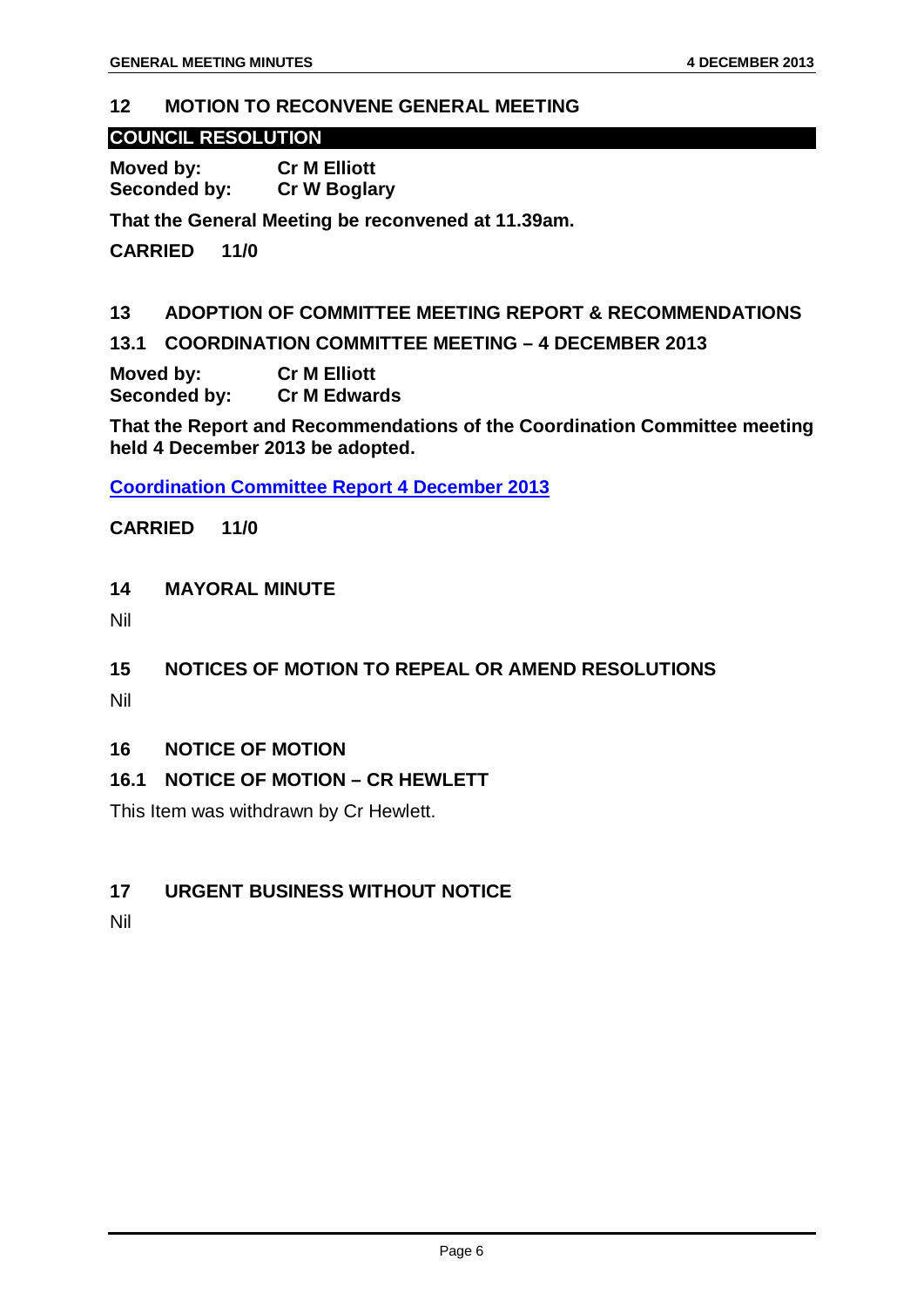## 12 MOTION TO RECONVENE GENERAL MEETING

**COUNCIL RESOLUTION**

**Moved by:** **Cr M Elliott**
**Seconded by:** **Cr W Boglary**

**That the General Meeting be reconvened at 11.39am.**

**CARRIED 11/0**

## 13 ADOPTION OF COMMITTEE MEETING REPORT & RECOMMENDATIONS

### 13.1 COORDINATION COMMITTEE MEETING – 4 DECEMBER 2013

**Moved by:** **Cr M Elliott**
**Seconded by:** **Cr M Edwards**

**That the Report and Recommendations of the Coordination Committee meeting held 4 December 2013 be adopted.**

**Coordination Committee Report 4 December 2013**

**CARRIED 11/0**

## 14 MAYORAL MINUTE

Nil

## 15 NOTICES OF MOTION TO REPEAL OR AMEND RESOLUTIONS

Nil

## 16 NOTICE OF MOTION

### 16.1 NOTICE OF MOTION – CR HEWLETT

This Item was withdrawn by Cr Hewlett.

## 17 URGENT BUSINESS WITHOUT NOTICE

Nil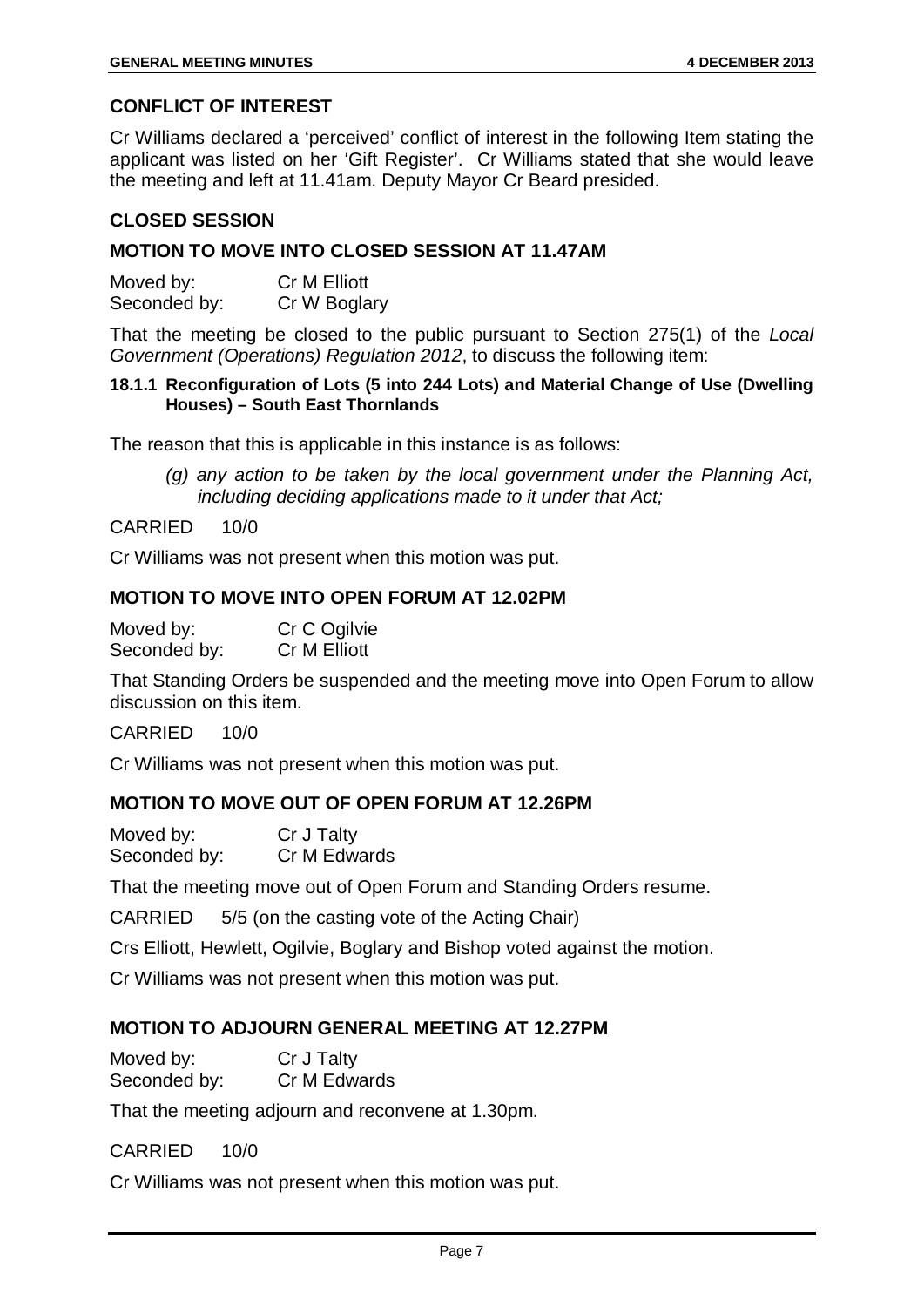## CONFLICT OF INTEREST

Cr Williams declared a 'perceived' conflict of interest in the following Item stating the applicant was listed on her 'Gift Register'. Cr Williams stated that she would leave the meeting and left at 11.41am. Deputy Mayor Cr Beard presided.

## CLOSED SESSION

### MOTION TO MOVE INTO CLOSED SESSION AT 11.47AM

Moved by: Cr M Elliott
Seconded by: Cr W Boglary

That the meeting be closed to the public pursuant to Section 275(1) of the *Local Government (Operations) Regulation 2012*, to discuss the following item:

**18.1.1 Reconfiguration of Lots (5 into 244 Lots) and Material Change of Use (Dwelling Houses) – South East Thornlands**

The reason that this is applicable in this instance is as follows:

*(g) any action to be taken by the local government under the Planning Act, including deciding applications made to it under that Act;*

CARRIED 10/0

Cr Williams was not present when this motion was put.

### MOTION TO MOVE INTO OPEN FORUM AT 12.02PM

Moved by: Cr C Ogilvie
Seconded by: Cr M Elliott

That Standing Orders be suspended and the meeting move into Open Forum to allow discussion on this item.

CARRIED 10/0

Cr Williams was not present when this motion was put.

### MOTION TO MOVE OUT OF OPEN FORUM AT 12.26PM

Moved by: Cr J Talty
Seconded by: Cr M Edwards

That the meeting move out of Open Forum and Standing Orders resume.

CARRIED 5/5 (on the casting vote of the Acting Chair)

Crs Elliott, Hewlett, Ogilvie, Boglary and Bishop voted against the motion.

Cr Williams was not present when this motion was put.

### MOTION TO ADJOURN GENERAL MEETING AT 12.27PM

Moved by: Cr J Talty
Seconded by: Cr M Edwards

That the meeting adjourn and reconvene at 1.30pm.

CARRIED 10/0

Cr Williams was not present when this motion was put.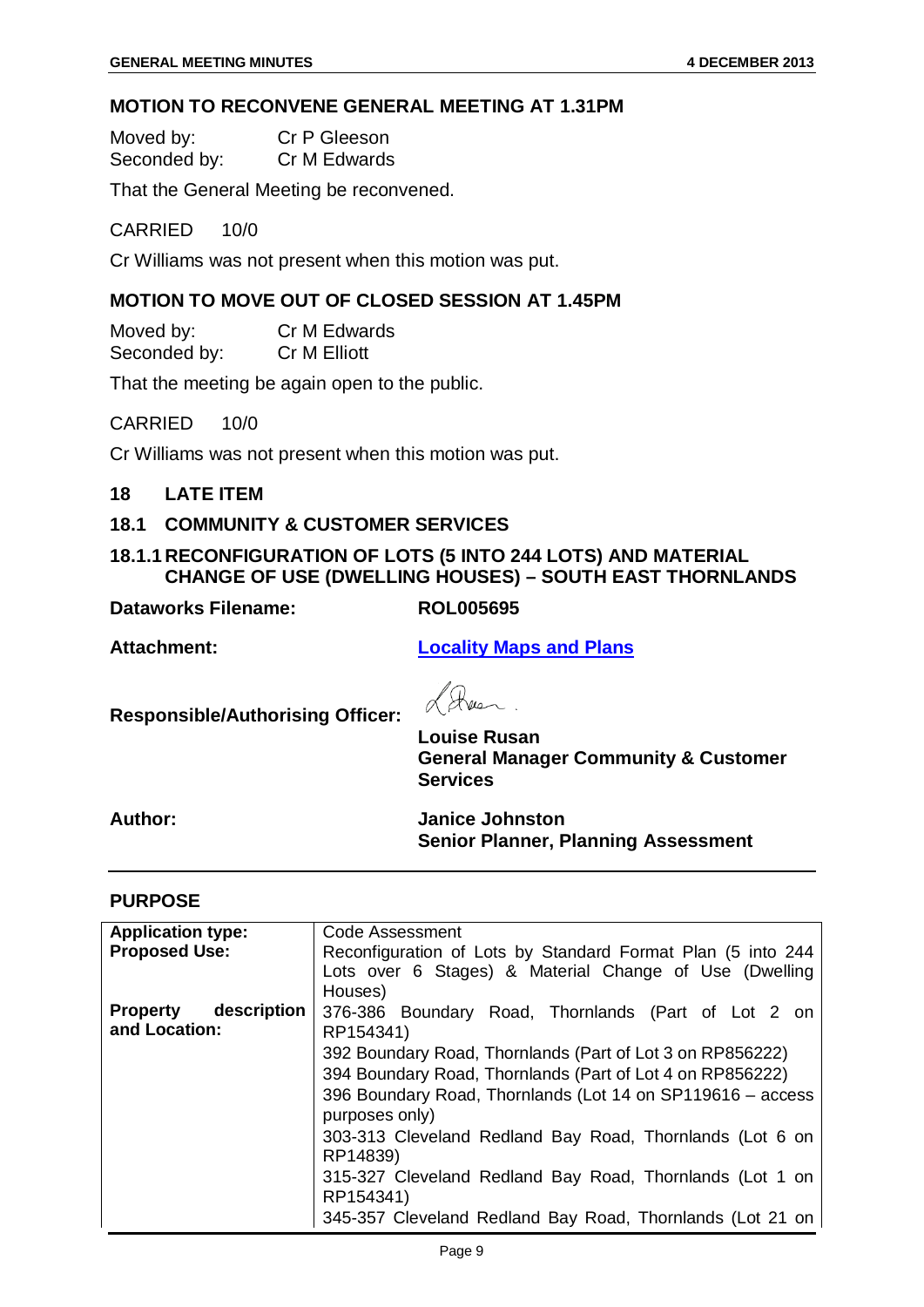## MOTION TO RECONVENE GENERAL MEETING AT 1.31PM

Moved by: Cr P Gleeson
Seconded by: Cr M Edwards

That the General Meeting be reconvened.

CARRIED 10/0

Cr Williams was not present when this motion was put.

## MOTION TO MOVE OUT OF CLOSED SESSION AT 1.45PM

Moved by: Cr M Edwards
Seconded by: Cr M Elliott

That the meeting be again open to the public.

CARRIED 10/0

Cr Williams was not present when this motion was put.

## 18 LATE ITEM

## 18.1 COMMUNITY & CUSTOMER SERVICES

### 18.1.1 RECONFIGURATION OF LOTS (5 INTO 244 LOTS) AND MATERIAL CHANGE OF USE (DWELLING HOUSES) – SOUTH EAST THORNLANDS

**Dataworks Filename:** ROL005695

**Attachment:** Locality Maps and Plans

**Responsible/Authorising Officer:**

**Louise Rusan**
**General Manager Community & Customer Services**

**Author:** **Janice Johnston**
**Senior Planner, Planning Assessment**

## PURPOSE

| | |
|---|---|
| **Application type:** | Code Assessment |
| **Proposed Use:** | Reconfiguration of Lots by Standard Format Plan (5 into 244 Lots over 6 Stages) & Material Change of Use (Dwelling Houses) |
| **Property description and Location:** | 376-386 Boundary Road, Thornlands (Part of Lot 2 on RP154341)<br>392 Boundary Road, Thornlands (Part of Lot 3 on RP856222)<br>394 Boundary Road, Thornlands (Part of Lot 4 on RP856222)<br>396 Boundary Road, Thornlands (Lot 14 on SP119616 – access purposes only)<br>303-313 Cleveland Redland Bay Road, Thornlands (Lot 6 on RP14839)<br>315-327 Cleveland Redland Bay Road, Thornlands (Lot 1 on RP154341)<br>345-357 Cleveland Redland Bay Road, Thornlands (Lot 21 on |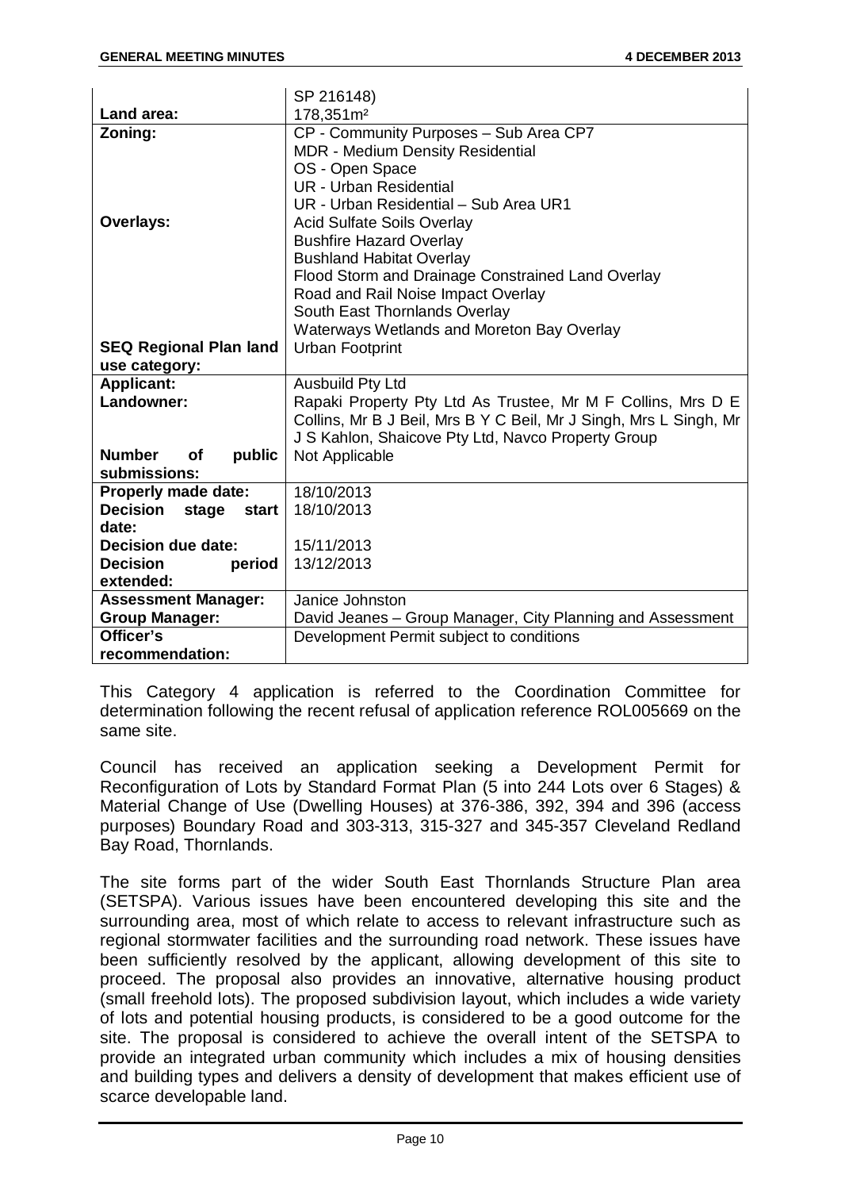| | |
|---|---|
| | SP 216148) |
| **Land area:** | 178,351m² |
| **Zoning:** | CP - Community Purposes – Sub Area CP7<br>MDR - Medium Density Residential<br>OS - Open Space<br>UR - Urban Residential<br>UR - Urban Residential – Sub Area UR1 |
| **Overlays:** | Acid Sulfate Soils Overlay<br>Bushfire Hazard Overlay<br>Bushland Habitat Overlay<br>Flood Storm and Drainage Constrained Land Overlay<br>Road and Rail Noise Impact Overlay<br>South East Thornlands Overlay<br>Waterways Wetlands and Moreton Bay Overlay |
| **SEQ Regional Plan land use category:** | Urban Footprint |
| **Applicant:** | Ausbuild Pty Ltd |
| **Landowner:** | Rapaki Property Pty Ltd As Trustee, Mr M F Collins, Mrs D E Collins, Mr B J Beil, Mrs B Y C Beil, Mr J Singh, Mrs L Singh, Mr J S Kahlon, Shaicove Pty Ltd, Navco Property Group |
| **Number of public submissions:** | Not Applicable |
| **Properly made date:** | 18/10/2013 |
| **Decision stage start date:** | 18/10/2013 |
| **Decision due date:** | 15/11/2013 |
| **Decision period extended:** | 13/12/2013 |
| **Assessment Manager:** | Janice Johnston |
| **Group Manager:** | David Jeanes – Group Manager, City Planning and Assessment |
| **Officer's recommendation:** | Development Permit subject to conditions |

This Category 4 application is referred to the Coordination Committee for determination following the recent refusal of application reference ROL005669 on the same site.

Council has received an application seeking a Development Permit for Reconfiguration of Lots by Standard Format Plan (5 into 244 Lots over 6 Stages) & Material Change of Use (Dwelling Houses) at 376-386, 392, 394 and 396 (access purposes) Boundary Road and 303-313, 315-327 and 345-357 Cleveland Redland Bay Road, Thornlands.

The site forms part of the wider South East Thornlands Structure Plan area (SETSPA). Various issues have been encountered developing this site and the surrounding area, most of which relate to access to relevant infrastructure such as regional stormwater facilities and the surrounding road network. These issues have been sufficiently resolved by the applicant, allowing development of this site to proceed. The proposal also provides an innovative, alternative housing product (small freehold lots). The proposed subdivision layout, which includes a wide variety of lots and potential housing products, is considered to be a good outcome for the site. The proposal is considered to achieve the overall intent of the SETSPA to provide an integrated urban community which includes a mix of housing densities and building types and delivers a density of development that makes efficient use of scarce developable land.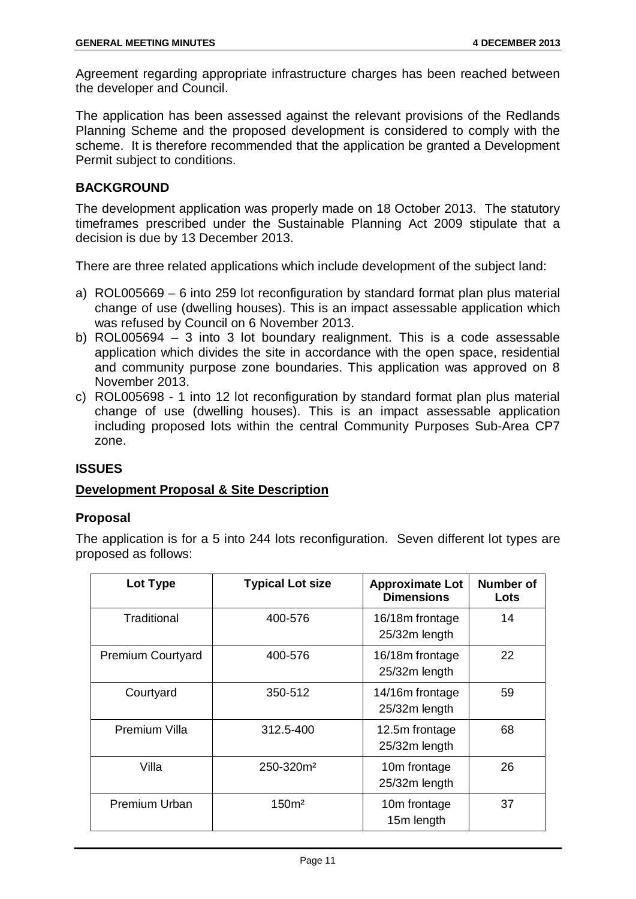Agreement regarding appropriate infrastructure charges has been reached between the developer and Council.

The application has been assessed against the relevant provisions of the Redlands Planning Scheme and the proposed development is considered to comply with the scheme. It is therefore recommended that the application be granted a Development Permit subject to conditions.

## BACKGROUND

The development application was properly made on 18 October 2013. The statutory timeframes prescribed under the Sustainable Planning Act 2009 stipulate that a decision is due by 13 December 2013.

There are three related applications which include development of the subject land:

a) ROL005669 – 6 into 259 lot reconfiguration by standard format plan plus material change of use (dwelling houses). This is an impact assessable application which was refused by Council on 6 November 2013.
b) ROL005694 – 3 into 3 lot boundary realignment. This is a code assessable application which divides the site in accordance with the open space, residential and community purpose zone boundaries. This application was approved on 8 November 2013.
c) ROL005698 - 1 into 12 lot reconfiguration by standard format plan plus material change of use (dwelling houses). This is an impact assessable application including proposed lots within the central Community Purposes Sub-Area CP7 zone.

## ISSUES

### Development Proposal & Site Description

### Proposal

The application is for a 5 into 244 lots reconfiguration. Seven different lot types are proposed as follows:

| Lot Type | Typical Lot size | Approximate Lot Dimensions | Number of Lots |
|---|---|---|---|
| Traditional | 400-576 | 16/18m frontage 25/32m length | 14 |
| Premium Courtyard | 400-576 | 16/18m frontage 25/32m length | 22 |
| Courtyard | 350-512 | 14/16m frontage 25/32m length | 59 |
| Premium Villa | 312.5-400 | 12.5m frontage 25/32m length | 68 |
| Villa | 250-320m² | 10m frontage 25/32m length | 26 |
| Premium Urban | 150m² | 10m frontage 15m length | 37 |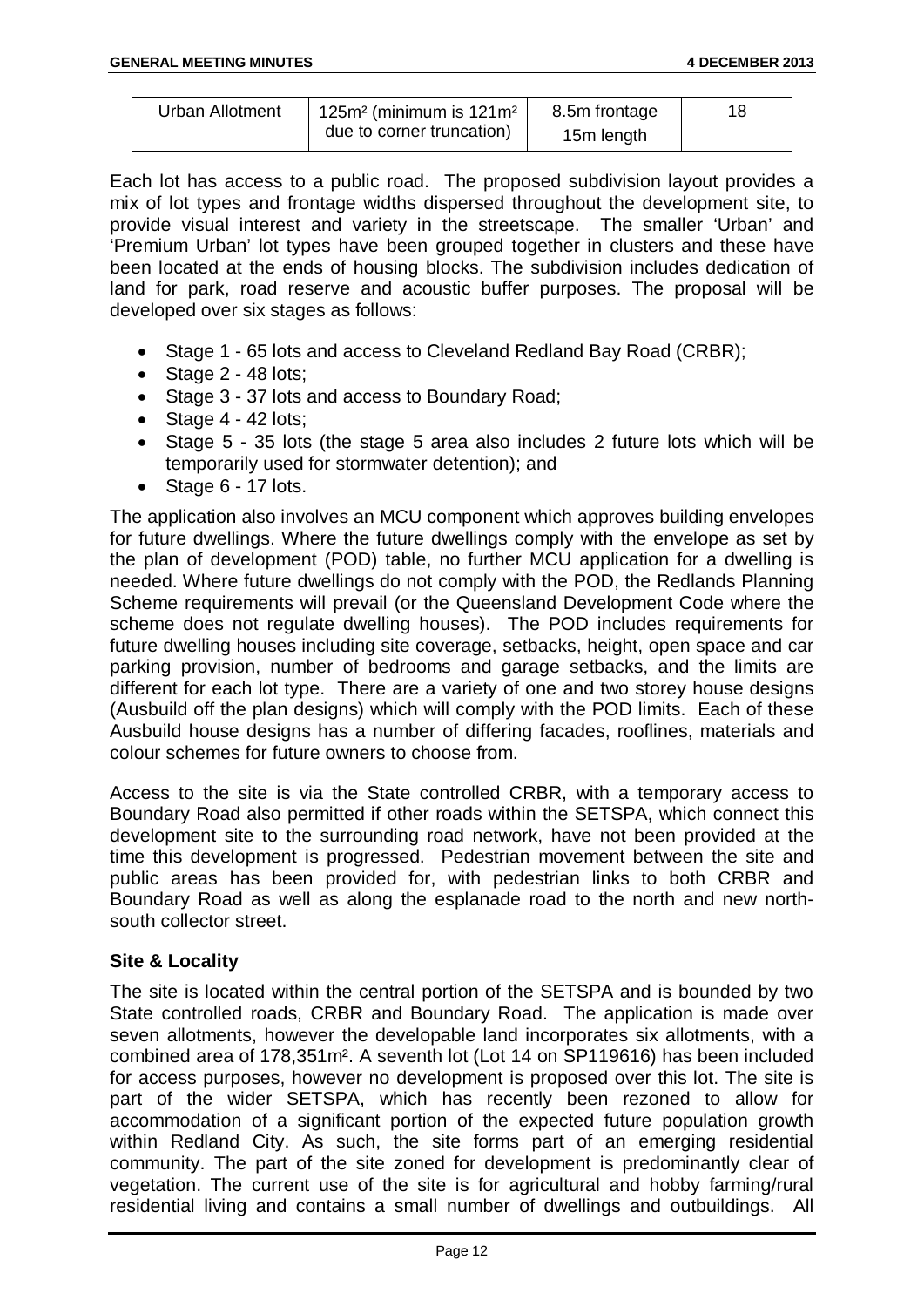| Urban Allotment | 125m² (minimum is 121m² due to corner truncation) | 8.5m frontage 15m length | 18 |
|---|---|---|---|

Each lot has access to a public road. The proposed subdivision layout provides a mix of lot types and frontage widths dispersed throughout the development site, to provide visual interest and variety in the streetscape. The smaller 'Urban' and 'Premium Urban' lot types have been grouped together in clusters and these have been located at the ends of housing blocks. The subdivision includes dedication of land for park, road reserve and acoustic buffer purposes. The proposal will be developed over six stages as follows:

- Stage 1 - 65 lots and access to Cleveland Redland Bay Road (CRBR);
- Stage 2 - 48 lots;
- Stage 3 - 37 lots and access to Boundary Road;
- Stage 4 - 42 lots;
- Stage 5 - 35 lots (the stage 5 area also includes 2 future lots which will be temporarily used for stormwater detention); and
- Stage 6 - 17 lots.

The application also involves an MCU component which approves building envelopes for future dwellings. Where the future dwellings comply with the envelope as set by the plan of development (POD) table, no further MCU application for a dwelling is needed. Where future dwellings do not comply with the POD, the Redlands Planning Scheme requirements will prevail (or the Queensland Development Code where the scheme does not regulate dwelling houses). The POD includes requirements for future dwelling houses including site coverage, setbacks, height, open space and car parking provision, number of bedrooms and garage setbacks, and the limits are different for each lot type. There are a variety of one and two storey house designs (Ausbuild off the plan designs) which will comply with the POD limits. Each of these Ausbuild house designs has a number of differing facades, rooflines, materials and colour schemes for future owners to choose from.

Access to the site is via the State controlled CRBR, with a temporary access to Boundary Road also permitted if other roads within the SETSPA, which connect this development site to the surrounding road network, have not been provided at the time this development is progressed. Pedestrian movement between the site and public areas has been provided for, with pedestrian links to both CRBR and Boundary Road as well as along the esplanade road to the north and new north-south collector street.

**Site & Locality**

The site is located within the central portion of the SETSPA and is bounded by two State controlled roads, CRBR and Boundary Road. The application is made over seven allotments, however the developable land incorporates six allotments, with a combined area of 178,351m². A seventh lot (Lot 14 on SP119616) has been included for access purposes, however no development is proposed over this lot. The site is part of the wider SETSPA, which has recently been rezoned to allow for accommodation of a significant portion of the expected future population growth within Redland City. As such, the site forms part of an emerging residential community. The part of the site zoned for development is predominantly clear of vegetation. The current use of the site is for agricultural and hobby farming/rural residential living and contains a small number of dwellings and outbuildings. All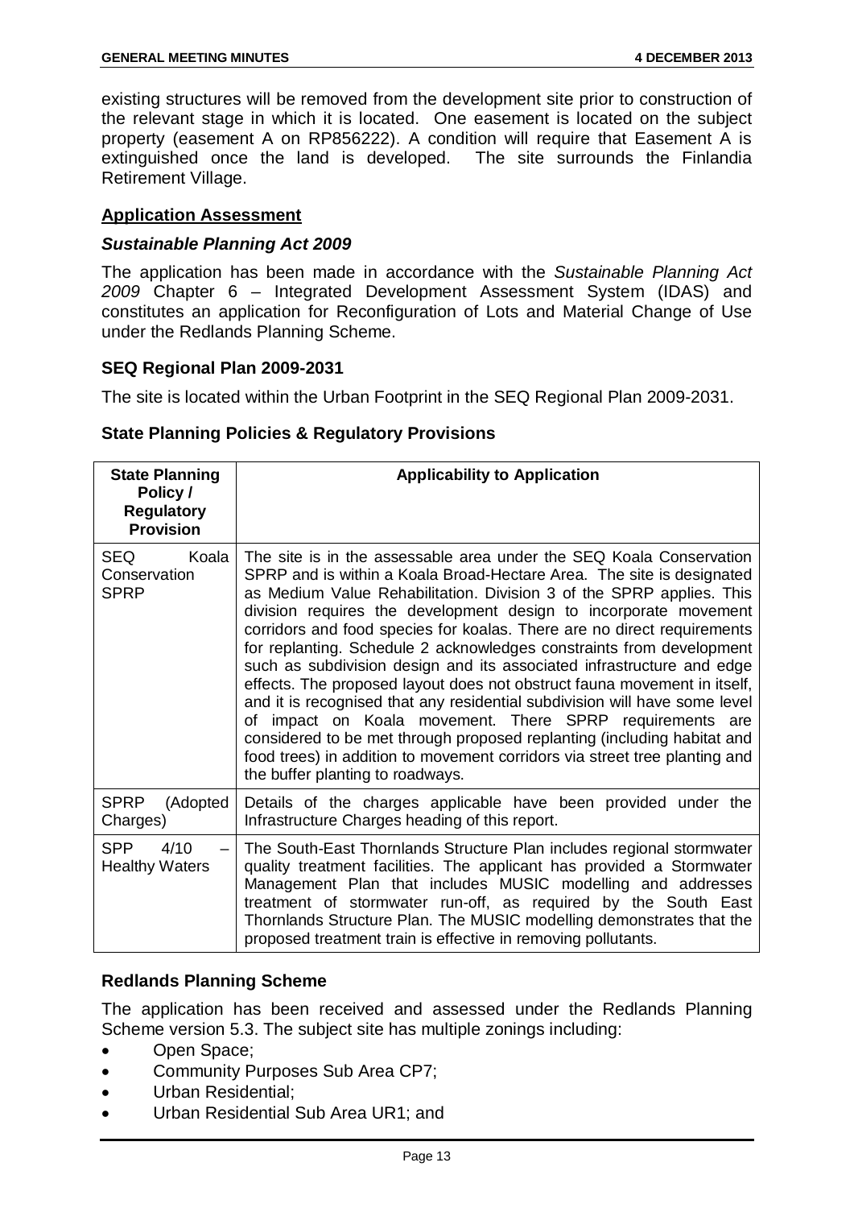existing structures will be removed from the development site prior to construction of the relevant stage in which it is located. One easement is located on the subject property (easement A on RP856222). A condition will require that Easement A is extinguished once the land is developed. The site surrounds the Finlandia Retirement Village.

## Application Assessment

### *Sustainable Planning Act 2009*

The application has been made in accordance with the *Sustainable Planning Act 2009* Chapter 6 – Integrated Development Assessment System (IDAS) and constitutes an application for Reconfiguration of Lots and Material Change of Use under the Redlands Planning Scheme.

### SEQ Regional Plan 2009-2031

The site is located within the Urban Footprint in the SEQ Regional Plan 2009-2031.

### State Planning Policies & Regulatory Provisions

| State Planning Policy / Regulatory Provision | Applicability to Application |
|---|---|
| SEQ Koala Conservation SPRP | The site is in the assessable area under the SEQ Koala Conservation SPRP and is within a Koala Broad-Hectare Area. The site is designated as Medium Value Rehabilitation. Division 3 of the SPRP applies. This division requires the development design to incorporate movement corridors and food species for koalas. There are no direct requirements for replanting. Schedule 2 acknowledges constraints from development such as subdivision design and its associated infrastructure and edge effects. The proposed layout does not obstruct fauna movement in itself, and it is recognised that any residential subdivision will have some level of impact on Koala movement. There SPRP requirements are considered to be met through proposed replanting (including habitat and food trees) in addition to movement corridors via street tree planting and the buffer planting to roadways. |
| SPRP (Adopted Charges) | Details of the charges applicable have been provided under the Infrastructure Charges heading of this report. |
| SPP 4/10 – Healthy Waters | The South-East Thornlands Structure Plan includes regional stormwater quality treatment facilities. The applicant has provided a Stormwater Management Plan that includes MUSIC modelling and addresses treatment of stormwater run-off, as required by the South East Thornlands Structure Plan. The MUSIC modelling demonstrates that the proposed treatment train is effective in removing pollutants. |

### Redlands Planning Scheme

The application has been received and assessed under the Redlands Planning Scheme version 5.3. The subject site has multiple zonings including:

- Open Space;
- Community Purposes Sub Area CP7;
- Urban Residential;
- Urban Residential Sub Area UR1; and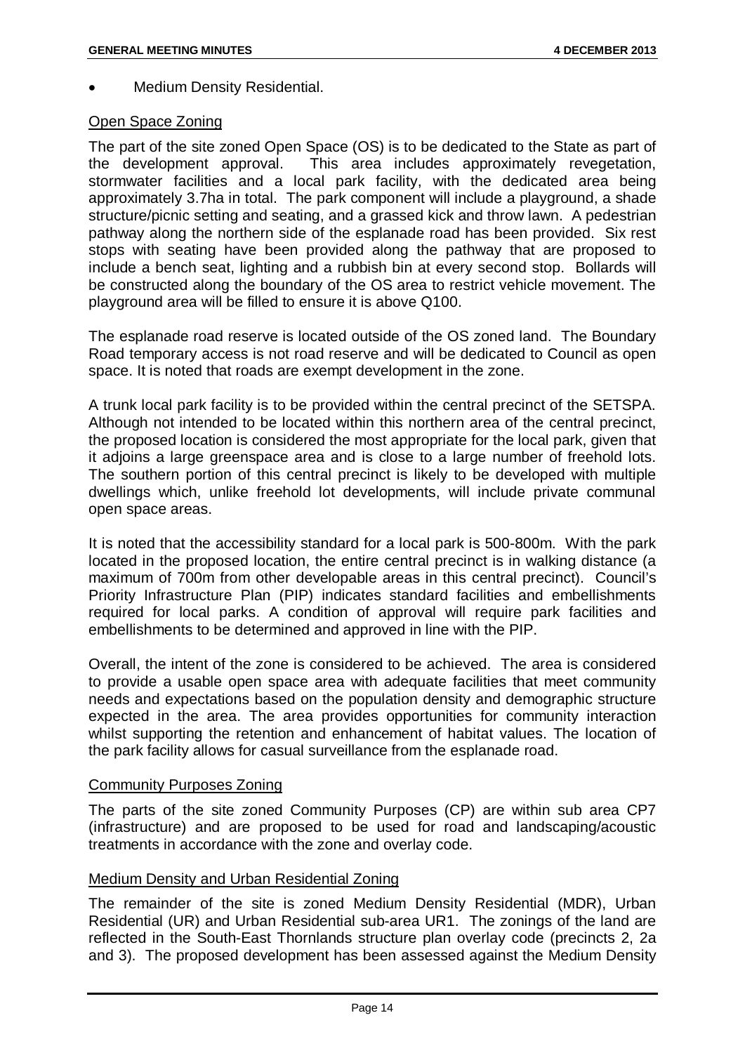- Medium Density Residential.

Open Space Zoning

The part of the site zoned Open Space (OS) is to be dedicated to the State as part of the development approval. This area includes approximately revegetation, stormwater facilities and a local park facility, with the dedicated area being approximately 3.7ha in total. The park component will include a playground, a shade structure/picnic setting and seating, and a grassed kick and throw lawn. A pedestrian pathway along the northern side of the esplanade road has been provided. Six rest stops with seating have been provided along the pathway that are proposed to include a bench seat, lighting and a rubbish bin at every second stop. Bollards will be constructed along the boundary of the OS area to restrict vehicle movement. The playground area will be filled to ensure it is above Q100.

The esplanade road reserve is located outside of the OS zoned land. The Boundary Road temporary access is not road reserve and will be dedicated to Council as open space. It is noted that roads are exempt development in the zone.

A trunk local park facility is to be provided within the central precinct of the SETSPA. Although not intended to be located within this northern area of the central precinct, the proposed location is considered the most appropriate for the local park, given that it adjoins a large greenspace area and is close to a large number of freehold lots. The southern portion of this central precinct is likely to be developed with multiple dwellings which, unlike freehold lot developments, will include private communal open space areas.

It is noted that the accessibility standard for a local park is 500-800m. With the park located in the proposed location, the entire central precinct is in walking distance (a maximum of 700m from other developable areas in this central precinct). Council's Priority Infrastructure Plan (PIP) indicates standard facilities and embellishments required for local parks. A condition of approval will require park facilities and embellishments to be determined and approved in line with the PIP.

Overall, the intent of the zone is considered to be achieved. The area is considered to provide a usable open space area with adequate facilities that meet community needs and expectations based on the population density and demographic structure expected in the area. The area provides opportunities for community interaction whilst supporting the retention and enhancement of habitat values. The location of the park facility allows for casual surveillance from the esplanade road.

Community Purposes Zoning

The parts of the site zoned Community Purposes (CP) are within sub area CP7 (infrastructure) and are proposed to be used for road and landscaping/acoustic treatments in accordance with the zone and overlay code.

Medium Density and Urban Residential Zoning

The remainder of the site is zoned Medium Density Residential (MDR), Urban Residential (UR) and Urban Residential sub-area UR1. The zonings of the land are reflected in the South-East Thornlands structure plan overlay code (precincts 2, 2a and 3). The proposed development has been assessed against the Medium Density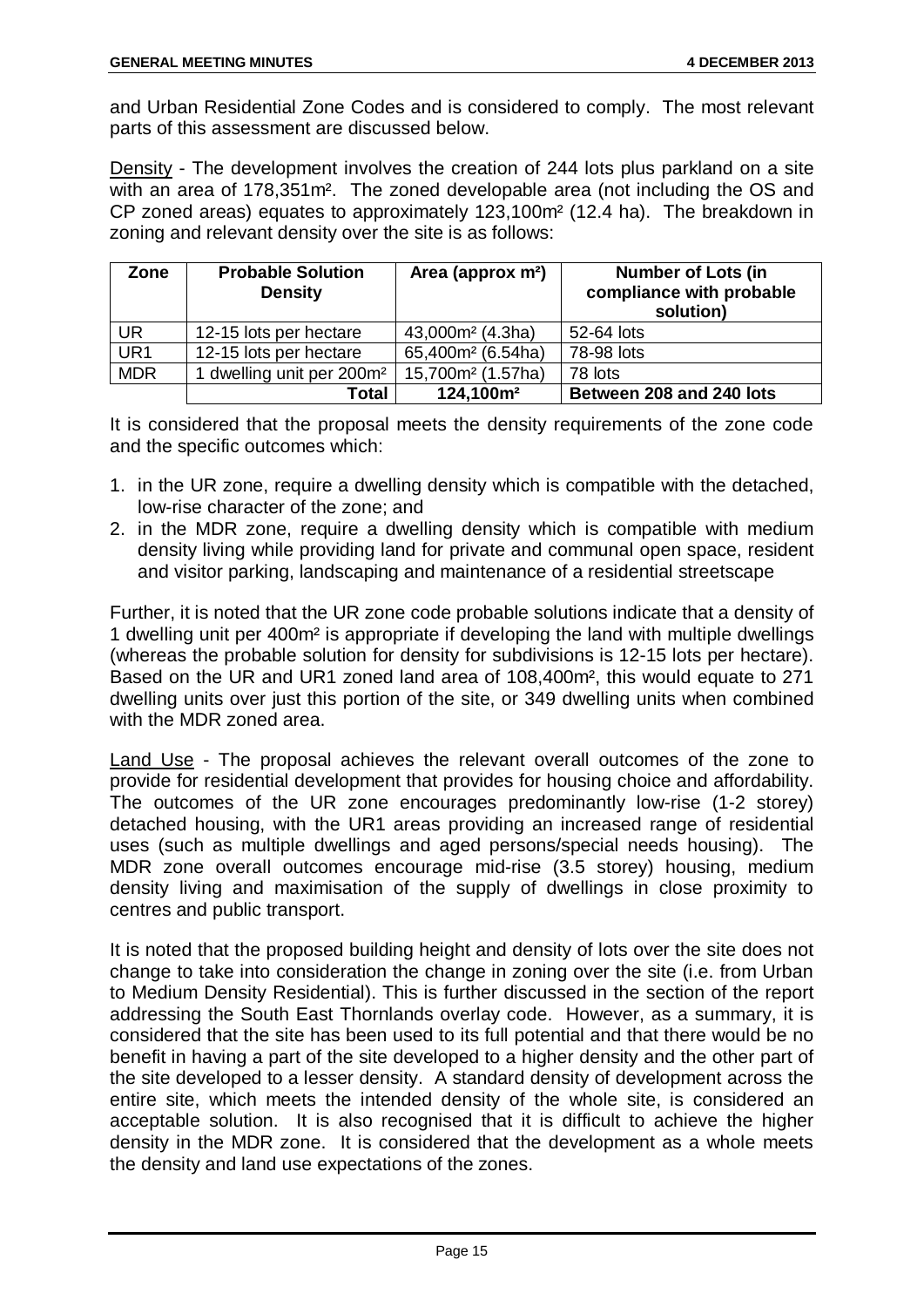and Urban Residential Zone Codes and is considered to comply. The most relevant parts of this assessment are discussed below.

Density - The development involves the creation of 244 lots plus parkland on a site with an area of 178,351m². The zoned developable area (not including the OS and CP zoned areas) equates to approximately 123,100m² (12.4 ha). The breakdown in zoning and relevant density over the site is as follows:

| Zone | Probable Solution Density | Area (approx m²) | Number of Lots (in compliance with probable solution) |
|---|---|---|---|
| UR | 12-15 lots per hectare | 43,000m² (4.3ha) | 52-64 lots |
| UR1 | 12-15 lots per hectare | 65,400m² (6.54ha) | 78-98 lots |
| MDR | 1 dwelling unit per 200m² | 15,700m² (1.57ha) | 78 lots |
| | **Total** | **124,100m²** | **Between 208 and 240 lots** |

It is considered that the proposal meets the density requirements of the zone code and the specific outcomes which:

1. in the UR zone, require a dwelling density which is compatible with the detached, low-rise character of the zone; and
2. in the MDR zone, require a dwelling density which is compatible with medium density living while providing land for private and communal open space, resident and visitor parking, landscaping and maintenance of a residential streetscape

Further, it is noted that the UR zone code probable solutions indicate that a density of 1 dwelling unit per 400m² is appropriate if developing the land with multiple dwellings (whereas the probable solution for density for subdivisions is 12-15 lots per hectare). Based on the UR and UR1 zoned land area of 108,400m², this would equate to 271 dwelling units over just this portion of the site, or 349 dwelling units when combined with the MDR zoned area.

Land Use - The proposal achieves the relevant overall outcomes of the zone to provide for residential development that provides for housing choice and affordability. The outcomes of the UR zone encourages predominantly low-rise (1-2 storey) detached housing, with the UR1 areas providing an increased range of residential uses (such as multiple dwellings and aged persons/special needs housing). The MDR zone overall outcomes encourage mid-rise (3.5 storey) housing, medium density living and maximisation of the supply of dwellings in close proximity to centres and public transport.

It is noted that the proposed building height and density of lots over the site does not change to take into consideration the change in zoning over the site (i.e. from Urban to Medium Density Residential). This is further discussed in the section of the report addressing the South East Thornlands overlay code. However, as a summary, it is considered that the site has been used to its full potential and that there would be no benefit in having a part of the site developed to a higher density and the other part of the site developed to a lesser density. A standard density of development across the entire site, which meets the intended density of the whole site, is considered an acceptable solution. It is also recognised that it is difficult to achieve the higher density in the MDR zone. It is considered that the development as a whole meets the density and land use expectations of the zones.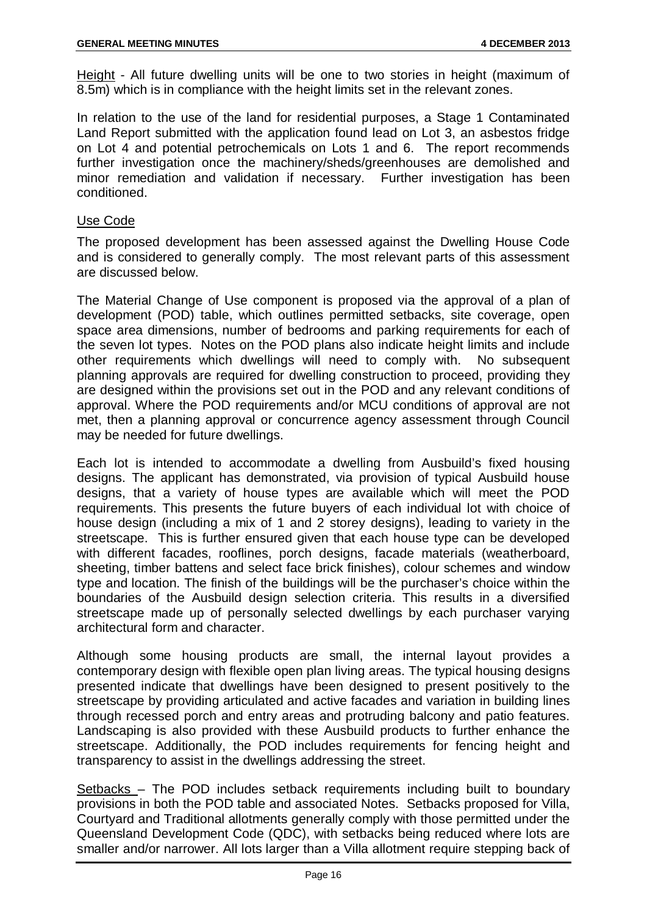Height - All future dwelling units will be one to two stories in height (maximum of 8.5m) which is in compliance with the height limits set in the relevant zones.

In relation to the use of the land for residential purposes, a Stage 1 Contaminated Land Report submitted with the application found lead on Lot 3, an asbestos fridge on Lot 4 and potential petrochemicals on Lots 1 and 6. The report recommends further investigation once the machinery/sheds/greenhouses are demolished and minor remediation and validation if necessary. Further investigation has been conditioned.

Use Code

The proposed development has been assessed against the Dwelling House Code and is considered to generally comply. The most relevant parts of this assessment are discussed below.

The Material Change of Use component is proposed via the approval of a plan of development (POD) table, which outlines permitted setbacks, site coverage, open space area dimensions, number of bedrooms and parking requirements for each of the seven lot types. Notes on the POD plans also indicate height limits and include other requirements which dwellings will need to comply with. No subsequent planning approvals are required for dwelling construction to proceed, providing they are designed within the provisions set out in the POD and any relevant conditions of approval. Where the POD requirements and/or MCU conditions of approval are not met, then a planning approval or concurrence agency assessment through Council may be needed for future dwellings.

Each lot is intended to accommodate a dwelling from Ausbuild's fixed housing designs. The applicant has demonstrated, via provision of typical Ausbuild house designs, that a variety of house types are available which will meet the POD requirements. This presents the future buyers of each individual lot with choice of house design (including a mix of 1 and 2 storey designs), leading to variety in the streetscape. This is further ensured given that each house type can be developed with different facades, rooflines, porch designs, facade materials (weatherboard, sheeting, timber battens and select face brick finishes), colour schemes and window type and location. The finish of the buildings will be the purchaser's choice within the boundaries of the Ausbuild design selection criteria. This results in a diversified streetscape made up of personally selected dwellings by each purchaser varying architectural form and character.

Although some housing products are small, the internal layout provides a contemporary design with flexible open plan living areas. The typical housing designs presented indicate that dwellings have been designed to present positively to the streetscape by providing articulated and active facades and variation in building lines through recessed porch and entry areas and protruding balcony and patio features. Landscaping is also provided with these Ausbuild products to further enhance the streetscape. Additionally, the POD includes requirements for fencing height and transparency to assist in the dwellings addressing the street.

Setbacks – The POD includes setback requirements including built to boundary provisions in both the POD table and associated Notes. Setbacks proposed for Villa, Courtyard and Traditional allotments generally comply with those permitted under the Queensland Development Code (QDC), with setbacks being reduced where lots are smaller and/or narrower. All lots larger than a Villa allotment require stepping back of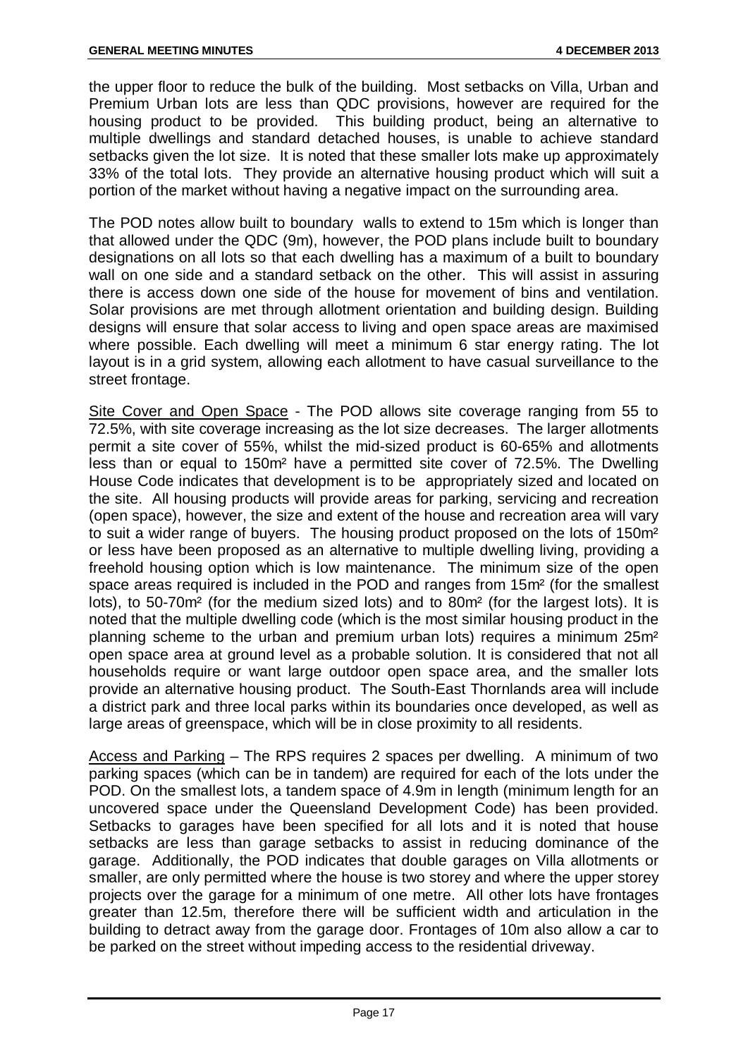the upper floor to reduce the bulk of the building. Most setbacks on Villa, Urban and Premium Urban lots are less than QDC provisions, however are required for the housing product to be provided. This building product, being an alternative to multiple dwellings and standard detached houses, is unable to achieve standard setbacks given the lot size. It is noted that these smaller lots make up approximately 33% of the total lots. They provide an alternative housing product which will suit a portion of the market without having a negative impact on the surrounding area.

The POD notes allow built to boundary walls to extend to 15m which is longer than that allowed under the QDC (9m), however, the POD plans include built to boundary designations on all lots so that each dwelling has a maximum of a built to boundary wall on one side and a standard setback on the other. This will assist in assuring there is access down one side of the house for movement of bins and ventilation. Solar provisions are met through allotment orientation and building design. Building designs will ensure that solar access to living and open space areas are maximised where possible. Each dwelling will meet a minimum 6 star energy rating. The lot layout is in a grid system, allowing each allotment to have casual surveillance to the street frontage.

Site Cover and Open Space - The POD allows site coverage ranging from 55 to 72.5%, with site coverage increasing as the lot size decreases. The larger allotments permit a site cover of 55%, whilst the mid-sized product is 60-65% and allotments less than or equal to 150m² have a permitted site cover of 72.5%. The Dwelling House Code indicates that development is to be appropriately sized and located on the site. All housing products will provide areas for parking, servicing and recreation (open space), however, the size and extent of the house and recreation area will vary to suit a wider range of buyers. The housing product proposed on the lots of 150m² or less have been proposed as an alternative to multiple dwelling living, providing a freehold housing option which is low maintenance. The minimum size of the open space areas required is included in the POD and ranges from 15m² (for the smallest lots), to 50-70m² (for the medium sized lots) and to 80m² (for the largest lots). It is noted that the multiple dwelling code (which is the most similar housing product in the planning scheme to the urban and premium urban lots) requires a minimum 25m² open space area at ground level as a probable solution. It is considered that not all households require or want large outdoor open space area, and the smaller lots provide an alternative housing product. The South-East Thornlands area will include a district park and three local parks within its boundaries once developed, as well as large areas of greenspace, which will be in close proximity to all residents.

Access and Parking – The RPS requires 2 spaces per dwelling. A minimum of two parking spaces (which can be in tandem) are required for each of the lots under the POD. On the smallest lots, a tandem space of 4.9m in length (minimum length for an uncovered space under the Queensland Development Code) has been provided. Setbacks to garages have been specified for all lots and it is noted that house setbacks are less than garage setbacks to assist in reducing dominance of the garage. Additionally, the POD indicates that double garages on Villa allotments or smaller, are only permitted where the house is two storey and where the upper storey projects over the garage for a minimum of one metre. All other lots have frontages greater than 12.5m, therefore there will be sufficient width and articulation in the building to detract away from the garage door. Frontages of 10m also allow a car to be parked on the street without impeding access to the residential driveway.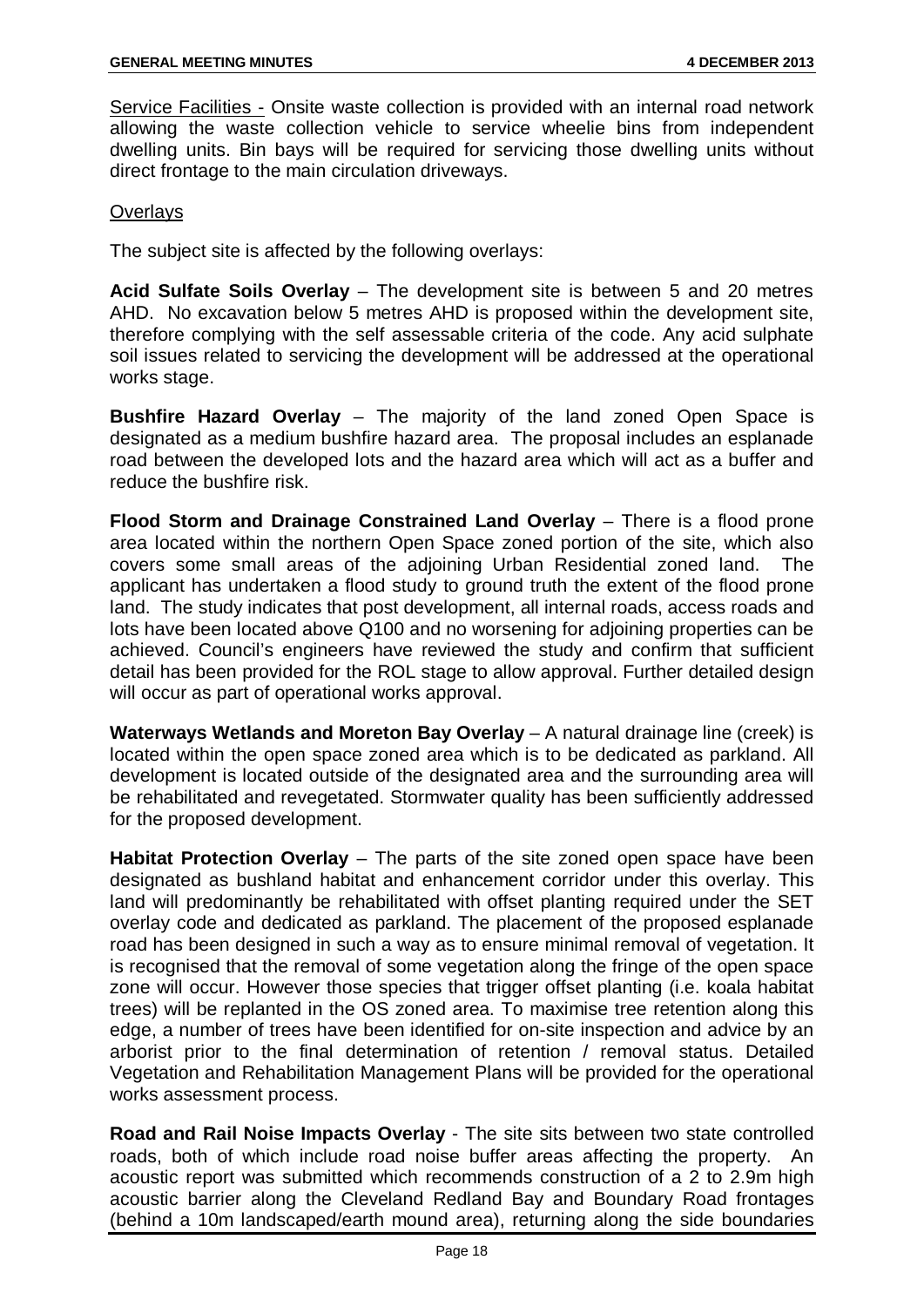Service Facilities - Onsite waste collection is provided with an internal road network allowing the waste collection vehicle to service wheelie bins from independent dwelling units. Bin bays will be required for servicing those dwelling units without direct frontage to the main circulation driveways.

Overlays

The subject site is affected by the following overlays:

**Acid Sulfate Soils Overlay** – The development site is between 5 and 20 metres AHD. No excavation below 5 metres AHD is proposed within the development site, therefore complying with the self assessable criteria of the code. Any acid sulphate soil issues related to servicing the development will be addressed at the operational works stage.

**Bushfire Hazard Overlay** – The majority of the land zoned Open Space is designated as a medium bushfire hazard area. The proposal includes an esplanade road between the developed lots and the hazard area which will act as a buffer and reduce the bushfire risk.

**Flood Storm and Drainage Constrained Land Overlay** – There is a flood prone area located within the northern Open Space zoned portion of the site, which also covers some small areas of the adjoining Urban Residential zoned land. The applicant has undertaken a flood study to ground truth the extent of the flood prone land. The study indicates that post development, all internal roads, access roads and lots have been located above Q100 and no worsening for adjoining properties can be achieved. Council's engineers have reviewed the study and confirm that sufficient detail has been provided for the ROL stage to allow approval. Further detailed design will occur as part of operational works approval.

**Waterways Wetlands and Moreton Bay Overlay** – A natural drainage line (creek) is located within the open space zoned area which is to be dedicated as parkland. All development is located outside of the designated area and the surrounding area will be rehabilitated and revegetated. Stormwater quality has been sufficiently addressed for the proposed development.

**Habitat Protection Overlay** – The parts of the site zoned open space have been designated as bushland habitat and enhancement corridor under this overlay. This land will predominantly be rehabilitated with offset planting required under the SET overlay code and dedicated as parkland. The placement of the proposed esplanade road has been designed in such a way as to ensure minimal removal of vegetation. It is recognised that the removal of some vegetation along the fringe of the open space zone will occur. However those species that trigger offset planting (i.e. koala habitat trees) will be replanted in the OS zoned area. To maximise tree retention along this edge, a number of trees have been identified for on-site inspection and advice by an arborist prior to the final determination of retention / removal status. Detailed Vegetation and Rehabilitation Management Plans will be provided for the operational works assessment process.

**Road and Rail Noise Impacts Overlay** - The site sits between two state controlled roads, both of which include road noise buffer areas affecting the property. An acoustic report was submitted which recommends construction of a 2 to 2.9m high acoustic barrier along the Cleveland Redland Bay and Boundary Road frontages (behind a 10m landscaped/earth mound area), returning along the side boundaries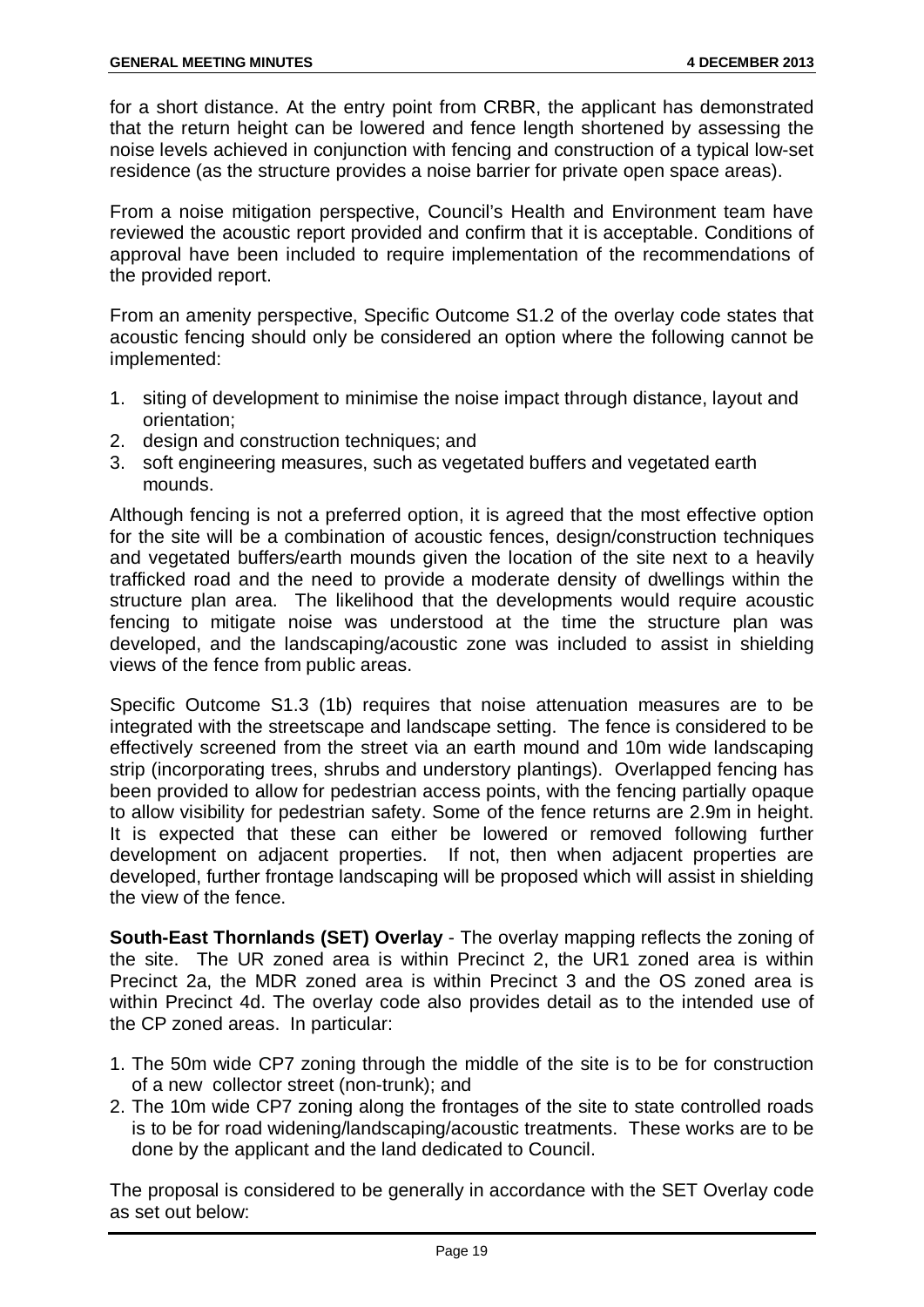for a short distance. At the entry point from CRBR, the applicant has demonstrated that the return height can be lowered and fence length shortened by assessing the noise levels achieved in conjunction with fencing and construction of a typical low-set residence (as the structure provides a noise barrier for private open space areas).

From a noise mitigation perspective, Council's Health and Environment team have reviewed the acoustic report provided and confirm that it is acceptable. Conditions of approval have been included to require implementation of the recommendations of the provided report.

From an amenity perspective, Specific Outcome S1.2 of the overlay code states that acoustic fencing should only be considered an option where the following cannot be implemented:

1. siting of development to minimise the noise impact through distance, layout and orientation;
2. design and construction techniques; and
3. soft engineering measures, such as vegetated buffers and vegetated earth mounds.

Although fencing is not a preferred option, it is agreed that the most effective option for the site will be a combination of acoustic fences, design/construction techniques and vegetated buffers/earth mounds given the location of the site next to a heavily trafficked road and the need to provide a moderate density of dwellings within the structure plan area. The likelihood that the developments would require acoustic fencing to mitigate noise was understood at the time the structure plan was developed, and the landscaping/acoustic zone was included to assist in shielding views of the fence from public areas.

Specific Outcome S1.3 (1b) requires that noise attenuation measures are to be integrated with the streetscape and landscape setting. The fence is considered to be effectively screened from the street via an earth mound and 10m wide landscaping strip (incorporating trees, shrubs and understory plantings). Overlapped fencing has been provided to allow for pedestrian access points, with the fencing partially opaque to allow visibility for pedestrian safety. Some of the fence returns are 2.9m in height. It is expected that these can either be lowered or removed following further development on adjacent properties. If not, then when adjacent properties are developed, further frontage landscaping will be proposed which will assist in shielding the view of the fence.

**South-East Thornlands (SET) Overlay** - The overlay mapping reflects the zoning of the site. The UR zoned area is within Precinct 2, the UR1 zoned area is within Precinct 2a, the MDR zoned area is within Precinct 3 and the OS zoned area is within Precinct 4d. The overlay code also provides detail as to the intended use of the CP zoned areas. In particular:

1. The 50m wide CP7 zoning through the middle of the site is to be for construction of a new collector street (non-trunk); and
2. The 10m wide CP7 zoning along the frontages of the site to state controlled roads is to be for road widening/landscaping/acoustic treatments. These works are to be done by the applicant and the land dedicated to Council.

The proposal is considered to be generally in accordance with the SET Overlay code as set out below: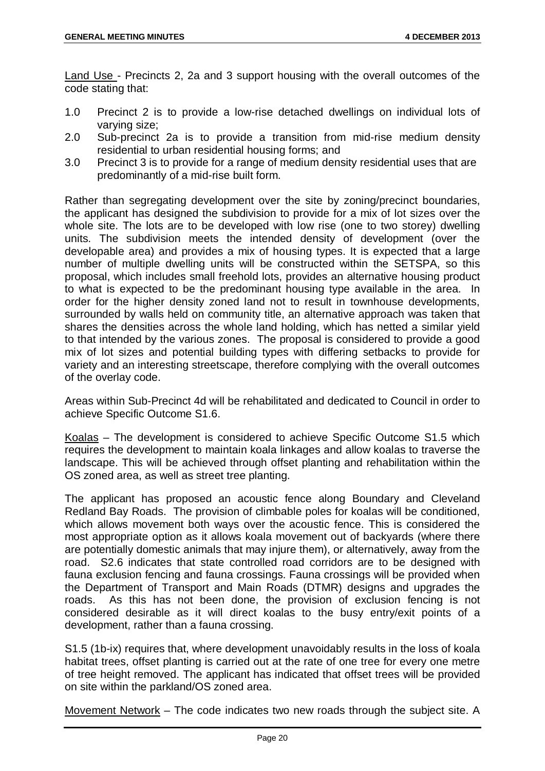Land Use - Precincts 2, 2a and 3 support housing with the overall outcomes of the code stating that:

1.0 Precinct 2 is to provide a low-rise detached dwellings on individual lots of varying size;
2.0 Sub-precinct 2a is to provide a transition from mid-rise medium density residential to urban residential housing forms; and
3.0 Precinct 3 is to provide for a range of medium density residential uses that are predominantly of a mid-rise built form.

Rather than segregating development over the site by zoning/precinct boundaries, the applicant has designed the subdivision to provide for a mix of lot sizes over the whole site. The lots are to be developed with low rise (one to two storey) dwelling units. The subdivision meets the intended density of development (over the developable area) and provides a mix of housing types. It is expected that a large number of multiple dwelling units will be constructed within the SETSPA, so this proposal, which includes small freehold lots, provides an alternative housing product to what is expected to be the predominant housing type available in the area. In order for the higher density zoned land not to result in townhouse developments, surrounded by walls held on community title, an alternative approach was taken that shares the densities across the whole land holding, which has netted a similar yield to that intended by the various zones. The proposal is considered to provide a good mix of lot sizes and potential building types with differing setbacks to provide for variety and an interesting streetscape, therefore complying with the overall outcomes of the overlay code.

Areas within Sub-Precinct 4d will be rehabilitated and dedicated to Council in order to achieve Specific Outcome S1.6.

Koalas – The development is considered to achieve Specific Outcome S1.5 which requires the development to maintain koala linkages and allow koalas to traverse the landscape. This will be achieved through offset planting and rehabilitation within the OS zoned area, as well as street tree planting.

The applicant has proposed an acoustic fence along Boundary and Cleveland Redland Bay Roads. The provision of climbable poles for koalas will be conditioned, which allows movement both ways over the acoustic fence. This is considered the most appropriate option as it allows koala movement out of backyards (where there are potentially domestic animals that may injure them), or alternatively, away from the road. S2.6 indicates that state controlled road corridors are to be designed with fauna exclusion fencing and fauna crossings. Fauna crossings will be provided when the Department of Transport and Main Roads (DTMR) designs and upgrades the roads. As this has not been done, the provision of exclusion fencing is not considered desirable as it will direct koalas to the busy entry/exit points of a development, rather than a fauna crossing.

S1.5 (1b-ix) requires that, where development unavoidably results in the loss of koala habitat trees, offset planting is carried out at the rate of one tree for every one metre of tree height removed. The applicant has indicated that offset trees will be provided on site within the parkland/OS zoned area.

Movement Network – The code indicates two new roads through the subject site. A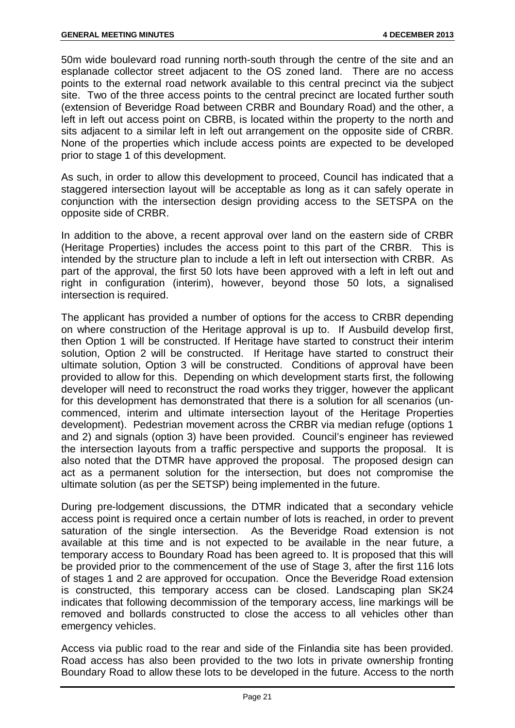50m wide boulevard road running north-south through the centre of the site and an esplanade collector street adjacent to the OS zoned land. There are no access points to the external road network available to this central precinct via the subject site. Two of the three access points to the central precinct are located further south (extension of Beveridge Road between CRBR and Boundary Road) and the other, a left in left out access point on CBRB, is located within the property to the north and sits adjacent to a similar left in left out arrangement on the opposite side of CRBR. None of the properties which include access points are expected to be developed prior to stage 1 of this development.

As such, in order to allow this development to proceed, Council has indicated that a staggered intersection layout will be acceptable as long as it can safely operate in conjunction with the intersection design providing access to the SETSPA on the opposite side of CRBR.

In addition to the above, a recent approval over land on the eastern side of CRBR (Heritage Properties) includes the access point to this part of the CRBR. This is intended by the structure plan to include a left in left out intersection with CRBR. As part of the approval, the first 50 lots have been approved with a left in left out and right in configuration (interim), however, beyond those 50 lots, a signalised intersection is required.

The applicant has provided a number of options for the access to CRBR depending on where construction of the Heritage approval is up to. If Ausbuild develop first, then Option 1 will be constructed. If Heritage have started to construct their interim solution, Option 2 will be constructed. If Heritage have started to construct their ultimate solution, Option 3 will be constructed. Conditions of approval have been provided to allow for this. Depending on which development starts first, the following developer will need to reconstruct the road works they trigger, however the applicant for this development has demonstrated that there is a solution for all scenarios (un-commenced, interim and ultimate intersection layout of the Heritage Properties development). Pedestrian movement across the CRBR via median refuge (options 1 and 2) and signals (option 3) have been provided. Council's engineer has reviewed the intersection layouts from a traffic perspective and supports the proposal. It is also noted that the DTMR have approved the proposal. The proposed design can act as a permanent solution for the intersection, but does not compromise the ultimate solution (as per the SETSP) being implemented in the future.

During pre-lodgement discussions, the DTMR indicated that a secondary vehicle access point is required once a certain number of lots is reached, in order to prevent saturation of the single intersection. As the Beveridge Road extension is not available at this time and is not expected to be available in the near future, a temporary access to Boundary Road has been agreed to. It is proposed that this will be provided prior to the commencement of the use of Stage 3, after the first 116 lots of stages 1 and 2 are approved for occupation. Once the Beveridge Road extension is constructed, this temporary access can be closed. Landscaping plan SK24 indicates that following decommission of the temporary access, line markings will be removed and bollards constructed to close the access to all vehicles other than emergency vehicles.

Access via public road to the rear and side of the Finlandia site has been provided. Road access has also been provided to the two lots in private ownership fronting Boundary Road to allow these lots to be developed in the future. Access to the north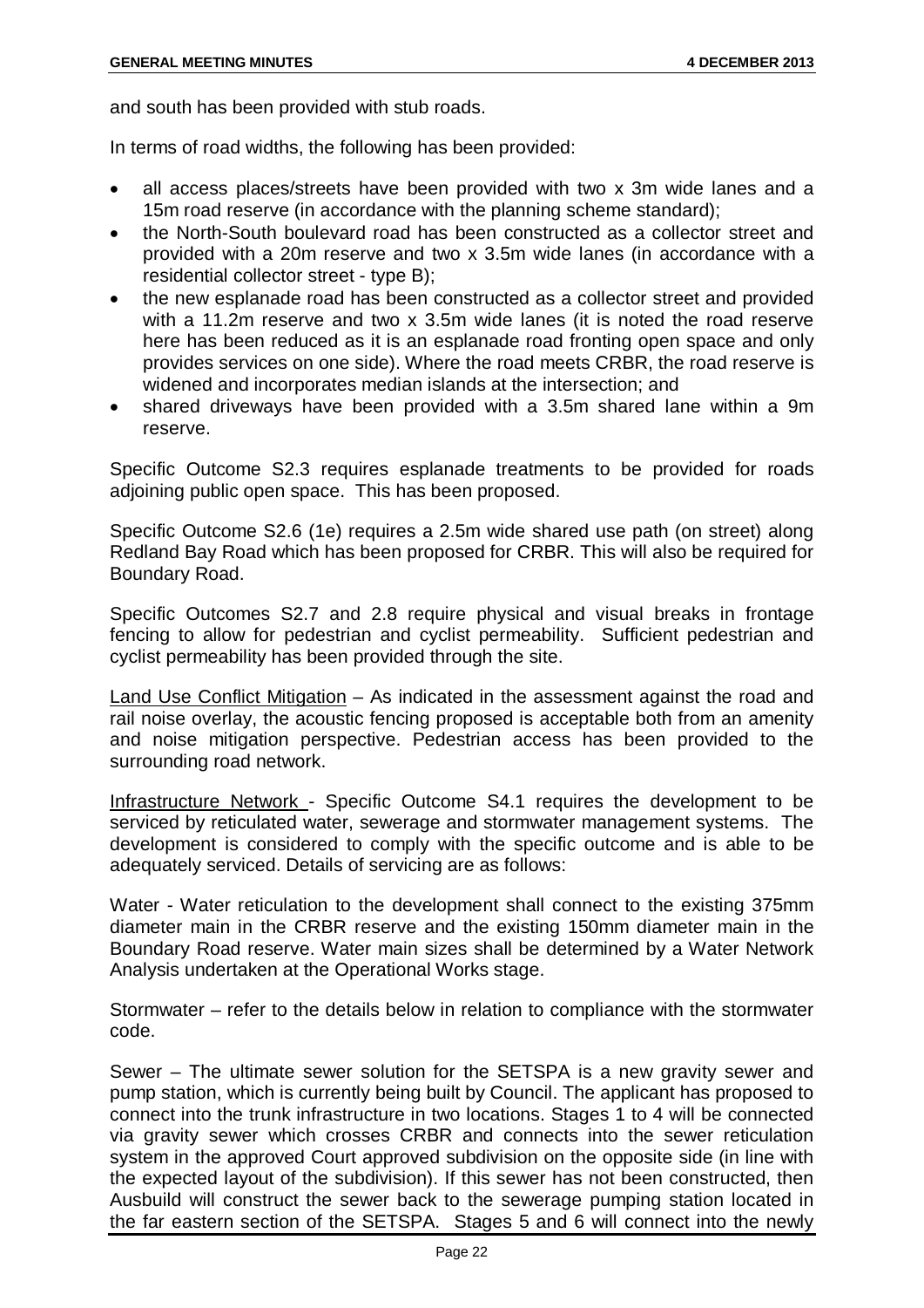and south has been provided with stub roads.

In terms of road widths, the following has been provided:

- all access places/streets have been provided with two x 3m wide lanes and a 15m road reserve (in accordance with the planning scheme standard);
- the North-South boulevard road has been constructed as a collector street and provided with a 20m reserve and two x 3.5m wide lanes (in accordance with a residential collector street - type B);
- the new esplanade road has been constructed as a collector street and provided with a 11.2m reserve and two x 3.5m wide lanes (it is noted the road reserve here has been reduced as it is an esplanade road fronting open space and only provides services on one side). Where the road meets CRBR, the road reserve is widened and incorporates median islands at the intersection; and
- shared driveways have been provided with a 3.5m shared lane within a 9m reserve.

Specific Outcome S2.3 requires esplanade treatments to be provided for roads adjoining public open space. This has been proposed.

Specific Outcome S2.6 (1e) requires a 2.5m wide shared use path (on street) along Redland Bay Road which has been proposed for CRBR. This will also be required for Boundary Road.

Specific Outcomes S2.7 and 2.8 require physical and visual breaks in frontage fencing to allow for pedestrian and cyclist permeability. Sufficient pedestrian and cyclist permeability has been provided through the site.

Land Use Conflict Mitigation – As indicated in the assessment against the road and rail noise overlay, the acoustic fencing proposed is acceptable both from an amenity and noise mitigation perspective. Pedestrian access has been provided to the surrounding road network.

Infrastructure Network - Specific Outcome S4.1 requires the development to be serviced by reticulated water, sewerage and stormwater management systems. The development is considered to comply with the specific outcome and is able to be adequately serviced. Details of servicing are as follows:

Water - Water reticulation to the development shall connect to the existing 375mm diameter main in the CRBR reserve and the existing 150mm diameter main in the Boundary Road reserve. Water main sizes shall be determined by a Water Network Analysis undertaken at the Operational Works stage.

Stormwater – refer to the details below in relation to compliance with the stormwater code.

Sewer – The ultimate sewer solution for the SETSPA is a new gravity sewer and pump station, which is currently being built by Council. The applicant has proposed to connect into the trunk infrastructure in two locations. Stages 1 to 4 will be connected via gravity sewer which crosses CRBR and connects into the sewer reticulation system in the approved Court approved subdivision on the opposite side (in line with the expected layout of the subdivision). If this sewer has not been constructed, then Ausbuild will construct the sewer back to the sewerage pumping station located in the far eastern section of the SETSPA. Stages 5 and 6 will connect into the newly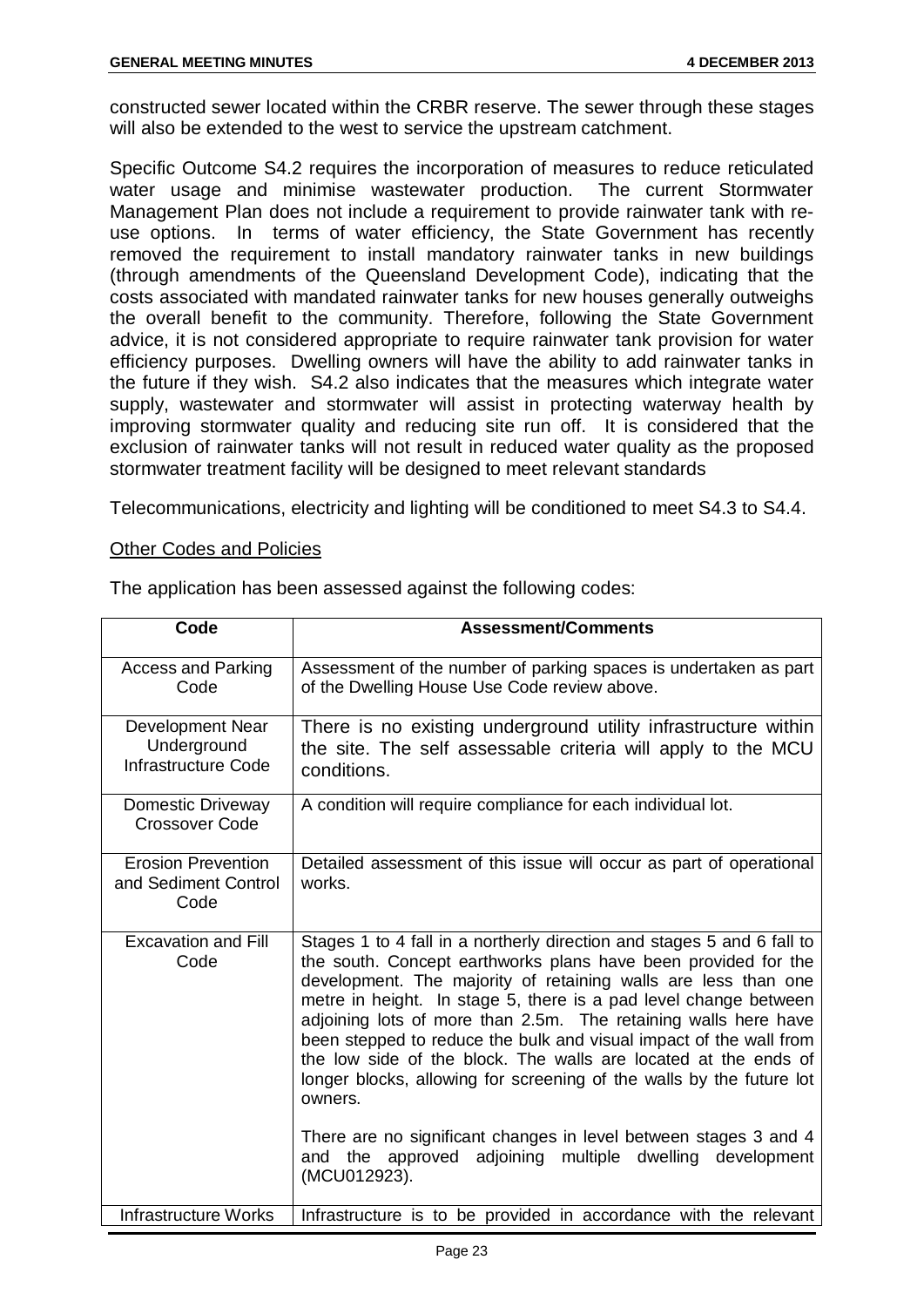constructed sewer located within the CRBR reserve. The sewer through these stages will also be extended to the west to service the upstream catchment.

Specific Outcome S4.2 requires the incorporation of measures to reduce reticulated water usage and minimise wastewater production. The current Stormwater Management Plan does not include a requirement to provide rainwater tank with re-use options. In terms of water efficiency, the State Government has recently removed the requirement to install mandatory rainwater tanks in new buildings (through amendments of the Queensland Development Code), indicating that the costs associated with mandated rainwater tanks for new houses generally outweighs the overall benefit to the community. Therefore, following the State Government advice, it is not considered appropriate to require rainwater tank provision for water efficiency purposes. Dwelling owners will have the ability to add rainwater tanks in the future if they wish. S4.2 also indicates that the measures which integrate water supply, wastewater and stormwater will assist in protecting waterway health by improving stormwater quality and reducing site run off. It is considered that the exclusion of rainwater tanks will not result in reduced water quality as the proposed stormwater treatment facility will be designed to meet relevant standards

Telecommunications, electricity and lighting will be conditioned to meet S4.3 to S4.4.

Other Codes and Policies

The application has been assessed against the following codes:

| Code | Assessment/Comments |
|---|---|
| Access and Parking Code | Assessment of the number of parking spaces is undertaken as part of the Dwelling House Use Code review above. |
| Development Near Underground Infrastructure Code | There is no existing underground utility infrastructure within the site. The self assessable criteria will apply to the MCU conditions. |
| Domestic Driveway Crossover Code | A condition will require compliance for each individual lot. |
| Erosion Prevention and Sediment Control Code | Detailed assessment of this issue will occur as part of operational works. |
| Excavation and Fill Code | Stages 1 to 4 fall in a northerly direction and stages 5 and 6 fall to the south. Concept earthworks plans have been provided for the development. The majority of retaining walls are less than one metre in height. In stage 5, there is a pad level change between adjoining lots of more than 2.5m. The retaining walls here have been stepped to reduce the bulk and visual impact of the wall from the low side of the block. The walls are located at the ends of longer blocks, allowing for screening of the walls by the future lot owners.<br><br>There are no significant changes in level between stages 3 and 4 and the approved adjoining multiple dwelling development (MCU012923). |
| Infrastructure Works | Infrastructure is to be provided in accordance with the relevant |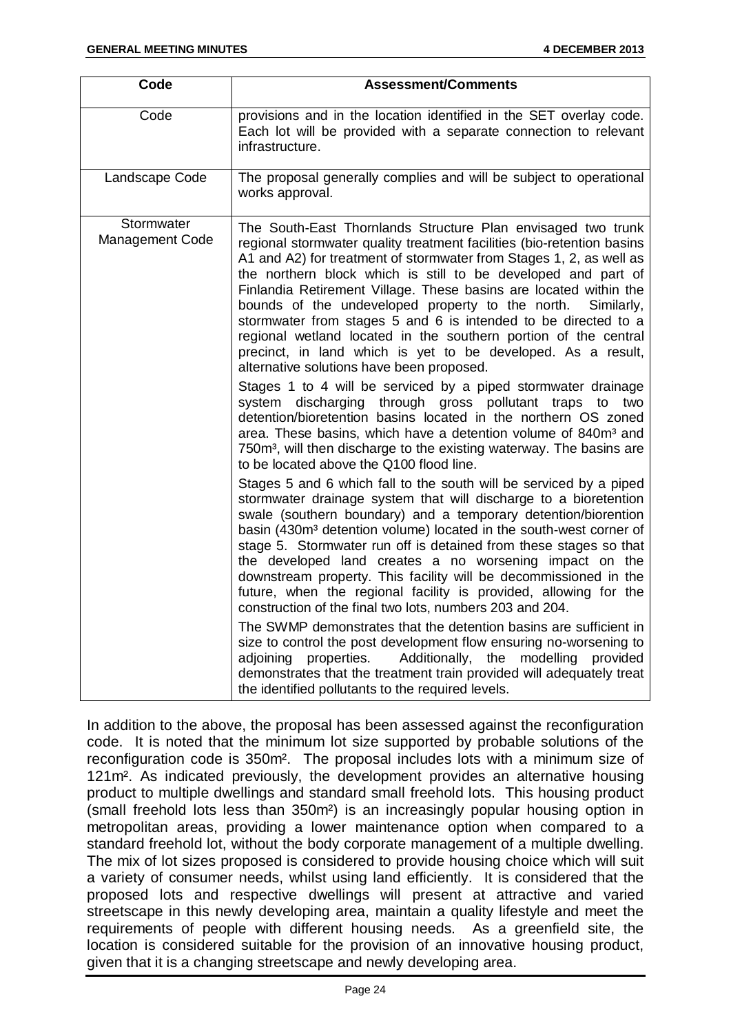| Code | Assessment/Comments |
|---|---|
| Code | provisions and in the location identified in the SET overlay code. Each lot will be provided with a separate connection to relevant infrastructure. |
| Landscape Code | The proposal generally complies and will be subject to operational works approval. |
| Stormwater Management Code | The South-East Thornlands Structure Plan envisaged two trunk regional stormwater quality treatment facilities (bio-retention basins A1 and A2) for treatment of stormwater from Stages 1, 2, as well as the northern block which is still to be developed and part of Finlandia Retirement Village. These basins are located within the bounds of the undeveloped property to the north. Similarly, stormwater from stages 5 and 6 is intended to be directed to a regional wetland located in the southern portion of the central precinct, in land which is yet to be developed. As a result, alternative solutions have been proposed.<br><br>Stages 1 to 4 will be serviced by a piped stormwater drainage system discharging through gross pollutant traps to two detention/bioretention basins located in the northern OS zoned area. These basins, which have a detention volume of 840m³ and 750m³, will then discharge to the existing waterway. The basins are to be located above the Q100 flood line.<br><br>Stages 5 and 6 which fall to the south will be serviced by a piped stormwater drainage system that will discharge to a bioretention swale (southern boundary) and a temporary detention/biorention basin (430m³ detention volume) located in the south-west corner of stage 5. Stormwater run off is detained from these stages so that the developed land creates a no worsening impact on the downstream property. This facility will be decommissioned in the future, when the regional facility is provided, allowing for the construction of the final two lots, numbers 203 and 204.<br><br>The SWMP demonstrates that the detention basins are sufficient in size to control the post development flow ensuring no-worsening to adjoining properties. Additionally, the modelling provided demonstrates that the treatment train provided will adequately treat the identified pollutants to the required levels. |

In addition to the above, the proposal has been assessed against the reconfiguration code. It is noted that the minimum lot size supported by probable solutions of the reconfiguration code is 350m². The proposal includes lots with a minimum size of 121m². As indicated previously, the development provides an alternative housing product to multiple dwellings and standard small freehold lots. This housing product (small freehold lots less than 350m²) is an increasingly popular housing option in metropolitan areas, providing a lower maintenance option when compared to a standard freehold lot, without the body corporate management of a multiple dwelling. The mix of lot sizes proposed is considered to provide housing choice which will suit a variety of consumer needs, whilst using land efficiently. It is considered that the proposed lots and respective dwellings will present at attractive and varied streetscape in this newly developing area, maintain a quality lifestyle and meet the requirements of people with different housing needs. As a greenfield site, the location is considered suitable for the provision of an innovative housing product, given that it is a changing streetscape and newly developing area.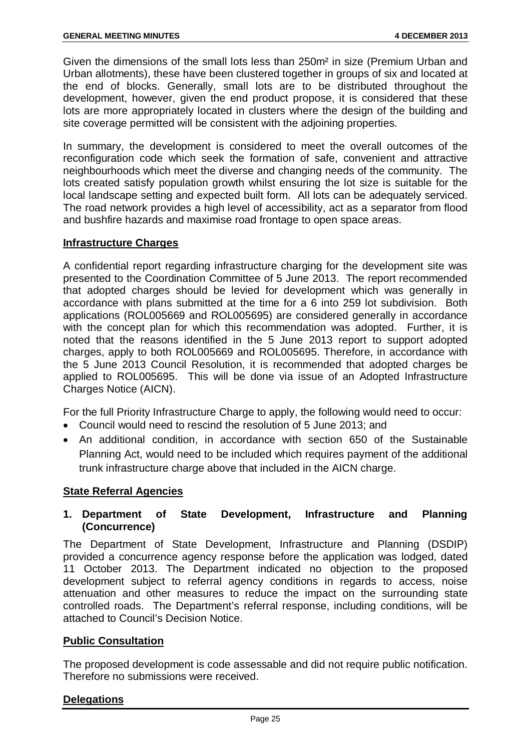Given the dimensions of the small lots less than 250m² in size (Premium Urban and Urban allotments), these have been clustered together in groups of six and located at the end of blocks. Generally, small lots are to be distributed throughout the development, however, given the end product propose, it is considered that these lots are more appropriately located in clusters where the design of the building and site coverage permitted will be consistent with the adjoining properties.

In summary, the development is considered to meet the overall outcomes of the reconfiguration code which seek the formation of safe, convenient and attractive neighbourhoods which meet the diverse and changing needs of the community. The lots created satisfy population growth whilst ensuring the lot size is suitable for the local landscape setting and expected built form. All lots can be adequately serviced. The road network provides a high level of accessibility, act as a separator from flood and bushfire hazards and maximise road frontage to open space areas.

## Infrastructure Charges

A confidential report regarding infrastructure charging for the development site was presented to the Coordination Committee of 5 June 2013. The report recommended that adopted charges should be levied for development which was generally in accordance with plans submitted at the time for a 6 into 259 lot subdivision. Both applications (ROL005669 and ROL005695) are considered generally in accordance with the concept plan for which this recommendation was adopted. Further, it is noted that the reasons identified in the 5 June 2013 report to support adopted charges, apply to both ROL005669 and ROL005695. Therefore, in accordance with the 5 June 2013 Council Resolution, it is recommended that adopted charges be applied to ROL005695. This will be done via issue of an Adopted Infrastructure Charges Notice (AICN).

For the full Priority Infrastructure Charge to apply, the following would need to occur:

- Council would need to rescind the resolution of 5 June 2013; and
- An additional condition, in accordance with section 650 of the Sustainable Planning Act, would need to be included which requires payment of the additional trunk infrastructure charge above that included in the AICN charge.

## State Referral Agencies

### 1. Department of State Development, Infrastructure and Planning (Concurrence)

The Department of State Development, Infrastructure and Planning (DSDIP) provided a concurrence agency response before the application was lodged, dated 11 October 2013. The Department indicated no objection to the proposed development subject to referral agency conditions in regards to access, noise attenuation and other measures to reduce the impact on the surrounding state controlled roads. The Department's referral response, including conditions, will be attached to Council's Decision Notice.

## Public Consultation

The proposed development is code assessable and did not require public notification. Therefore no submissions were received.

## Delegations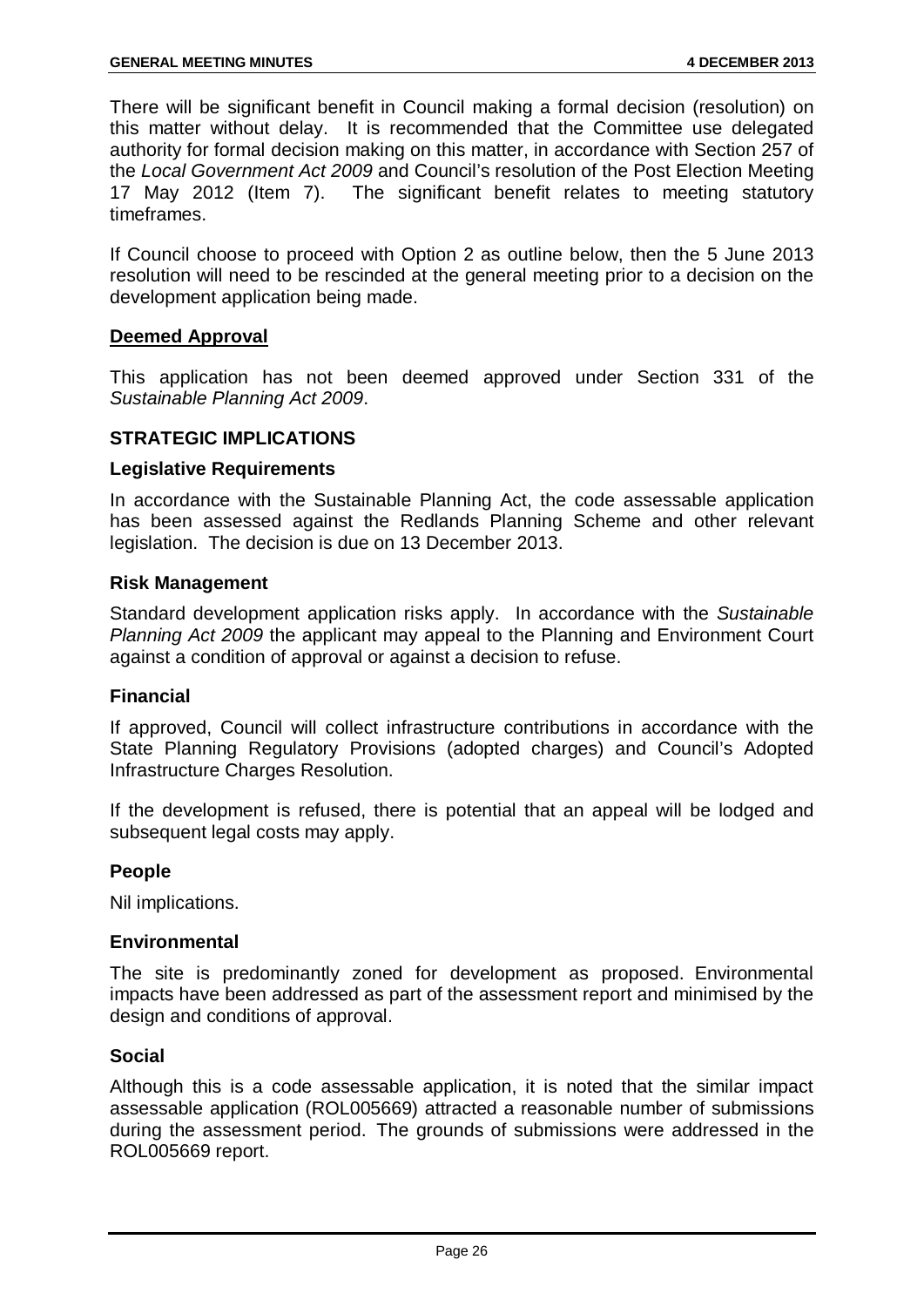There will be significant benefit in Council making a formal decision (resolution) on this matter without delay. It is recommended that the Committee use delegated authority for formal decision making on this matter, in accordance with Section 257 of the *Local Government Act 2009* and Council's resolution of the Post Election Meeting 17 May 2012 (Item 7). The significant benefit relates to meeting statutory timeframes.

If Council choose to proceed with Option 2 as outline below, then the 5 June 2013 resolution will need to be rescinded at the general meeting prior to a decision on the development application being made.

**Deemed Approval**

This application has not been deemed approved under Section 331 of the *Sustainable Planning Act 2009*.

## STRATEGIC IMPLICATIONS

### Legislative Requirements

In accordance with the Sustainable Planning Act, the code assessable application has been assessed against the Redlands Planning Scheme and other relevant legislation. The decision is due on 13 December 2013.

### Risk Management

Standard development application risks apply. In accordance with the *Sustainable Planning Act 2009* the applicant may appeal to the Planning and Environment Court against a condition of approval or against a decision to refuse.

### Financial

If approved, Council will collect infrastructure contributions in accordance with the State Planning Regulatory Provisions (adopted charges) and Council's Adopted Infrastructure Charges Resolution.

If the development is refused, there is potential that an appeal will be lodged and subsequent legal costs may apply.

### People

Nil implications.

### Environmental

The site is predominantly zoned for development as proposed. Environmental impacts have been addressed as part of the assessment report and minimised by the design and conditions of approval.

### Social

Although this is a code assessable application, it is noted that the similar impact assessable application (ROL005669) attracted a reasonable number of submissions during the assessment period. The grounds of submissions were addressed in the ROL005669 report.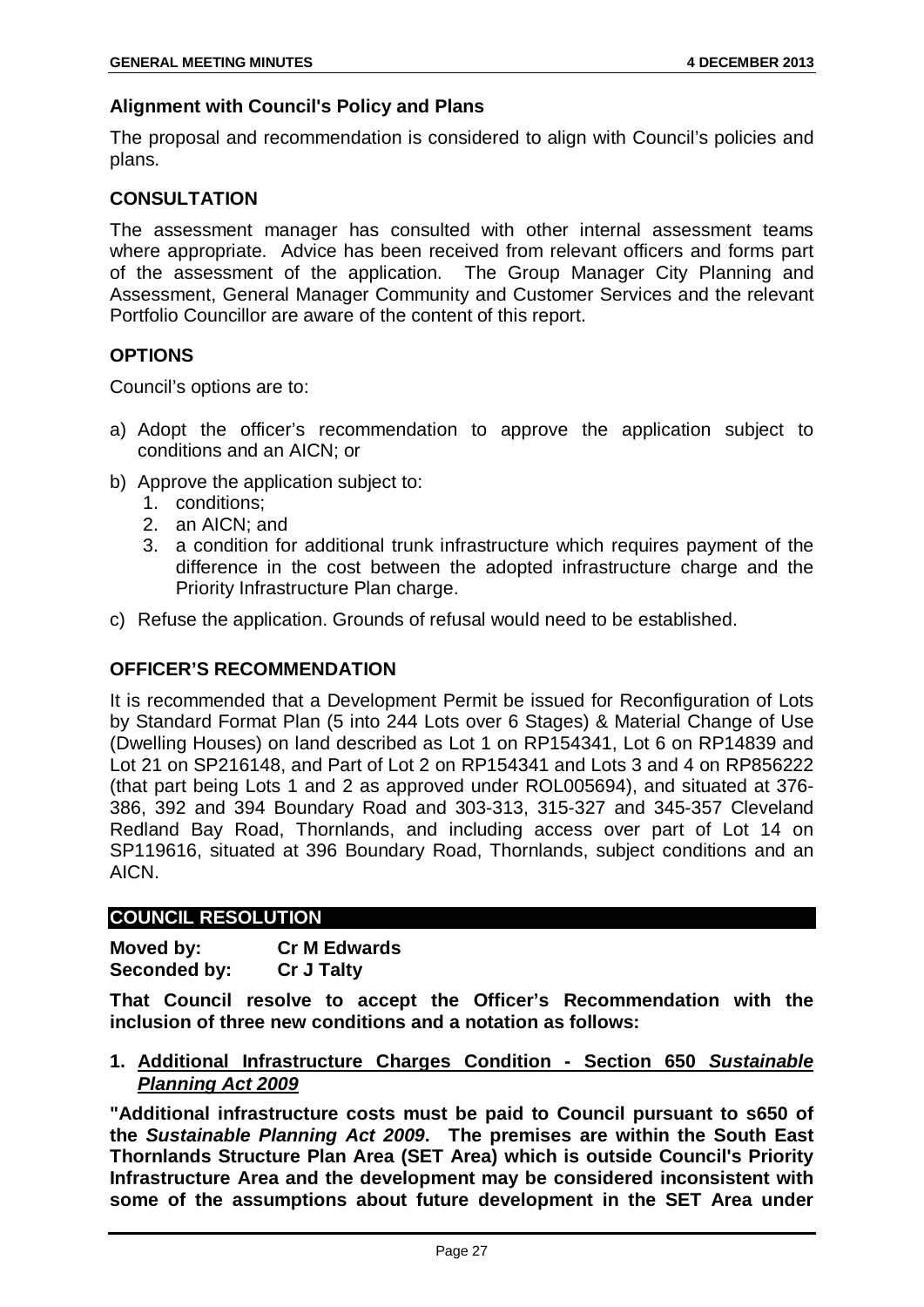**Alignment with Council's Policy and Plans**

The proposal and recommendation is considered to align with Council's policies and plans.

## CONSULTATION

The assessment manager has consulted with other internal assessment teams where appropriate. Advice has been received from relevant officers and forms part of the assessment of the application. The Group Manager City Planning and Assessment, General Manager Community and Customer Services and the relevant Portfolio Councillor are aware of the content of this report.

## OPTIONS

Council's options are to:

a) Adopt the officer's recommendation to approve the application subject to conditions and an AICN; or

b) Approve the application subject to:
   1. conditions;
   2. an AICN; and
   3. a condition for additional trunk infrastructure which requires payment of the difference in the cost between the adopted infrastructure charge and the Priority Infrastructure Plan charge.

c) Refuse the application. Grounds of refusal would need to be established.

## OFFICER'S RECOMMENDATION

It is recommended that a Development Permit be issued for Reconfiguration of Lots by Standard Format Plan (5 into 244 Lots over 6 Stages) & Material Change of Use (Dwelling Houses) on land described as Lot 1 on RP154341, Lot 6 on RP14839 and Lot 21 on SP216148, and Part of Lot 2 on RP154341 and Lots 3 and 4 on RP856222 (that part being Lots 1 and 2 as approved under ROL005694), and situated at 376-386, 392 and 394 Boundary Road and 303-313, 315-327 and 345-357 Cleveland Redland Bay Road, Thornlands, and including access over part of Lot 14 on SP119616, situated at 396 Boundary Road, Thornlands, subject conditions and an AICN.

## COUNCIL RESOLUTION

**Moved by:** **Cr M Edwards**
**Seconded by:** **Cr J Talty**

**That Council resolve to accept the Officer's Recommendation with the inclusion of three new conditions and a notation as follows:**

**1. Additional Infrastructure Charges Condition - Section 650 *Sustainable Planning Act 2009***

**"Additional infrastructure costs must be paid to Council pursuant to s650 of the *Sustainable Planning Act 2009*. The premises are within the South East Thornlands Structure Plan Area (SET Area) which is outside Council's Priority Infrastructure Area and the development may be considered inconsistent with some of the assumptions about future development in the SET Area under**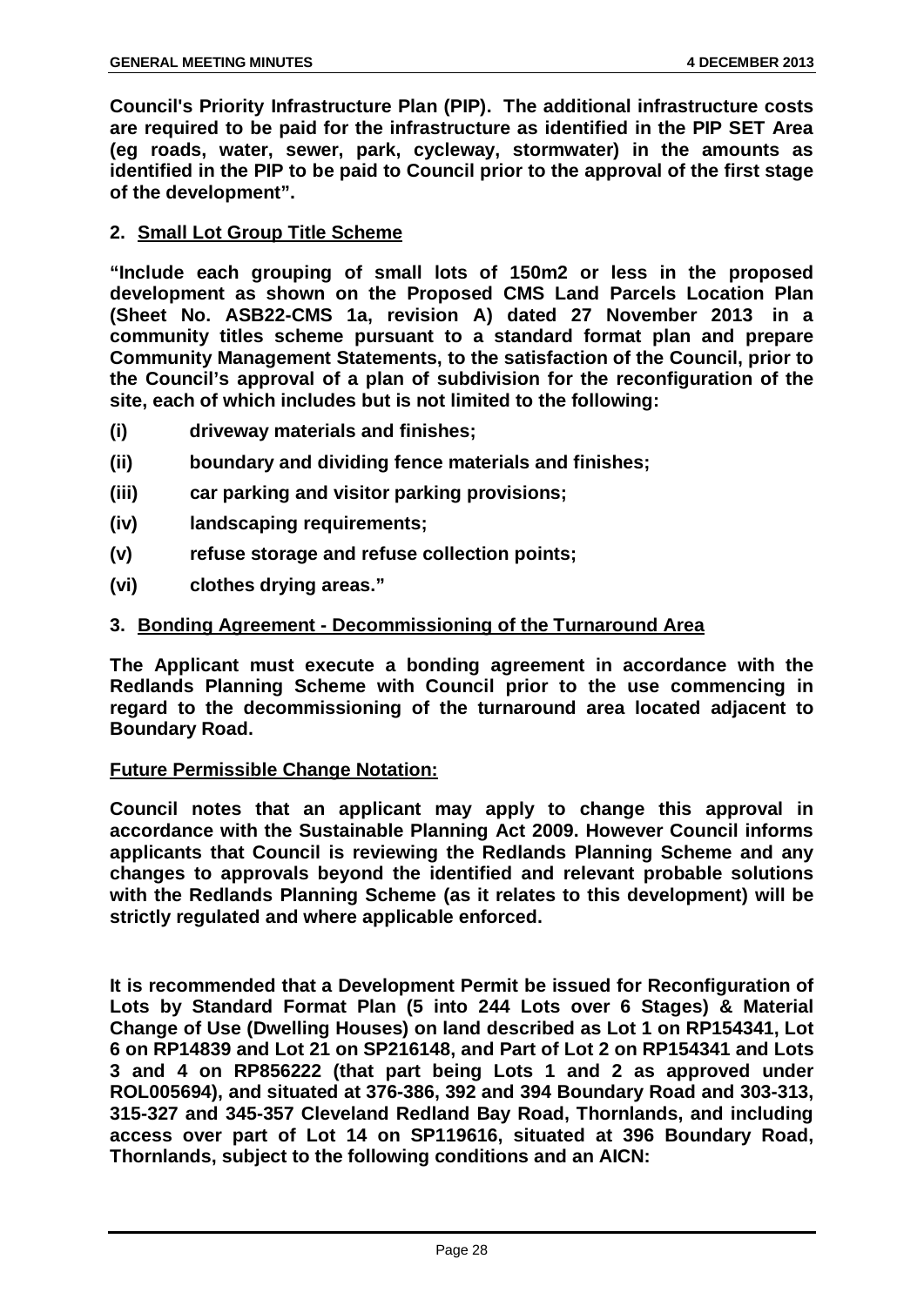**Council's Priority Infrastructure Plan (PIP). The additional infrastructure costs are required to be paid for the infrastructure as identified in the PIP SET Area (eg roads, water, sewer, park, cycleway, stormwater) in the amounts as identified in the PIP to be paid to Council prior to the approval of the first stage of the development".**

**2. <u>Small Lot Group Title Scheme</u>**

**"Include each grouping of small lots of 150m2 or less in the proposed development as shown on the Proposed CMS Land Parcels Location Plan (Sheet No. ASB22-CMS 1a, revision A) dated 27 November 2013 in a community titles scheme pursuant to a standard format plan and prepare Community Management Statements, to the satisfaction of the Council, prior to the Council's approval of a plan of subdivision for the reconfiguration of the site, each of which includes but is not limited to the following:**

- **(i) driveway materials and finishes;**
- **(ii) boundary and dividing fence materials and finishes;**
- **(iii) car parking and visitor parking provisions;**
- **(iv) landscaping requirements;**
- **(v) refuse storage and refuse collection points;**
- **(vi) clothes drying areas."**

**3. <u>Bonding Agreement - Decommissioning of the Turnaround Area</u>**

**The Applicant must execute a bonding agreement in accordance with the Redlands Planning Scheme with Council prior to the use commencing in regard to the decommissioning of the turnaround area located adjacent to Boundary Road.**

**<u>Future Permissible Change Notation:</u>**

**Council notes that an applicant may apply to change this approval in accordance with the Sustainable Planning Act 2009. However Council informs applicants that Council is reviewing the Redlands Planning Scheme and any changes to approvals beyond the identified and relevant probable solutions with the Redlands Planning Scheme (as it relates to this development) will be strictly regulated and where applicable enforced.**

**It is recommended that a Development Permit be issued for Reconfiguration of Lots by Standard Format Plan (5 into 244 Lots over 6 Stages) & Material Change of Use (Dwelling Houses) on land described as Lot 1 on RP154341, Lot 6 on RP14839 and Lot 21 on SP216148, and Part of Lot 2 on RP154341 and Lots 3 and 4 on RP856222 (that part being Lots 1 and 2 as approved under ROL005694), and situated at 376-386, 392 and 394 Boundary Road and 303-313, 315-327 and 345-357 Cleveland Redland Bay Road, Thornlands, and including access over part of Lot 14 on SP119616, situated at 396 Boundary Road, Thornlands, subject to the following conditions and an AICN:**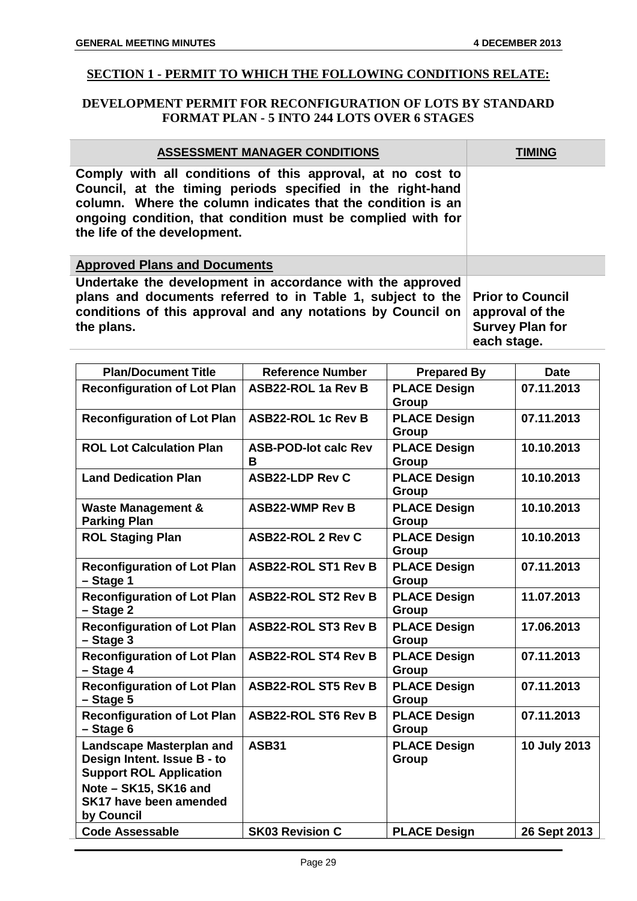## SECTION 1 - PERMIT TO WHICH THE FOLLOWING CONDITIONS RELATE:

### DEVELOPMENT PERMIT FOR RECONFIGURATION OF LOTS BY STANDARD FORMAT PLAN - 5 INTO 244 LOTS OVER 6 STAGES

| ASSESSMENT MANAGER CONDITIONS | TIMING |
|---|---|
| **Comply with all conditions of this approval, at no cost to Council, at the timing periods specified in the right-hand column. Where the column indicates that the condition is an ongoing condition, that condition must be complied with for the life of the development.** | |
| **Approved Plans and Documents** | |
| **Undertake the development in accordance with the approved plans and documents referred to in Table 1, subject to the conditions of this approval and any notations by Council on the plans.** | **Prior to Council approval of the Survey Plan for each stage.** |

| Plan/Document Title | Reference Number | Prepared By | Date |
|---|---|---|---|
| Reconfiguration of Lot Plan | ASB22-ROL 1a Rev B | PLACE Design Group | 07.11.2013 |
| Reconfiguration of Lot Plan | ASB22-ROL 1c Rev B | PLACE Design Group | 07.11.2013 |
| ROL Lot Calculation Plan | ASB-POD-lot calc Rev B | PLACE Design Group | 10.10.2013 |
| Land Dedication Plan | ASB22-LDP Rev C | PLACE Design Group | 10.10.2013 |
| Waste Management & Parking Plan | ASB22-WMP Rev B | PLACE Design Group | 10.10.2013 |
| ROL Staging Plan | ASB22-ROL 2 Rev C | PLACE Design Group | 10.10.2013 |
| Reconfiguration of Lot Plan – Stage 1 | ASB22-ROL ST1 Rev B | PLACE Design Group | 07.11.2013 |
| Reconfiguration of Lot Plan – Stage 2 | ASB22-ROL ST2 Rev B | PLACE Design Group | 11.07.2013 |
| Reconfiguration of Lot Plan – Stage 3 | ASB22-ROL ST3 Rev B | PLACE Design Group | 17.06.2013 |
| Reconfiguration of Lot Plan – Stage 4 | ASB22-ROL ST4 Rev B | PLACE Design Group | 07.11.2013 |
| Reconfiguration of Lot Plan – Stage 5 | ASB22-ROL ST5 Rev B | PLACE Design Group | 07.11.2013 |
| Reconfiguration of Lot Plan – Stage 6 | ASB22-ROL ST6 Rev B | PLACE Design Group | 07.11.2013 |
| Landscape Masterplan and Design Intent. Issue B - to Support ROL Application Note – SK15, SK16 and SK17 have been amended by Council | ASB31 | PLACE Design Group | 10 July 2013 |
| Code Assessable | SK03 Revision C | PLACE Design | 26 Sept 2013 |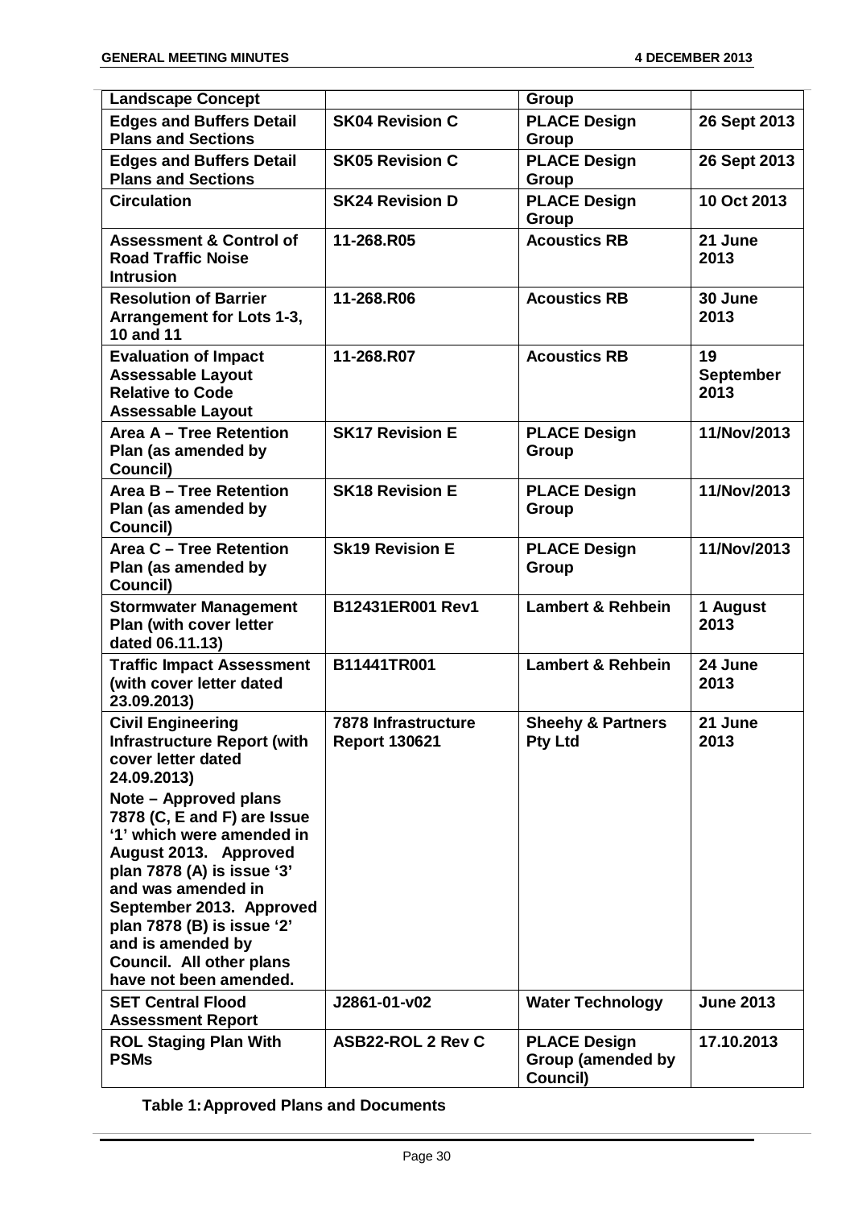| Landscape Concept | | Group | |
|---|---|---|---|
| **Edges and Buffers Detail Plans and Sections** | **SK04 Revision C** | **PLACE Design Group** | **26 Sept 2013** |
| **Edges and Buffers Detail Plans and Sections** | **SK05 Revision C** | **PLACE Design Group** | **26 Sept 2013** |
| **Circulation** | **SK24 Revision D** | **PLACE Design Group** | **10 Oct 2013** |
| **Assessment & Control of Road Traffic Noise Intrusion** | **11-268.R05** | **Acoustics RB** | **21 June 2013** |
| **Resolution of Barrier Arrangement for Lots 1-3, 10 and 11** | **11-268.R06** | **Acoustics RB** | **30 June 2013** |
| **Evaluation of Impact Assessable Layout Relative to Code Assessable Layout** | **11-268.R07** | **Acoustics RB** | **19 September 2013** |
| **Area A – Tree Retention Plan (as amended by Council)** | **SK17 Revision E** | **PLACE Design Group** | **11/Nov/2013** |
| **Area B – Tree Retention Plan (as amended by Council)** | **SK18 Revision E** | **PLACE Design Group** | **11/Nov/2013** |
| **Area C – Tree Retention Plan (as amended by Council)** | **Sk19 Revision E** | **PLACE Design Group** | **11/Nov/2013** |
| **Stormwater Management Plan (with cover letter dated 06.11.13)** | **B12431ER001 Rev1** | **Lambert & Rehbein** | **1 August 2013** |
| **Traffic Impact Assessment (with cover letter dated 23.09.2013)** | **B11441TR001** | **Lambert & Rehbein** | **24 June 2013** |
| **Civil Engineering Infrastructure Report (with cover letter dated 24.09.2013)**<br><br>**Note – Approved plans 7878 (C, E and F) are Issue '1' which were amended in August 2013. Approved plan 7878 (A) is issue '3' and was amended in September 2013. Approved plan 7878 (B) is issue '2' and is amended by Council. All other plans have not been amended.** | **7878 Infrastructure Report 130621** | **Sheehy & Partners Pty Ltd** | **21 June 2013** |
| **SET Central Flood Assessment Report** | **J2861-01-v02** | **Water Technology** | **June 2013** |
| **ROL Staging Plan With PSMs** | **ASB22-ROL 2 Rev C** | **PLACE Design Group (amended by Council)** | **17.10.2013** |

**Table 1: Approved Plans and Documents**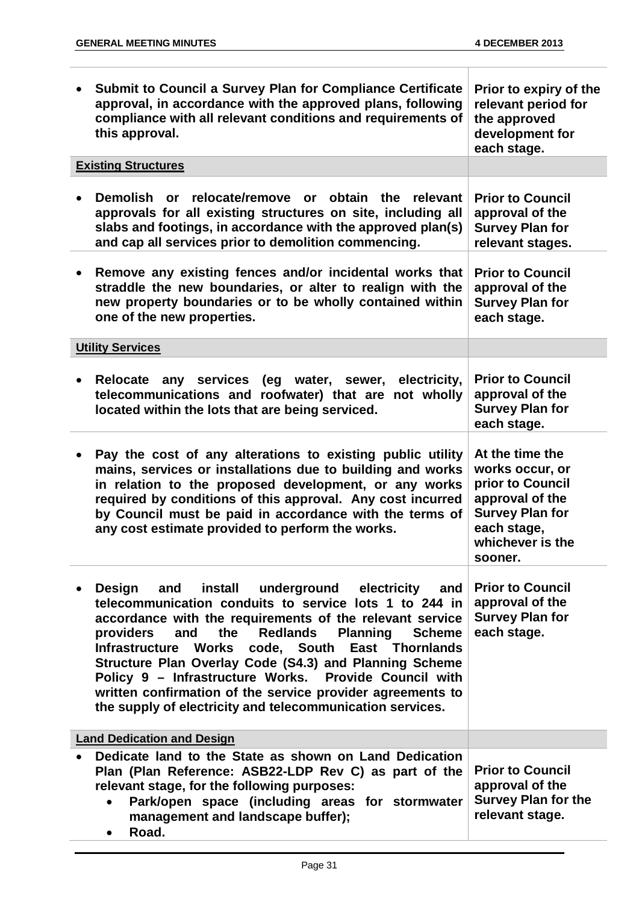| | |
|---|---|
| • **Submit to Council a Survey Plan for Compliance Certificate approval, in accordance with the approved plans, following compliance with all relevant conditions and requirements of this approval.** | **Prior to expiry of the relevant period for the approved development for each stage.** |
| **<u>Existing Structures</u>** | |
| • **Demolish or relocate/remove or obtain the relevant approvals for all existing structures on site, including all slabs and footings, in accordance with the approved plan(s) and cap all services prior to demolition commencing.** | **Prior to Council approval of the Survey Plan for relevant stages.** |
| • **Remove any existing fences and/or incidental works that straddle the new boundaries, or alter to realign with the new property boundaries or to be wholly contained within one of the new properties.** | **Prior to Council approval of the Survey Plan for each stage.** |
| **<u>Utility Services</u>** | |
| • **Relocate any services (eg water, sewer, electricity, telecommunications and roofwater) that are not wholly located within the lots that are being serviced.** | **Prior to Council approval of the Survey Plan for each stage.** |
| • **Pay the cost of any alterations to existing public utility mains, services or installations due to building and works in relation to the proposed development, or any works required by conditions of this approval. Any cost incurred by Council must be paid in accordance with the terms of any cost estimate provided to perform the works.** | **At the time the works occur, or prior to Council approval of the Survey Plan for each stage, whichever is the sooner.** |
| • **Design and install underground electricity and telecommunication conduits to service lots 1 to 244 in accordance with the requirements of the relevant service providers and the Redlands Planning Scheme Infrastructure Works code, South East Thornlands Structure Plan Overlay Code (S4.3) and Planning Scheme Policy 9 – Infrastructure Works. Provide Council with written confirmation of the service provider agreements to the supply of electricity and telecommunication services.** | **Prior to Council approval of the Survey Plan for each stage.** |
| **<u>Land Dedication and Design</u>** | |
| • **Dedicate land to the State as shown on Land Dedication Plan (Plan Reference: ASB22-LDP Rev C) as part of the relevant stage, for the following purposes:**<br>  ◦ **Park/open space (including areas for stormwater management and landscape buffer);**<br>  ◦ **Road.** | **Prior to Council approval of the Survey Plan for the relevant stage.** |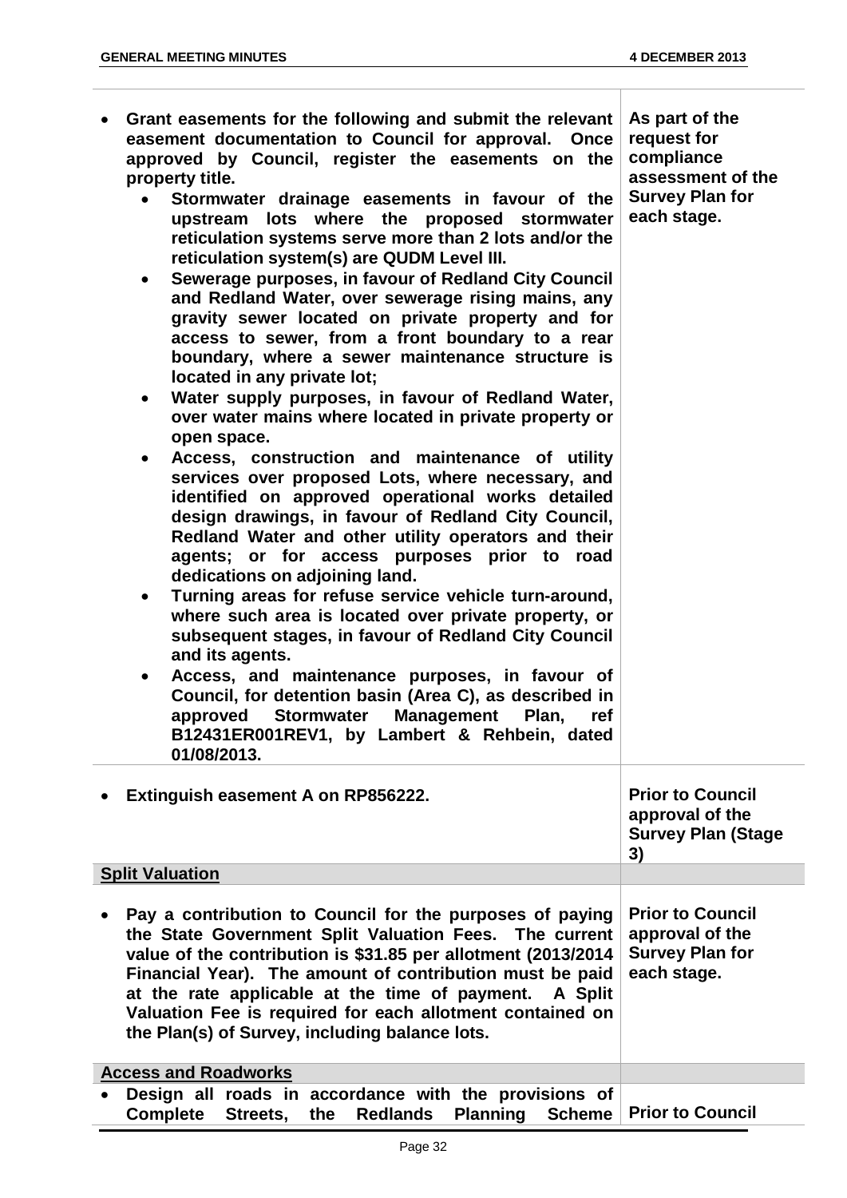| | |
|---|---|
| • **Grant easements for the following and submit the relevant easement documentation to Council for approval. Once approved by Council, register the easements on the property title.**<br>  • **Stormwater drainage easements in favour of the upstream lots where the proposed stormwater reticulation systems serve more than 2 lots and/or the reticulation system(s) are QUDM Level III.**<br>  • **Sewerage purposes, in favour of Redland City Council and Redland Water, over sewerage rising mains, any gravity sewer located on private property and for access to sewer, from a front boundary to a rear boundary, where a sewer maintenance structure is located in any private lot;**<br>  • **Water supply purposes, in favour of Redland Water, over water mains where located in private property or open space.**<br>  • **Access, construction and maintenance of utility services over proposed Lots, where necessary, and identified on approved operational works detailed design drawings, in favour of Redland City Council, Redland Water and other utility operators and their agents; or for access purposes prior to road dedications on adjoining land.**<br>  • **Turning areas for refuse service vehicle turn-around, where such area is located over private property, or subsequent stages, in favour of Redland City Council and its agents.**<br>  • **Access, and maintenance purposes, in favour of Council, for detention basin (Area C), as described in approved Stormwater Management Plan, ref B12431ER001REV1, by Lambert & Rehbein, dated 01/08/2013.** | **As part of the request for compliance assessment of the Survey Plan for each stage.** |
| • **Extinguish easement A on RP856222.** | **Prior to Council approval of the Survey Plan (Stage 3)** |
| **Split Valuation** | |
| • **Pay a contribution to Council for the purposes of paying the State Government Split Valuation Fees. The current value of the contribution is $31.85 per allotment (2013/2014 Financial Year). The amount of contribution must be paid at the rate applicable at the time of payment. A Split Valuation Fee is required for each allotment contained on the Plan(s) of Survey, including balance lots.** | **Prior to Council approval of the Survey Plan for each stage.** |
| **Access and Roadworks** | |
| • **Design all roads in accordance with the provisions of Complete Streets, the Redlands Planning Scheme** | **Prior to Council** |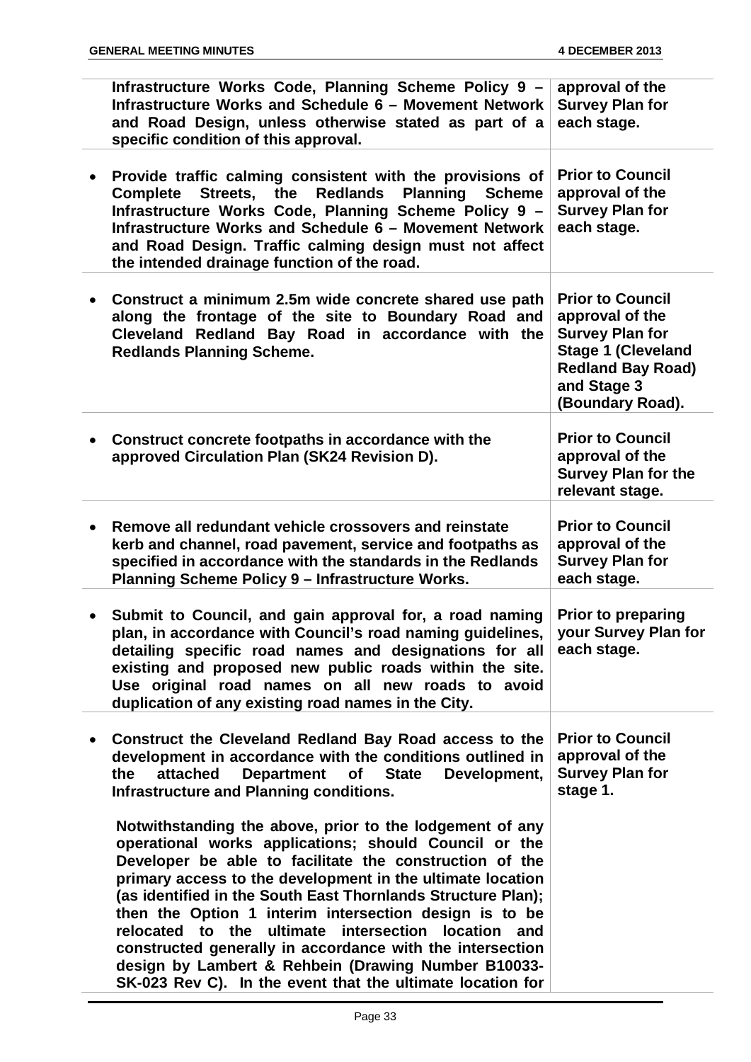| | |
|---|---|
| **Infrastructure Works Code, Planning Scheme Policy 9 – Infrastructure Works and Schedule 6 – Movement Network and Road Design, unless otherwise stated as part of a specific condition of this approval.** | **approval of the Survey Plan for each stage.** |
| • **Provide traffic calming consistent with the provisions of Complete Streets, the Redlands Planning Scheme Infrastructure Works Code, Planning Scheme Policy 9 – Infrastructure Works and Schedule 6 – Movement Network and Road Design. Traffic calming design must not affect the intended drainage function of the road.** | **Prior to Council approval of the Survey Plan for each stage.** |
| • **Construct a minimum 2.5m wide concrete shared use path along the frontage of the site to Boundary Road and Cleveland Redland Bay Road in accordance with the Redlands Planning Scheme.** | **Prior to Council approval of the Survey Plan for Stage 1 (Cleveland Redland Bay Road) and Stage 3 (Boundary Road).** |
| • **Construct concrete footpaths in accordance with the approved Circulation Plan (SK24 Revision D).** | **Prior to Council approval of the Survey Plan for the relevant stage.** |
| • **Remove all redundant vehicle crossovers and reinstate kerb and channel, road pavement, service and footpaths as specified in accordance with the standards in the Redlands Planning Scheme Policy 9 – Infrastructure Works.** | **Prior to Council approval of the Survey Plan for each stage.** |
| • **Submit to Council, and gain approval for, a road naming plan, in accordance with Council's road naming guidelines, detailing specific road names and designations for all existing and proposed new public roads within the site. Use original road names on all new roads to avoid duplication of any existing road names in the City.** | **Prior to preparing your Survey Plan for each stage.** |
| • **Construct the Cleveland Redland Bay Road access to the development in accordance with the conditions outlined in the attached Department of State Development, Infrastructure and Planning conditions.**<br><br>**Notwithstanding the above, prior to the lodgement of any operational works applications; should Council or the Developer be able to facilitate the construction of the primary access to the development in the ultimate location (as identified in the South East Thornlands Structure Plan); then the Option 1 interim intersection design is to be relocated to the ultimate intersection location and constructed generally in accordance with the intersection design by Lambert & Rehbein (Drawing Number B10033-SK-023 Rev C). In the event that the ultimate location for** | **Prior to Council approval of the Survey Plan for stage 1.** |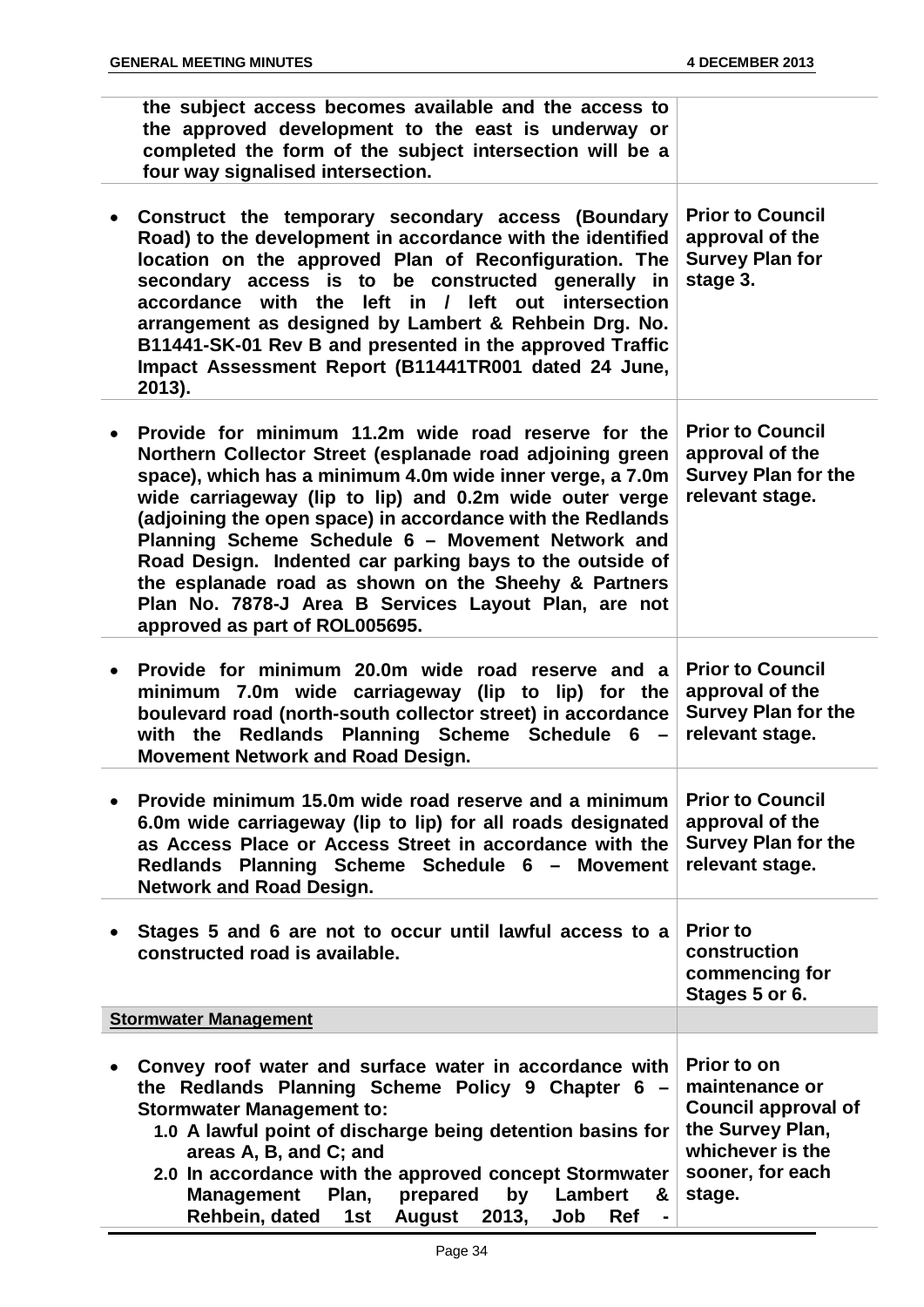| | |
|---|---|
| **the subject access becomes available and the access to the approved development to the east is underway or completed the form of the subject intersection will be a four way signalised intersection.** | |
| • **Construct the temporary secondary access (Boundary Road) to the development in accordance with the identified location on the approved Plan of Reconfiguration. The secondary access is to be constructed generally in accordance with the left in / left out intersection arrangement as designed by Lambert & Rehbein Drg. No. B11441-SK-01 Rev B and presented in the approved Traffic Impact Assessment Report (B11441TR001 dated 24 June, 2013).** | **Prior to Council approval of the Survey Plan for stage 3.** |
| • **Provide for minimum 11.2m wide road reserve for the Northern Collector Street (esplanade road adjoining green space), which has a minimum 4.0m wide inner verge, a 7.0m wide carriageway (lip to lip) and 0.2m wide outer verge (adjoining the open space) in accordance with the Redlands Planning Scheme Schedule 6 – Movement Network and Road Design. Indented car parking bays to the outside of the esplanade road as shown on the Sheehy & Partners Plan No. 7878-J Area B Services Layout Plan, are not approved as part of ROL005695.** | **Prior to Council approval of the Survey Plan for the relevant stage.** |
| • **Provide for minimum 20.0m wide road reserve and a minimum 7.0m wide carriageway (lip to lip) for the boulevard road (north-south collector street) in accordance with the Redlands Planning Scheme Schedule 6 – Movement Network and Road Design.** | **Prior to Council approval of the Survey Plan for the relevant stage.** |
| • **Provide minimum 15.0m wide road reserve and a minimum 6.0m wide carriageway (lip to lip) for all roads designated as Access Place or Access Street in accordance with the Redlands Planning Scheme Schedule 6 – Movement Network and Road Design.** | **Prior to Council approval of the Survey Plan for the relevant stage.** |
| • **Stages 5 and 6 are not to occur until lawful access to a constructed road is available.** | **Prior to construction commencing for Stages 5 or 6.** |
| **Stormwater Management** | |
| • **Convey roof water and surface water in accordance with the Redlands Planning Scheme Policy 9 Chapter 6 – Stormwater Management to:**<br>**1.0 A lawful point of discharge being detention basins for areas A, B, and C; and**<br>**2.0 In accordance with the approved concept Stormwater Management Plan, prepared by Lambert & Rehbein, dated 1st August 2013, Job Ref -** | **Prior to on maintenance or Council approval of the Survey Plan, whichever is the sooner, for each stage.** |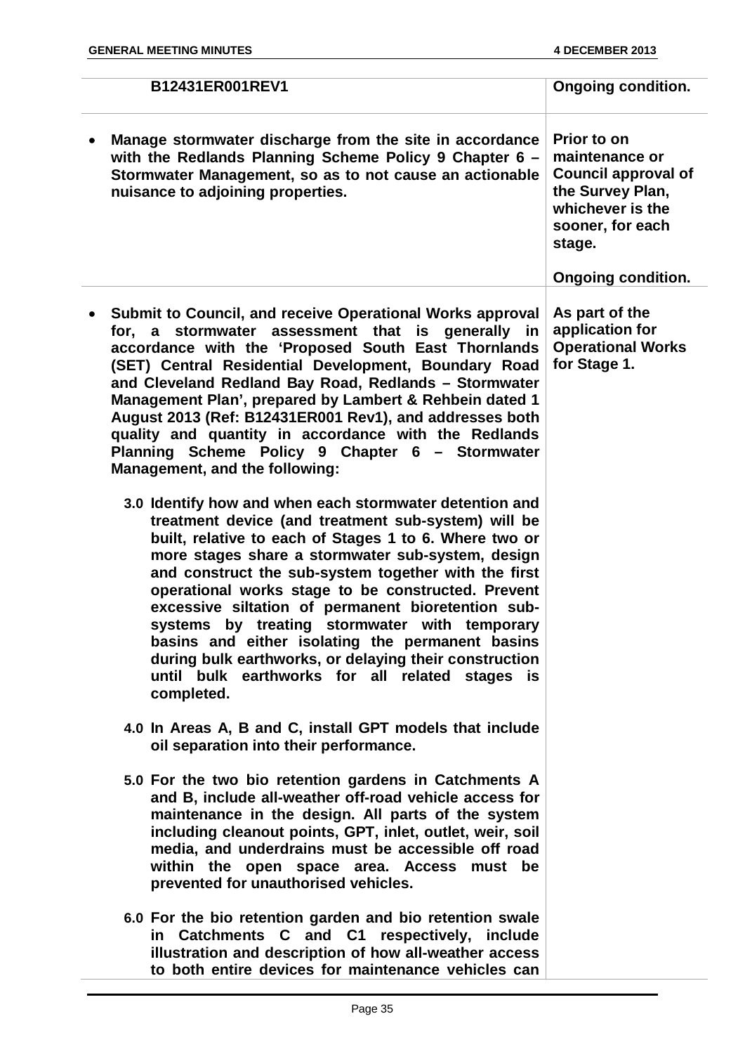| | |
|---|---|
| **B12431ER001REV1** | **Ongoing condition.** |
| • **Manage stormwater discharge from the site in accordance with the Redlands Planning Scheme Policy 9 Chapter 6 – Stormwater Management, so as to not cause an actionable nuisance to adjoining properties.** | **Prior to on maintenance or Council approval of the Survey Plan, whichever is the sooner, for each stage.**<br><br>**Ongoing condition.** |
| • **Submit to Council, and receive Operational Works approval for, a stormwater assessment that is generally in accordance with the 'Proposed South East Thornlands (SET) Central Residential Development, Boundary Road and Cleveland Redland Bay Road, Redlands – Stormwater Management Plan', prepared by Lambert & Rehbein dated 1 August 2013 (Ref: B12431ER001 Rev1), and addresses both quality and quantity in accordance with the Redlands Planning Scheme Policy 9 Chapter 6 – Stormwater Management, and the following:**<br><br>**3.0 Identify how and when each stormwater detention and treatment device (and treatment sub-system) will be built, relative to each of Stages 1 to 6. Where two or more stages share a stormwater sub-system, design and construct the sub-system together with the first operational works stage to be constructed. Prevent excessive siltation of permanent bioretention sub-systems by treating stormwater with temporary basins and either isolating the permanent basins during bulk earthworks, or delaying their construction until bulk earthworks for all related stages is completed.**<br><br>**4.0 In Areas A, B and C, install GPT models that include oil separation into their performance.**<br><br>**5.0 For the two bio retention gardens in Catchments A and B, include all-weather off-road vehicle access for maintenance in the design. All parts of the system including cleanout points, GPT, inlet, outlet, weir, soil media, and underdrains must be accessible off road within the open space area. Access must be prevented for unauthorised vehicles.**<br><br>**6.0 For the bio retention garden and bio retention swale in Catchments C and C1 respectively, include illustration and description of how all-weather access to both entire devices for maintenance vehicles can** | **As part of the application for Operational Works for Stage 1.** |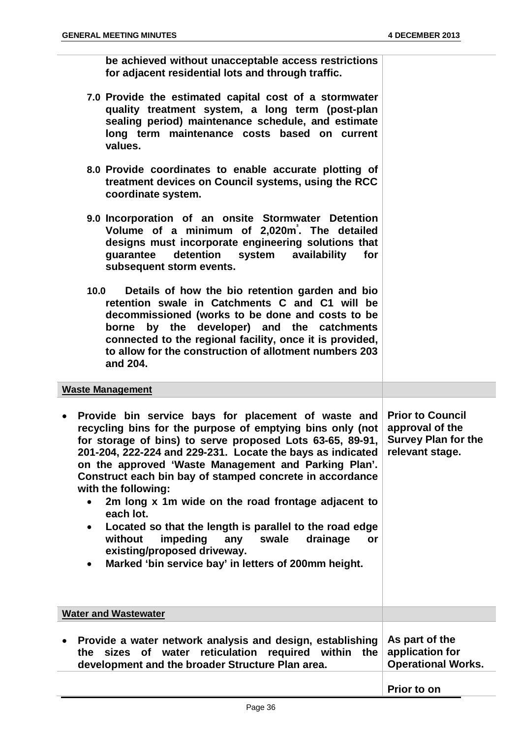| | |
|---|---|
| **be achieved without unacceptable access restrictions for adjacent residential lots and through traffic.**<br><br>**7.0 Provide the estimated capital cost of a stormwater quality treatment system, a long term (post-plan sealing period) maintenance schedule, and estimate long term maintenance costs based on current values.**<br><br>**8.0 Provide coordinates to enable accurate plotting of treatment devices on Council systems, using the RCC coordinate system.**<br><br>**9.0 Incorporation of an onsite Stormwater Detention Volume of a minimum of 2,020m³. The detailed designs must incorporate engineering solutions that guarantee detention system availability for subsequent storm events.**<br><br>**10.0 Details of how the bio retention garden and bio retention swale in Catchments C and C1 will be decommissioned (works to be done and costs to be borne by the developer) and the catchments connected to the regional facility, once it is provided, to allow for the construction of allotment numbers 203 and 204.** | |
| **<u>Waste Management</u>** | |
| • **Provide bin service bays for placement of waste and recycling bins for the purpose of emptying bins only (not for storage of bins) to serve proposed Lots 63-65, 89-91, 201-204, 222-224 and 229-231. Locate the bays as indicated on the approved 'Waste Management and Parking Plan'. Construct each bin bay of stamped concrete in accordance with the following:**<br>&nbsp;&nbsp;• **2m long x 1m wide on the road frontage adjacent to each lot.**<br>&nbsp;&nbsp;• **Located so that the length is parallel to the road edge without impeding any swale drainage or existing/proposed driveway.**<br>&nbsp;&nbsp;• **Marked 'bin service bay' in letters of 200mm height.** | **Prior to Council approval of the Survey Plan for the relevant stage.** |
| **<u>Water and Wastewater</u>** | |
| • **Provide a water network analysis and design, establishing the sizes of water reticulation required within the development and the broader Structure Plan area.** | **As part of the application for Operational Works.** |
| | **Prior to on** |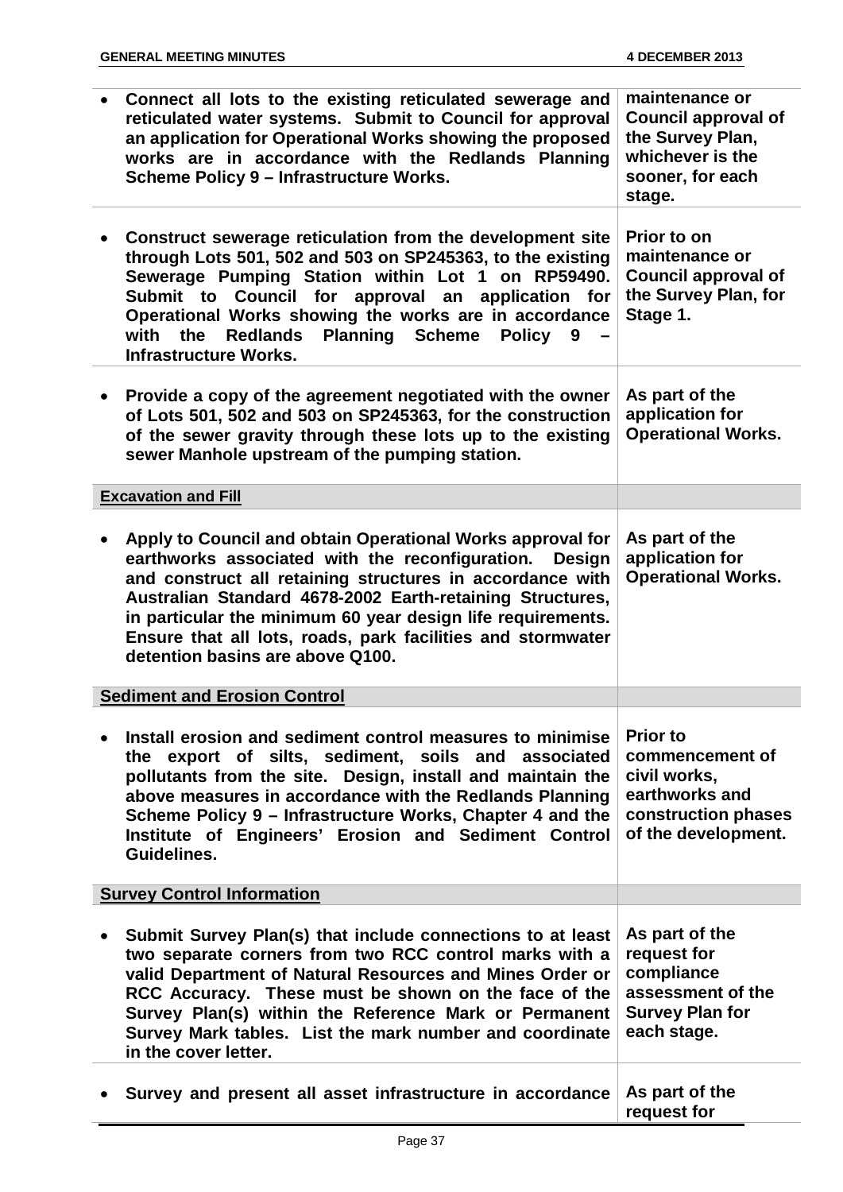| | |
|---|---|
| • **Connect all lots to the existing reticulated sewerage and reticulated water systems. Submit to Council for approval an application for Operational Works showing the proposed works are in accordance with the Redlands Planning Scheme Policy 9 – Infrastructure Works.** | **maintenance or Council approval of the Survey Plan, whichever is the sooner, for each stage.** |
| • **Construct sewerage reticulation from the development site through Lots 501, 502 and 503 on SP245363, to the existing Sewerage Pumping Station within Lot 1 on RP59490. Submit to Council for approval an application for Operational Works showing the works are in accordance with the Redlands Planning Scheme Policy 9 – Infrastructure Works.** | **Prior to on maintenance or Council approval of the Survey Plan, for Stage 1.** |
| • **Provide a copy of the agreement negotiated with the owner of Lots 501, 502 and 503 on SP245363, for the construction of the sewer gravity through these lots up to the existing sewer Manhole upstream of the pumping station.** | **As part of the application for Operational Works.** |
| **<u>Excavation and Fill</u>** | |
| • **Apply to Council and obtain Operational Works approval for earthworks associated with the reconfiguration. Design and construct all retaining structures in accordance with Australian Standard 4678-2002 Earth-retaining Structures, in particular the minimum 60 year design life requirements. Ensure that all lots, roads, park facilities and stormwater detention basins are above Q100.** | **As part of the application for Operational Works.** |
| **<u>Sediment and Erosion Control</u>** | |
| • **Install erosion and sediment control measures to minimise the export of silts, sediment, soils and associated pollutants from the site. Design, install and maintain the above measures in accordance with the Redlands Planning Scheme Policy 9 – Infrastructure Works, Chapter 4 and the Institute of Engineers' Erosion and Sediment Control Guidelines.** | **Prior to commencement of civil works, earthworks and construction phases of the development.** |
| **<u>Survey Control Information</u>** | |
| • **Submit Survey Plan(s) that include connections to at least two separate corners from two RCC control marks with a valid Department of Natural Resources and Mines Order or RCC Accuracy. These must be shown on the face of the Survey Plan(s) within the Reference Mark or Permanent Survey Mark tables. List the mark number and coordinate in the cover letter.** | **As part of the request for compliance assessment of the Survey Plan for each stage.** |
| • **Survey and present all asset infrastructure in accordance** | **As part of the request for** |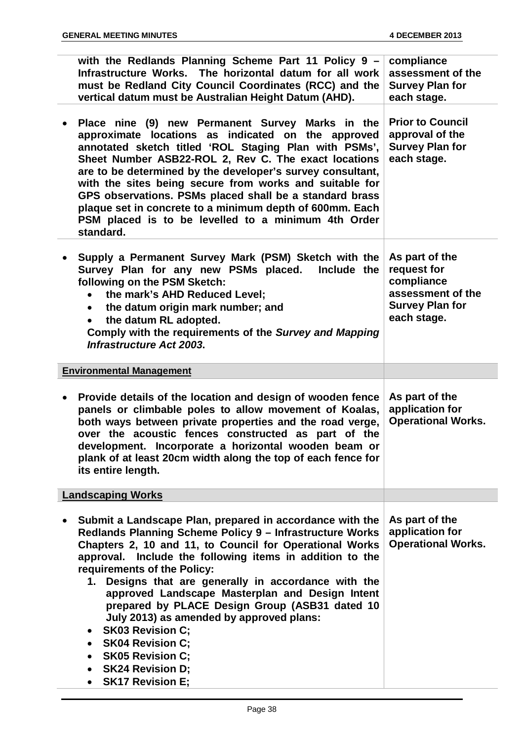| | |
|---|---|
| **with the Redlands Planning Scheme Part 11 Policy 9 – Infrastructure Works. The horizontal datum for all work must be Redland City Council Coordinates (RCC) and the vertical datum must be Australian Height Datum (AHD).** | **compliance assessment of the Survey Plan for each stage.** |
| • **Place nine (9) new Permanent Survey Marks in the approximate locations as indicated on the approved annotated sketch titled 'ROL Staging Plan with PSMs', Sheet Number ASB22-ROL 2, Rev C. The exact locations are to be determined by the developer's survey consultant, with the sites being secure from works and suitable for GPS observations. PSMs placed shall be a standard brass plaque set in concrete to a minimum depth of 600mm. Each PSM placed is to be levelled to a minimum 4th Order standard.** | **Prior to Council approval of the Survey Plan for each stage.** |
| • **Supply a Permanent Survey Mark (PSM) Sketch with the Survey Plan for any new PSMs placed. Include the following on the PSM Sketch:**<br>• **the mark's AHD Reduced Level;**<br>• **the datum origin mark number; and**<br>• **the datum RL adopted.**<br>**Comply with the requirements of the *Survey and Mapping Infrastructure Act 2003*.** | **As part of the request for compliance assessment of the Survey Plan for each stage.** |
| **<u>Environmental Management</u>** | |
| • **Provide details of the location and design of wooden fence panels or climbable poles to allow movement of Koalas, both ways between private properties and the road verge, over the acoustic fences constructed as part of the development. Incorporate a horizontal wooden beam or plank of at least 20cm width along the top of each fence for its entire length.** | **As part of the application for Operational Works.** |
| **<u>Landscaping Works</u>** | |
| • **Submit a Landscape Plan, prepared in accordance with the Redlands Planning Scheme Policy 9 – Infrastructure Works Chapters 2, 10 and 11, to Council for Operational Works approval. Include the following items in addition to the requirements of the Policy:**<br>1. **Designs that are generally in accordance with the approved Landscape Masterplan and Design Intent prepared by PLACE Design Group (ASB31 dated 10 July 2013) as amended by approved plans:**<br>• **SK03 Revision C;**<br>• **SK04 Revision C;**<br>• **SK05 Revision C;**<br>• **SK24 Revision D;**<br>• **SK17 Revision E;** | **As part of the application for Operational Works.** |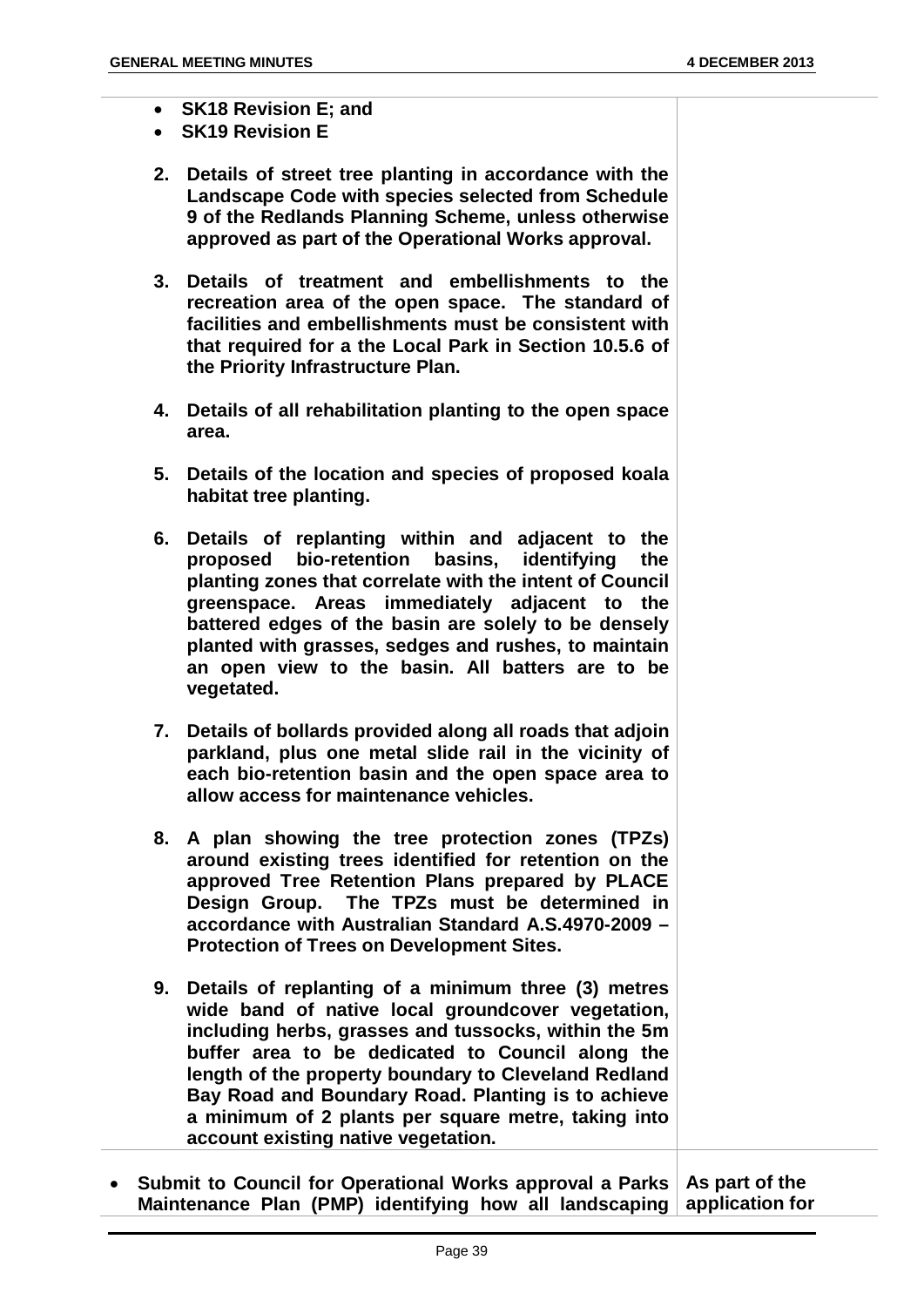| | |
|---|---|
| - **SK18 Revision E; and**<br>- **SK19 Revision E**<br><br>**2. Details of street tree planting in accordance with the Landscape Code with species selected from Schedule 9 of the Redlands Planning Scheme, unless otherwise approved as part of the Operational Works approval.**<br><br>**3. Details of treatment and embellishments to the recreation area of the open space. The standard of facilities and embellishments must be consistent with that required for a the Local Park in Section 10.5.6 of the Priority Infrastructure Plan.**<br><br>**4. Details of all rehabilitation planting to the open space area.**<br><br>**5. Details of the location and species of proposed koala habitat tree planting.**<br><br>**6. Details of replanting within and adjacent to the proposed bio-retention basins, identifying the planting zones that correlate with the intent of Council greenspace. Areas immediately adjacent to the battered edges of the basin are solely to be densely planted with grasses, sedges and rushes, to maintain an open view to the basin. All batters are to be vegetated.**<br><br>**7. Details of bollards provided along all roads that adjoin parkland, plus one metal slide rail in the vicinity of each bio-retention basin and the open space area to allow access for maintenance vehicles.**<br><br>**8. A plan showing the tree protection zones (TPZs) around existing trees identified for retention on the approved Tree Retention Plans prepared by PLACE Design Group. The TPZs must be determined in accordance with Australian Standard A.S.4970-2009 – Protection of Trees on Development Sites.**<br><br>**9. Details of replanting of a minimum three (3) metres wide band of native local groundcover vegetation, including herbs, grasses and tussocks, within the 5m buffer area to be dedicated to Council along the length of the property boundary to Cleveland Redland Bay Road and Boundary Road. Planting is to achieve a minimum of 2 plants per square metre, taking into account existing native vegetation.** | |
| - **Submit to Council for Operational Works approval a Parks Maintenance Plan (PMP) identifying how all landscaping** | **As part of the application for** |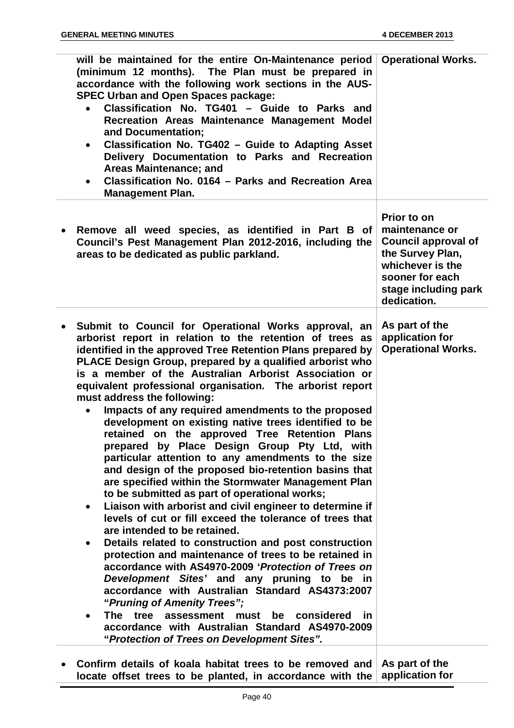| | |
|---|---|
| **will be maintained for the entire On-Maintenance period (minimum 12 months). The Plan must be prepared in accordance with the following work sections in the AUS-SPEC Urban and Open Spaces package:**<br>• **Classification No. TG401 – Guide to Parks and Recreation Areas Maintenance Management Model and Documentation;**<br>• **Classification No. TG402 – Guide to Adapting Asset Delivery Documentation to Parks and Recreation Areas Maintenance; and**<br>• **Classification No. 0164 – Parks and Recreation Area Management Plan.** | **Operational Works.** |
| • **Remove all weed species, as identified in Part B of Council's Pest Management Plan 2012-2016, including the areas to be dedicated as public parkland.** | **Prior to on maintenance or Council approval of the Survey Plan, whichever is the sooner for each stage including park dedication.** |
| • **Submit to Council for Operational Works approval, an arborist report in relation to the retention of trees as identified in the approved Tree Retention Plans prepared by PLACE Design Group, prepared by a qualified arborist who is a member of the Australian Arborist Association or equivalent professional organisation. The arborist report must address the following:**<br>• **Impacts of any required amendments to the proposed development on existing native trees identified to be retained on the approved Tree Retention Plans prepared by Place Design Group Pty Ltd, with particular attention to any amendments to the size and design of the proposed bio-retention basins that are specified within the Stormwater Management Plan to be submitted as part of operational works;**<br>• **Liaison with arborist and civil engineer to determine if levels of cut or fill exceed the tolerance of trees that are intended to be retained.**<br>• **Details related to construction and post construction protection and maintenance of trees to be retained in accordance with AS4970-2009 '*Protection of Trees on Development Sites*' and any pruning to be in accordance with Australian Standard AS4373:2007 "*Pruning of Amenity Trees*";**<br>• **The tree assessment must be considered in accordance with Australian Standard AS4970-2009 "*Protection of Trees on Development Sites*".** | **As part of the application for Operational Works.** |
| • **Confirm details of koala habitat trees to be removed and locate offset trees to be planted, in accordance with the** | **As part of the application for** |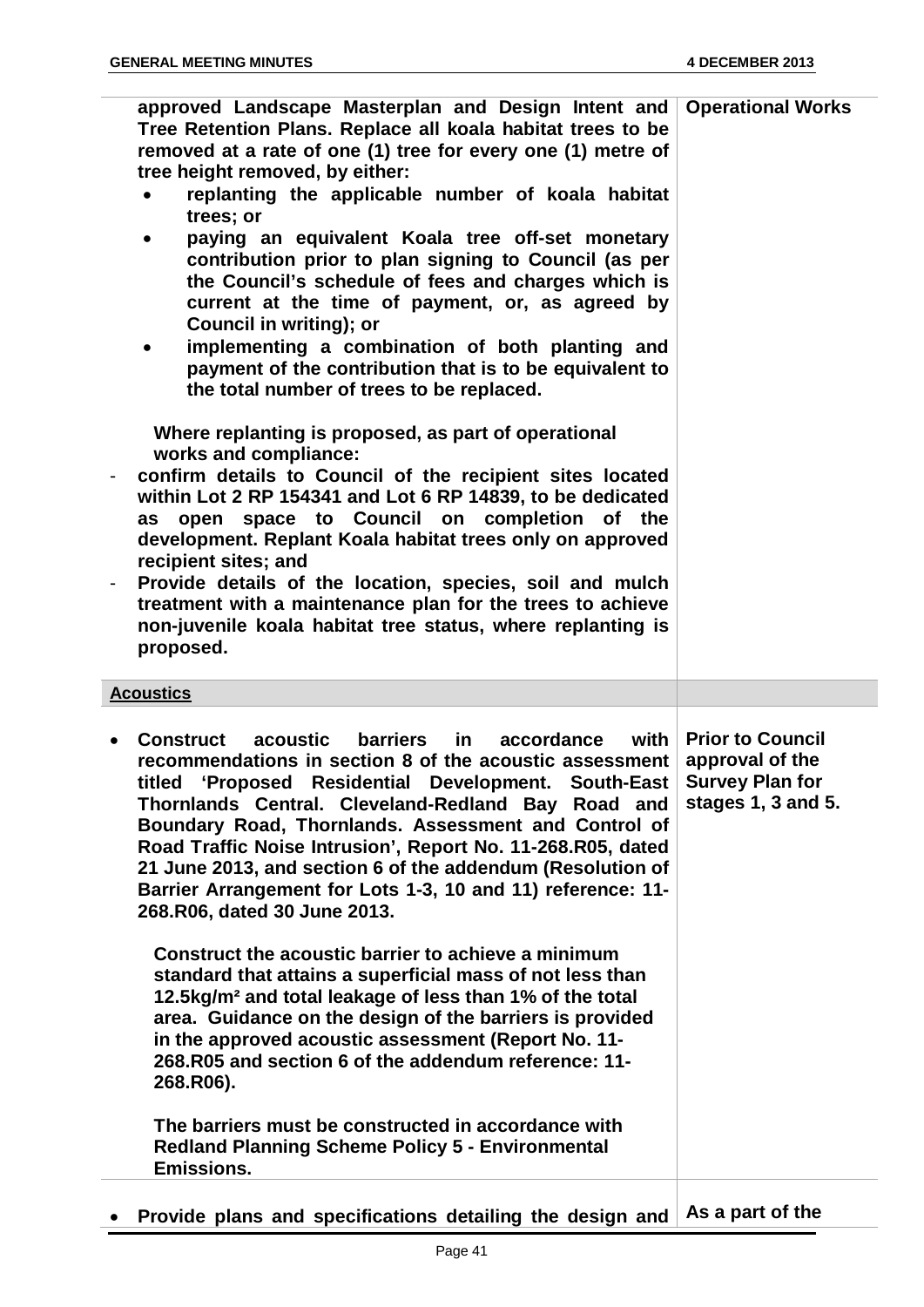| | |
|---|---|
| **approved Landscape Masterplan and Design Intent and Tree Retention Plans. Replace all koala habitat trees to be removed at a rate of one (1) tree for every one (1) metre of tree height removed, by either:**<br>• **replanting the applicable number of koala habitat trees; or**<br>• **paying an equivalent Koala tree off-set monetary contribution prior to plan signing to Council (as per the Council's schedule of fees and charges which is current at the time of payment, or, as agreed by Council in writing); or**<br>• **implementing a combination of both planting and payment of the contribution that is to be equivalent to the total number of trees to be replaced.**<br><br>**Where replanting is proposed, as part of operational works and compliance:**<br>- **confirm details to Council of the recipient sites located within Lot 2 RP 154341 and Lot 6 RP 14839, to be dedicated as open space to Council on completion of the development. Replant Koala habitat trees only on approved recipient sites; and**<br>- **Provide details of the location, species, soil and mulch treatment with a maintenance plan for the trees to achieve non-juvenile koala habitat tree status, where replanting is proposed.** | **Operational Works** |
| **<u>Acoustics</u>** | |
| • **Construct acoustic barriers in accordance with recommendations in section 8 of the acoustic assessment titled 'Proposed Residential Development. South-East Thornlands Central. Cleveland-Redland Bay Road and Boundary Road, Thornlands. Assessment and Control of Road Traffic Noise Intrusion', Report No. 11-268.R05, dated 21 June 2013, and section 6 of the addendum (Resolution of Barrier Arrangement for Lots 1-3, 10 and 11) reference: 11-268.R06, dated 30 June 2013.**<br><br>**Construct the acoustic barrier to achieve a minimum standard that attains a superficial mass of not less than 12.5kg/m² and total leakage of less than 1% of the total area. Guidance on the design of the barriers is provided in the approved acoustic assessment (Report No. 11-268.R05 and section 6 of the addendum reference: 11-268.R06).**<br><br>**The barriers must be constructed in accordance with Redland Planning Scheme Policy 5 - Environmental Emissions.** | **Prior to Council approval of the Survey Plan for stages 1, 3 and 5.** |
| • **Provide plans and specifications detailing the design and** | **As a part of the** |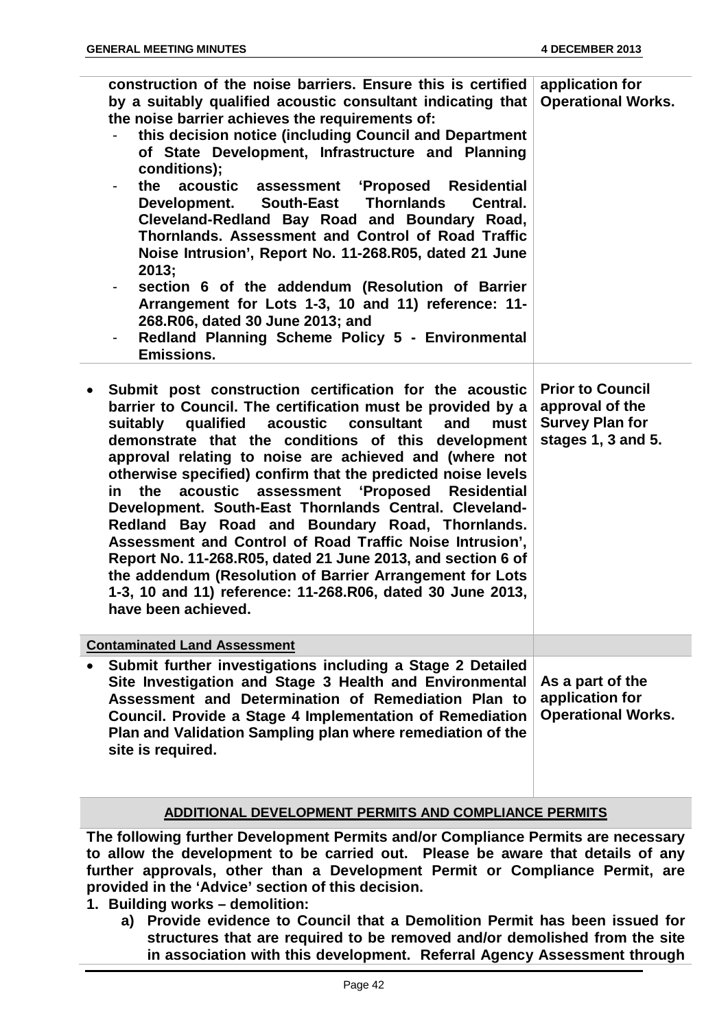| | |
|---|---|
| **construction of the noise barriers. Ensure this is certified by a suitably qualified acoustic consultant indicating that the noise barrier achieves the requirements of:**<br>- **this decision notice (including Council and Department of State Development, Infrastructure and Planning conditions);**<br>- **the acoustic assessment 'Proposed Residential Development. South-East Thornlands Central. Cleveland-Redland Bay Road and Boundary Road, Thornlands. Assessment and Control of Road Traffic Noise Intrusion', Report No. 11-268.R05, dated 21 June 2013;**<br>- **section 6 of the addendum (Resolution of Barrier Arrangement for Lots 1-3, 10 and 11) reference: 11-268.R06, dated 30 June 2013; and**<br>- **Redland Planning Scheme Policy 5 - Environmental Emissions.** | **application for Operational Works.** |
| • **Submit post construction certification for the acoustic barrier to Council. The certification must be provided by a suitably qualified acoustic consultant and must demonstrate that the conditions of this development approval relating to noise are achieved and (where not otherwise specified) confirm that the predicted noise levels in the acoustic assessment 'Proposed Residential Development. South-East Thornlands Central. Cleveland-Redland Bay Road and Boundary Road, Thornlands. Assessment and Control of Road Traffic Noise Intrusion', Report No. 11-268.R05, dated 21 June 2013, and section 6 of the addendum (Resolution of Barrier Arrangement for Lots 1-3, 10 and 11) reference: 11-268.R06, dated 30 June 2013, have been achieved.** | **Prior to Council approval of the Survey Plan for stages 1, 3 and 5.** |
| **<u>Contaminated Land Assessment</u>** | |
| • **Submit further investigations including a Stage 2 Detailed Site Investigation and Stage 3 Health and Environmental Assessment and Determination of Remediation Plan to Council. Provide a Stage 4 Implementation of Remediation Plan and Validation Sampling plan where remediation of the site is required.** | **As a part of the application for Operational Works.** |

**<u>ADDITIONAL DEVELOPMENT PERMITS AND COMPLIANCE PERMITS</u>**

**The following further Development Permits and/or Compliance Permits are necessary to allow the development to be carried out. Please be aware that details of any further approvals, other than a Development Permit or Compliance Permit, are provided in the 'Advice' section of this decision.**

1. **Building works – demolition:**
   a) **Provide evidence to Council that a Demolition Permit has been issued for structures that are required to be removed and/or demolished from the site in association with this development. Referral Agency Assessment through**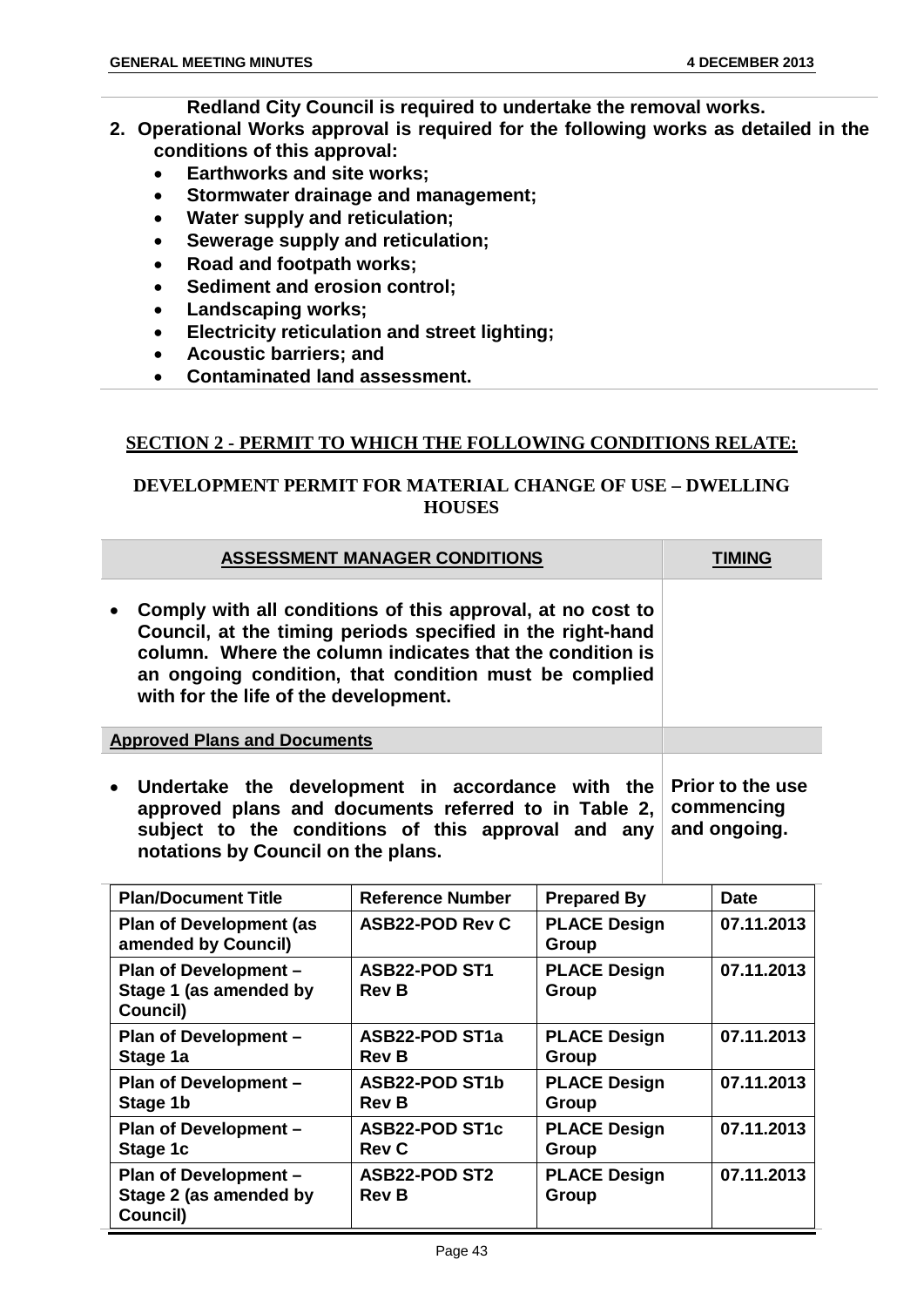**Redland City Council is required to undertake the removal works.**

2. **Operational Works approval is required for the following works as detailed in the conditions of this approval:**
   - **Earthworks and site works;**
   - **Stormwater drainage and management;**
   - **Water supply and reticulation;**
   - **Sewerage supply and reticulation;**
   - **Road and footpath works;**
   - **Sediment and erosion control;**
   - **Landscaping works;**
   - **Electricity reticulation and street lighting;**
   - **Acoustic barriers; and**
   - **Contaminated land assessment.**

## SECTION 2 - PERMIT TO WHICH THE FOLLOWING CONDITIONS RELATE:

## DEVELOPMENT PERMIT FOR MATERIAL CHANGE OF USE – DWELLING HOUSES

| ASSESSMENT MANAGER CONDITIONS | TIMING |
|---|---|
| • Comply with all conditions of this approval, at no cost to Council, at the timing periods specified in the right-hand column. Where the column indicates that the condition is an ongoing condition, that condition must be complied with for the life of the development. | |
| **Approved Plans and Documents** | |
| • Undertake the development in accordance with the approved plans and documents referred to in Table 2, subject to the conditions of this approval and any notations by Council on the plans. | Prior to the use commencing and ongoing. |

| Plan/Document Title | Reference Number | Prepared By | Date |
|---|---|---|---|
| Plan of Development (as amended by Council) | ASB22-POD Rev C | PLACE Design Group | 07.11.2013 |
| Plan of Development – Stage 1 (as amended by Council) | ASB22-POD ST1 Rev B | PLACE Design Group | 07.11.2013 |
| Plan of Development – Stage 1a | ASB22-POD ST1a Rev B | PLACE Design Group | 07.11.2013 |
| Plan of Development – Stage 1b | ASB22-POD ST1b Rev B | PLACE Design Group | 07.11.2013 |
| Plan of Development – Stage 1c | ASB22-POD ST1c Rev C | PLACE Design Group | 07.11.2013 |
| Plan of Development – Stage 2 (as amended by Council) | ASB22-POD ST2 Rev B | PLACE Design Group | 07.11.2013 |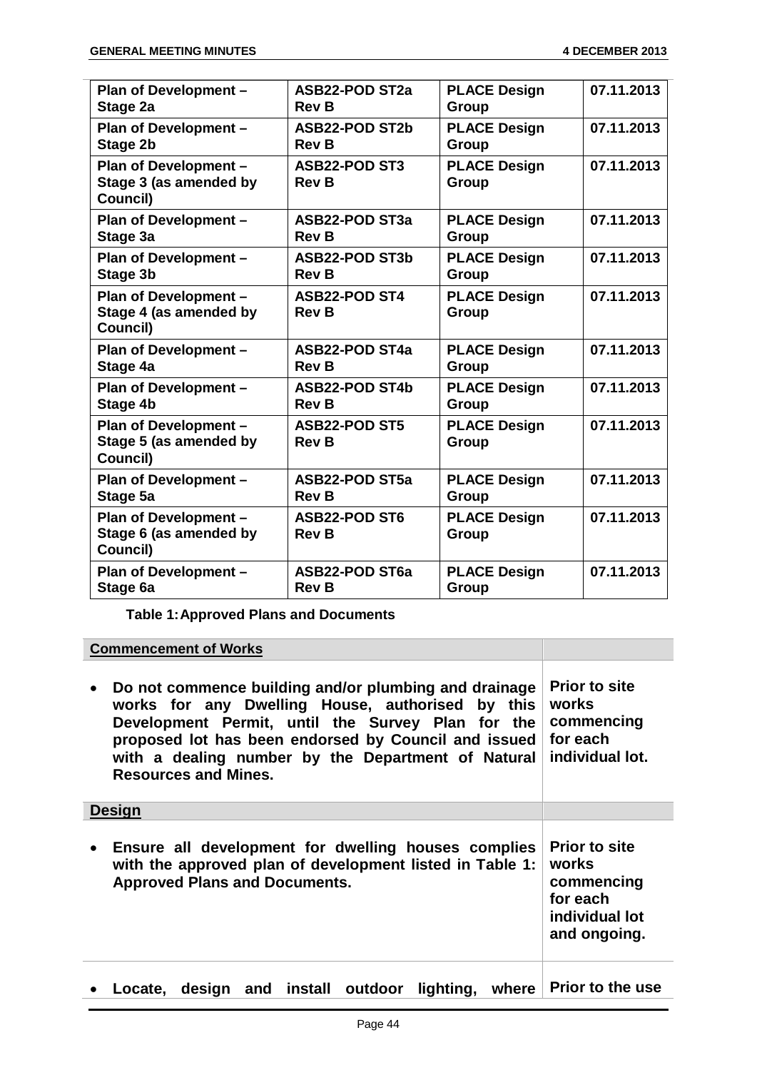| | | | |
|---|---|---|---|
| **Plan of Development – Stage 2a** | **ASB22-POD ST2a Rev B** | **PLACE Design Group** | **07.11.2013** |
| **Plan of Development – Stage 2b** | **ASB22-POD ST2b Rev B** | **PLACE Design Group** | **07.11.2013** |
| **Plan of Development – Stage 3 (as amended by Council)** | **ASB22-POD ST3 Rev B** | **PLACE Design Group** | **07.11.2013** |
| **Plan of Development – Stage 3a** | **ASB22-POD ST3a Rev B** | **PLACE Design Group** | **07.11.2013** |
| **Plan of Development – Stage 3b** | **ASB22-POD ST3b Rev B** | **PLACE Design Group** | **07.11.2013** |
| **Plan of Development – Stage 4 (as amended by Council)** | **ASB22-POD ST4 Rev B** | **PLACE Design Group** | **07.11.2013** |
| **Plan of Development – Stage 4a** | **ASB22-POD ST4a Rev B** | **PLACE Design Group** | **07.11.2013** |
| **Plan of Development – Stage 4b** | **ASB22-POD ST4b Rev B** | **PLACE Design Group** | **07.11.2013** |
| **Plan of Development – Stage 5 (as amended by Council)** | **ASB22-POD ST5 Rev B** | **PLACE Design Group** | **07.11.2013** |
| **Plan of Development – Stage 5a** | **ASB22-POD ST5a Rev B** | **PLACE Design Group** | **07.11.2013** |
| **Plan of Development – Stage 6 (as amended by Council)** | **ASB22-POD ST6 Rev B** | **PLACE Design Group** | **07.11.2013** |
| **Plan of Development – Stage 6a** | **ASB22-POD ST6a Rev B** | **PLACE Design Group** | **07.11.2013** |

**Table 1: Approved Plans and Documents**

| **Commencement of Works** | |
|---|---|
| • **Do not commence building and/or plumbing and drainage works for any Dwelling House, authorised by this Development Permit, until the Survey Plan for the proposed lot has been endorsed by Council and issued with a dealing number by the Department of Natural Resources and Mines.** | **Prior to site works commencing for each individual lot.** |
| **Design** | |
| • **Ensure all development for dwelling houses complies with the approved plan of development listed in Table 1: Approved Plans and Documents.** | **Prior to site works commencing for each individual lot and ongoing.** |
| • **Locate, design and install outdoor lighting, where** | **Prior to the use** |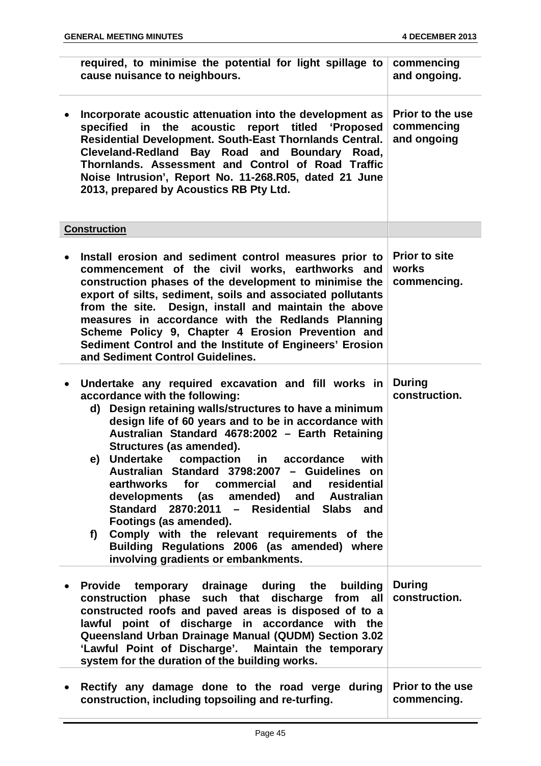| | |
|---|---|
| **required, to minimise the potential for light spillage to cause nuisance to neighbours.** | **commencing and ongoing.** |
| • **Incorporate acoustic attenuation into the development as specified in the acoustic report titled 'Proposed Residential Development. South-East Thornlands Central. Cleveland-Redland Bay Road and Boundary Road, Thornlands. Assessment and Control of Road Traffic Noise Intrusion', Report No. 11-268.R05, dated 21 June 2013, prepared by Acoustics RB Pty Ltd.** | **Prior to the use commencing and ongoing** |
| **Construction** | |
| • **Install erosion and sediment control measures prior to commencement of the civil works, earthworks and construction phases of the development to minimise the export of silts, sediment, soils and associated pollutants from the site. Design, install and maintain the above measures in accordance with the Redlands Planning Scheme Policy 9, Chapter 4 Erosion Prevention and Sediment Control and the Institute of Engineers' Erosion and Sediment Control Guidelines.** | **Prior to site works commencing.** |
| • **Undertake any required excavation and fill works in accordance with the following:** <br> **d) Design retaining walls/structures to have a minimum design life of 60 years and to be in accordance with Australian Standard 4678:2002 – Earth Retaining Structures (as amended).** <br> **e) Undertake compaction in accordance with Australian Standard 3798:2007 – Guidelines on earthworks for commercial and residential developments (as amended) and Australian Standard 2870:2011 – Residential Slabs and Footings (as amended).** <br> **f) Comply with the relevant requirements of the Building Regulations 2006 (as amended) where involving gradients or embankments.** | **During construction.** |
| • **Provide temporary drainage during the building construction phase such that discharge from all constructed roofs and paved areas is disposed of to a lawful point of discharge in accordance with the Queensland Urban Drainage Manual (QUDM) Section 3.02 'Lawful Point of Discharge'. Maintain the temporary system for the duration of the building works.** | **During construction.** |
| • **Rectify any damage done to the road verge during construction, including topsoiling and re-turfing.** | **Prior to the use commencing.** |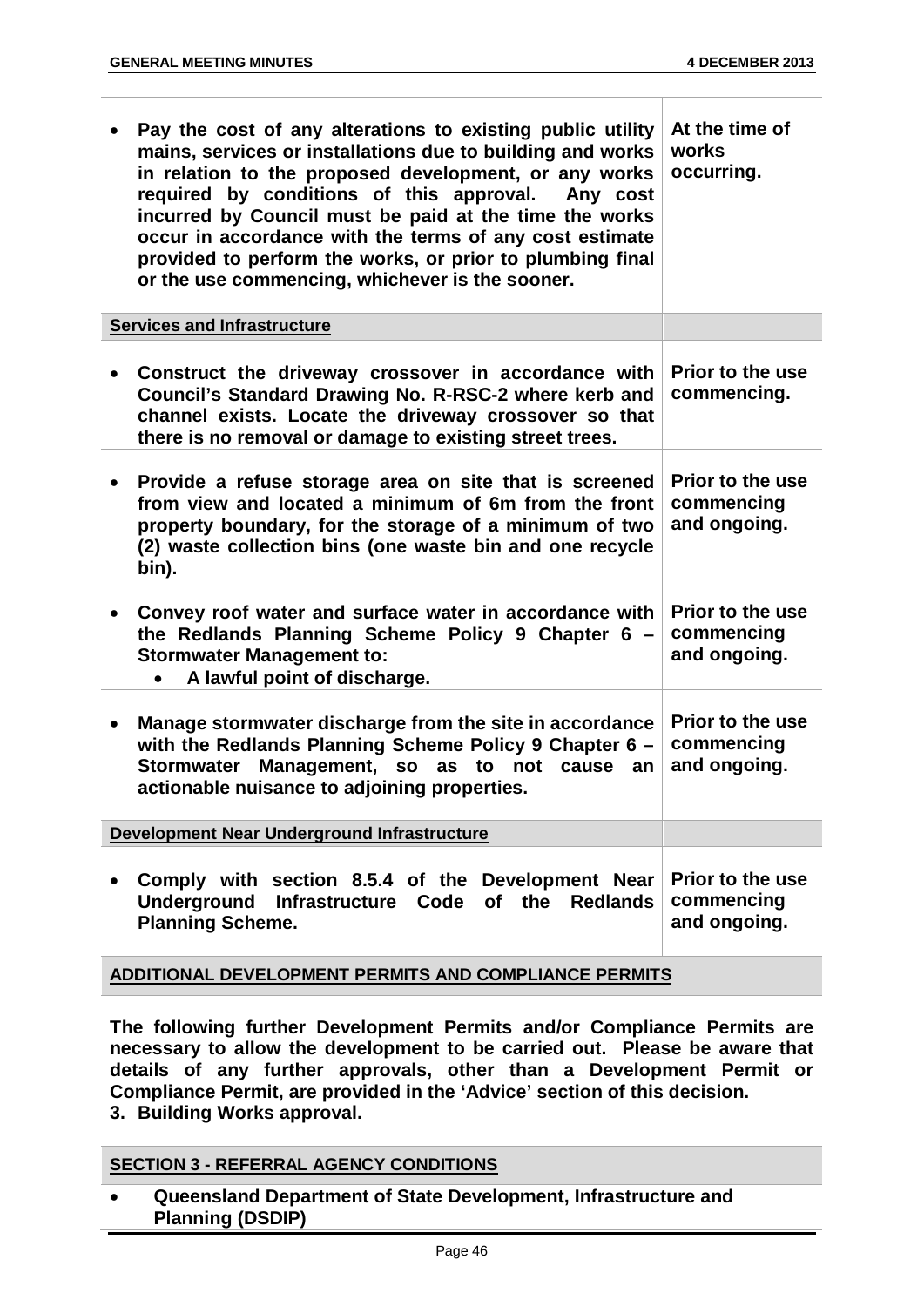| | |
|---|---|
| • **Pay the cost of any alterations to existing public utility mains, services or installations due to building and works in relation to the proposed development, or any works required by conditions of this approval. Any cost incurred by Council must be paid at the time the works occur in accordance with the terms of any cost estimate provided to perform the works, or prior to plumbing final or the use commencing, whichever is the sooner.** | **At the time of works occurring.** |
| **Services and Infrastructure** | |
| • **Construct the driveway crossover in accordance with Council's Standard Drawing No. R-RSC-2 where kerb and channel exists. Locate the driveway crossover so that there is no removal or damage to existing street trees.** | **Prior to the use commencing.** |
| • **Provide a refuse storage area on site that is screened from view and located a minimum of 6m from the front property boundary, for the storage of a minimum of two (2) waste collection bins (one waste bin and one recycle bin).** | **Prior to the use commencing and ongoing.** |
| • **Convey roof water and surface water in accordance with the Redlands Planning Scheme Policy 9 Chapter 6 – Stormwater Management to:** <br> • **A lawful point of discharge.** | **Prior to the use commencing and ongoing.** |
| • **Manage stormwater discharge from the site in accordance with the Redlands Planning Scheme Policy 9 Chapter 6 – Stormwater Management, so as to not cause an actionable nuisance to adjoining properties.** | **Prior to the use commencing and ongoing.** |
| **Development Near Underground Infrastructure** | |
| • **Comply with section 8.5.4 of the Development Near Underground Infrastructure Code of the Redlands Planning Scheme.** | **Prior to the use commencing and ongoing.** |

**ADDITIONAL DEVELOPMENT PERMITS AND COMPLIANCE PERMITS**

**The following further Development Permits and/or Compliance Permits are necessary to allow the development to be carried out. Please be aware that details of any further approvals, other than a Development Permit or Compliance Permit, are provided in the 'Advice' section of this decision.**

**3. Building Works approval.**

**SECTION 3 - REFERRAL AGENCY CONDITIONS**

- **Queensland Department of State Development, Infrastructure and Planning (DSDIP)**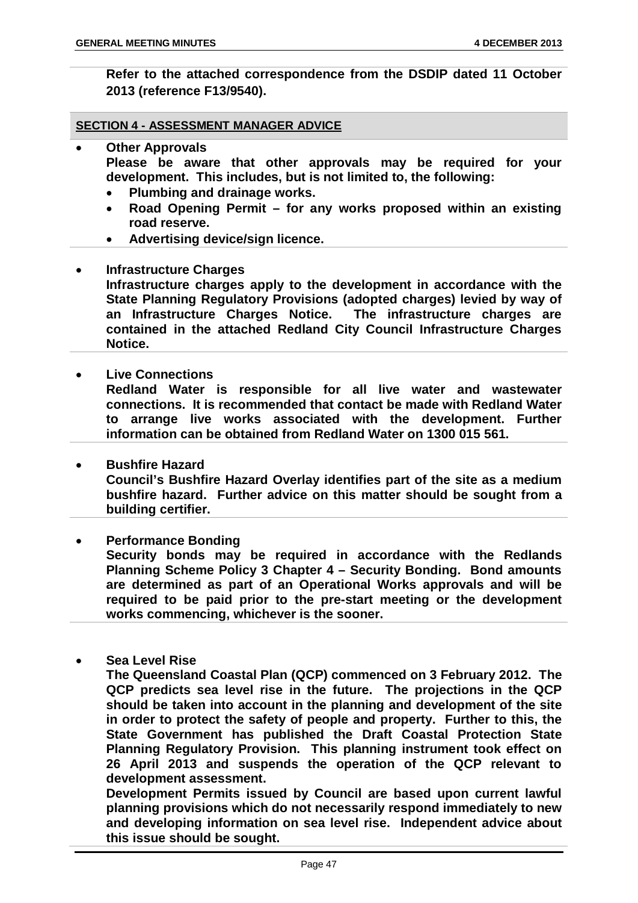**Refer to the attached correspondence from the DSDIP dated 11 October 2013 (reference F13/9540).**

**SECTION 4 - ASSESSMENT MANAGER ADVICE**

- **Other Approvals**
  **Please be aware that other approvals may be required for your development. This includes, but is not limited to, the following:**
  - **Plumbing and drainage works.**
  - **Road Opening Permit – for any works proposed within an existing road reserve.**
  - **Advertising device/sign licence.**

- **Infrastructure Charges**
  **Infrastructure charges apply to the development in accordance with the State Planning Regulatory Provisions (adopted charges) levied by way of an Infrastructure Charges Notice. The infrastructure charges are contained in the attached Redland City Council Infrastructure Charges Notice.**

- **Live Connections**
  **Redland Water is responsible for all live water and wastewater connections. It is recommended that contact be made with Redland Water to arrange live works associated with the development. Further information can be obtained from Redland Water on 1300 015 561.**

- **Bushfire Hazard**
  **Council's Bushfire Hazard Overlay identifies part of the site as a medium bushfire hazard. Further advice on this matter should be sought from a building certifier.**

- **Performance Bonding**
  **Security bonds may be required in accordance with the Redlands Planning Scheme Policy 3 Chapter 4 – Security Bonding. Bond amounts are determined as part of an Operational Works approvals and will be required to be paid prior to the pre-start meeting or the development works commencing, whichever is the sooner.**

- **Sea Level Rise**
  **The Queensland Coastal Plan (QCP) commenced on 3 February 2012. The QCP predicts sea level rise in the future. The projections in the QCP should be taken into account in the planning and development of the site in order to protect the safety of people and property. Further to this, the State Government has published the Draft Coastal Protection State Planning Regulatory Provision. This planning instrument took effect on 26 April 2013 and suspends the operation of the QCP relevant to development assessment.**
  **Development Permits issued by Council are based upon current lawful planning provisions which do not necessarily respond immediately to new and developing information on sea level rise. Independent advice about this issue should be sought.**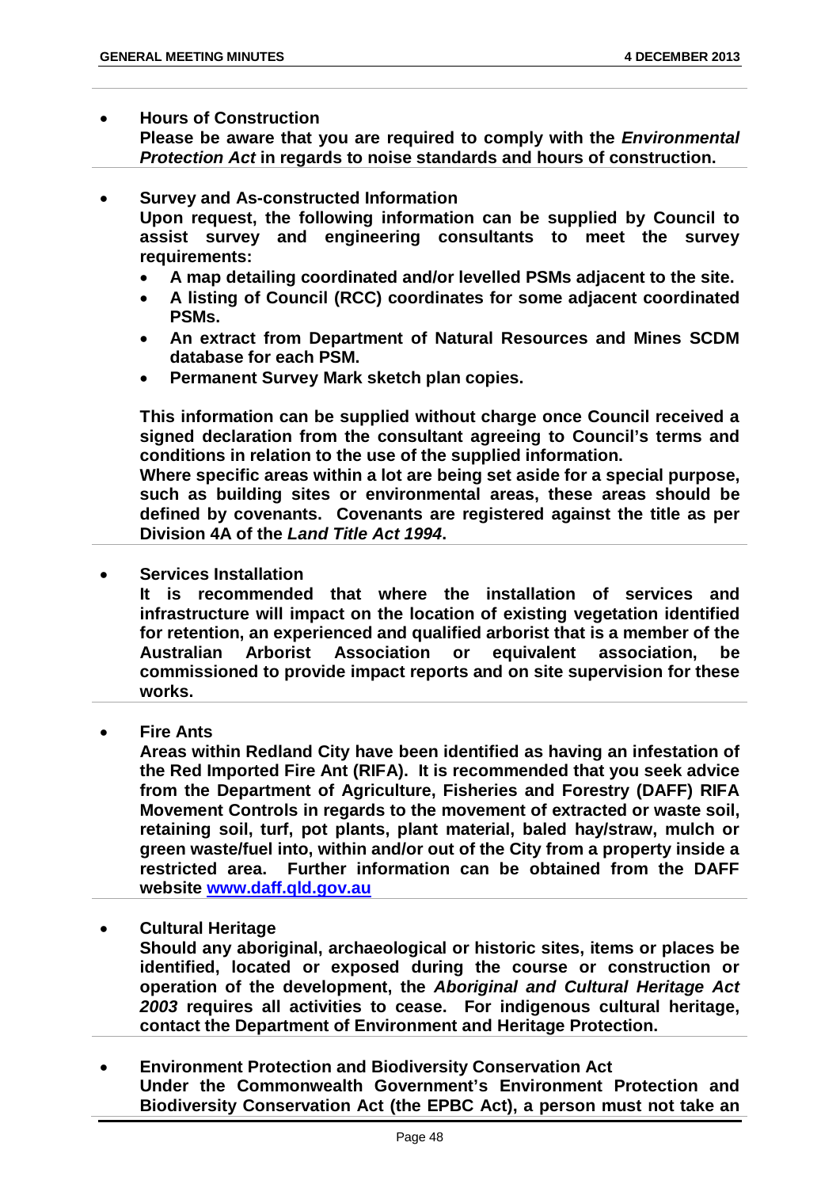- **Hours of Construction**
  **Please be aware that you are required to comply with the *Environmental Protection Act* in regards to noise standards and hours of construction.**

- **Survey and As-constructed Information**
  **Upon request, the following information can be supplied by Council to assist survey and engineering consultants to meet the survey requirements:**
  - **A map detailing coordinated and/or levelled PSMs adjacent to the site.**
  - **A listing of Council (RCC) coordinates for some adjacent coordinated PSMs.**
  - **An extract from Department of Natural Resources and Mines SCDM database for each PSM.**
  - **Permanent Survey Mark sketch plan copies.**

  **This information can be supplied without charge once Council received a signed declaration from the consultant agreeing to Council's terms and conditions in relation to the use of the supplied information.**
  **Where specific areas within a lot are being set aside for a special purpose, such as building sites or environmental areas, these areas should be defined by covenants. Covenants are registered against the title as per Division 4A of the *Land Title Act 1994*.**

- **Services Installation**
  **It is recommended that where the installation of services and infrastructure will impact on the location of existing vegetation identified for retention, an experienced and qualified arborist that is a member of the Australian Arborist Association or equivalent association, be commissioned to provide impact reports and on site supervision for these works.**

- **Fire Ants**
  **Areas within Redland City have been identified as having an infestation of the Red Imported Fire Ant (RIFA). It is recommended that you seek advice from the Department of Agriculture, Fisheries and Forestry (DAFF) RIFA Movement Controls in regards to the movement of extracted or waste soil, retaining soil, turf, pot plants, plant material, baled hay/straw, mulch or green waste/fuel into, within and/or out of the City from a property inside a restricted area. Further information can be obtained from the DAFF website [www.daff.qld.gov.au](www.daff.qld.gov.au)**

- **Cultural Heritage**
  **Should any aboriginal, archaeological or historic sites, items or places be identified, located or exposed during the course or construction or operation of the development, the *Aboriginal and Cultural Heritage Act 2003* requires all activities to cease. For indigenous cultural heritage, contact the Department of Environment and Heritage Protection.**

- **Environment Protection and Biodiversity Conservation Act**
  **Under the Commonwealth Government's Environment Protection and Biodiversity Conservation Act (the EPBC Act), a person must not take an**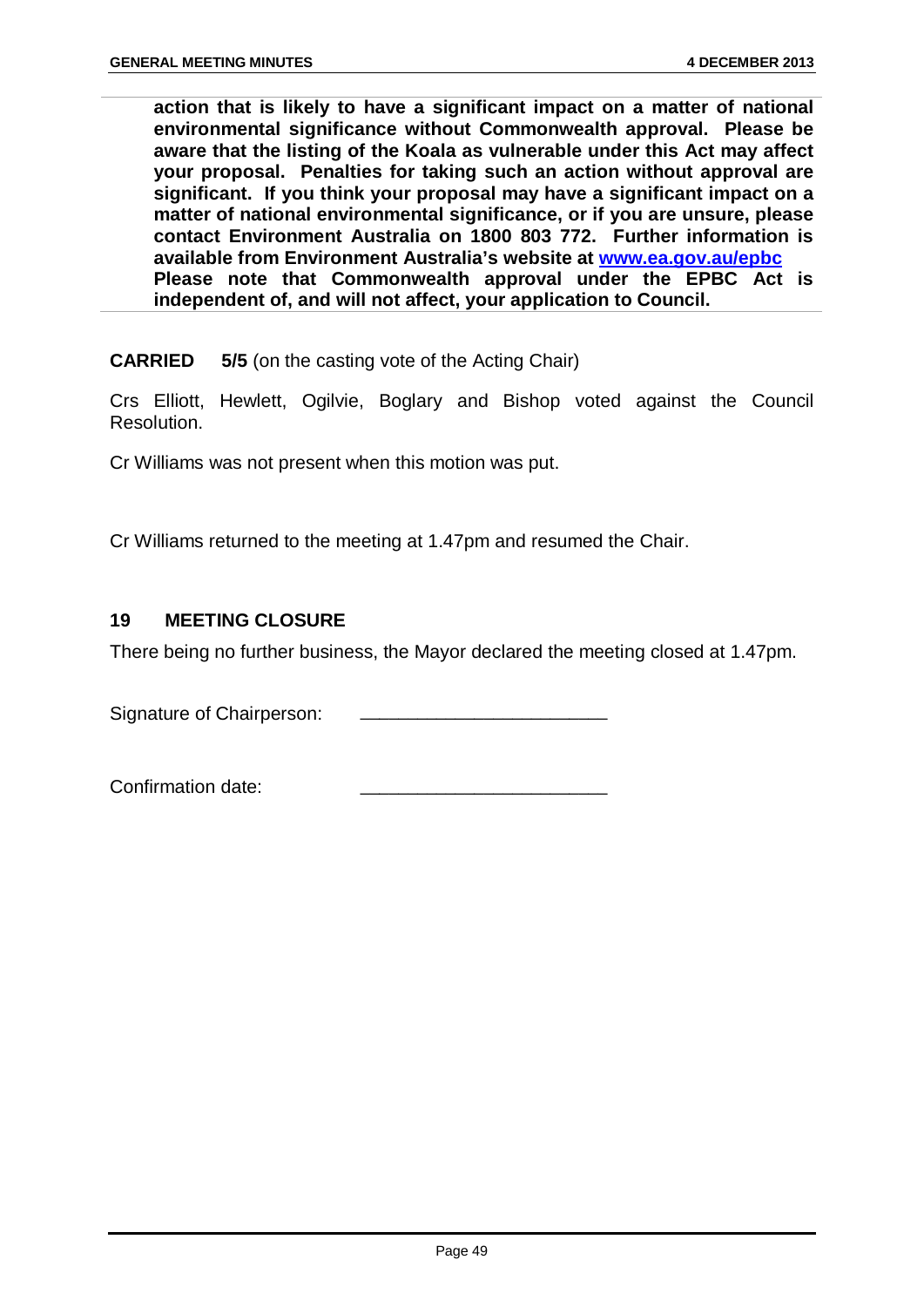**action that is likely to have a significant impact on a matter of national environmental significance without Commonwealth approval. Please be aware that the listing of the Koala as vulnerable under this Act may affect your proposal. Penalties for taking such an action without approval are significant. If you think your proposal may have a significant impact on a matter of national environmental significance, or if you are unsure, please contact Environment Australia on 1800 803 772. Further information is available from Environment Australia's website at [www.ea.gov.au/epbc](http://www.ea.gov.au/epbc)**
**Please note that Commonwealth approval under the EPBC Act is independent of, and will not affect, your application to Council.**

**CARRIED 5/5** (on the casting vote of the Acting Chair)

Crs Elliott, Hewlett, Ogilvie, Boglary and Bishop voted against the Council Resolution.

Cr Williams was not present when this motion was put.

Cr Williams returned to the meeting at 1.47pm and resumed the Chair.

## 19 MEETING CLOSURE

There being no further business, the Mayor declared the meeting closed at 1.47pm.

Signature of Chairperson: ________________________

Confirmation date: ________________________